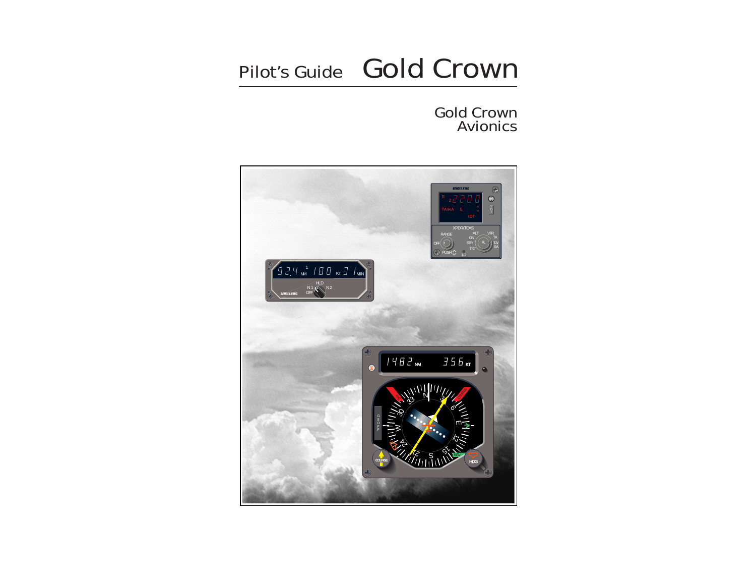Pilot's Guide

# Gold Crown

## Gold Crown Avionics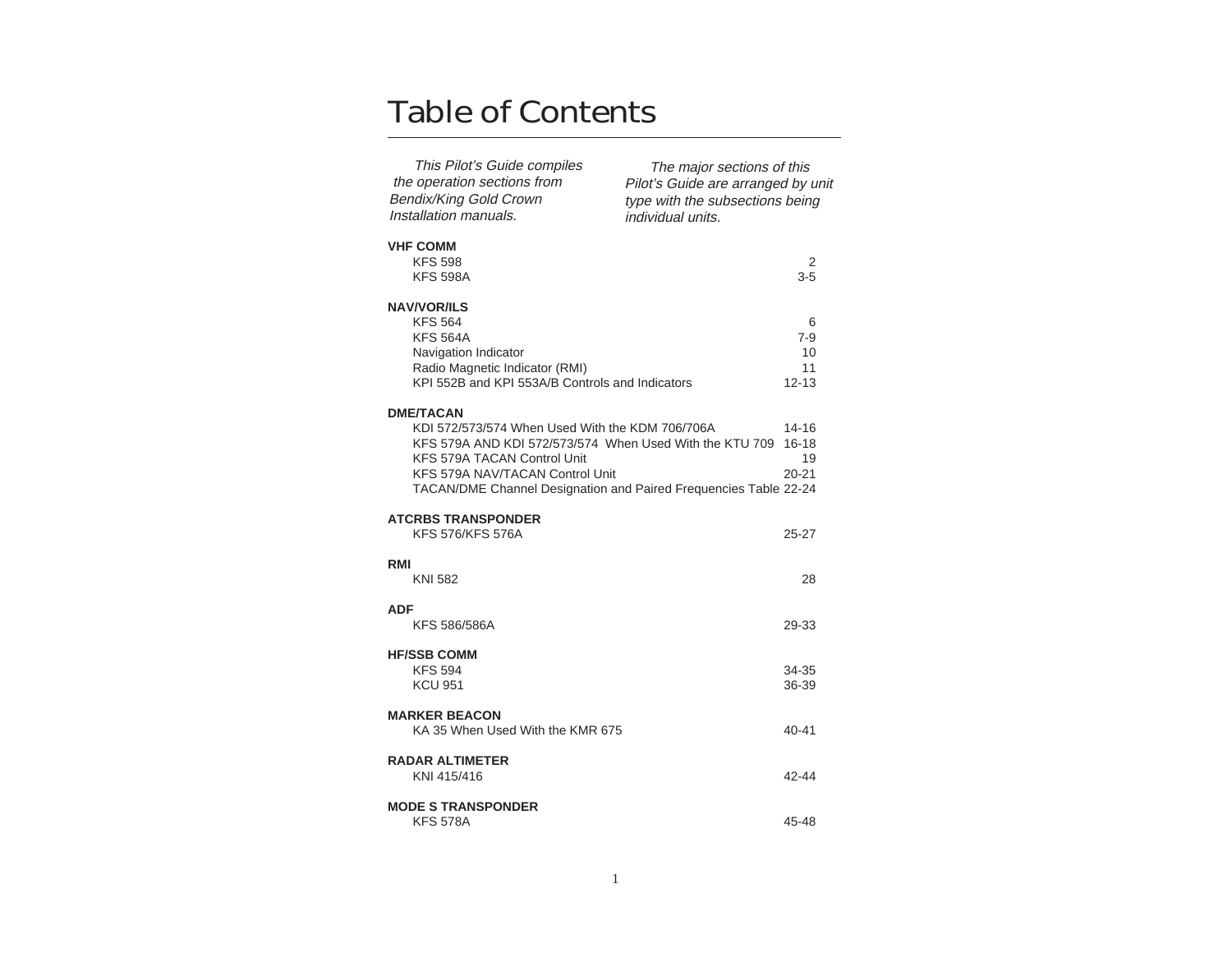# Table of Contents

*This Pilot's Guide compiles the operation sections from Bendix/King Gold Crown Installation manuals.*

*The major sections of this Pilot's Guide are arranged by unit type with the subsections being individual units.*

| | |
|---|---|
| **VHF COMM** | |
| KFS 598 | 2 |
| KFS 598A | 3-5 |
| **NAV/VOR/ILS** | |
| KFS 564 | 6 |
| KFS 564A | 7-9 |
| Navigation Indicator | 10 |
| Radio Magnetic Indicator (RMI) | 11 |
| KPI 552B and KPI 553A/B Controls and Indicators | 12-13 |
| **DME/TACAN** | |
| KDI 572/573/574 When Used With the KDM 706/706A | 14-16 |
| KFS 579A AND KDI 572/573/574 When Used With the KTU 709 | 16-18 |
| KFS 579A TACAN Control Unit | 19 |
| KFS 579A NAV/TACAN Control Unit | 20-21 |
| TACAN/DME Channel Designation and Paired Frequencies Table | 22-24 |
| **ATCRBS TRANSPONDER** | |
| KFS 576/KFS 576A | 25-27 |
| **RMI** | |
| KNI 582 | 28 |
| **ADF** | |
| KFS 586/586A | 29-33 |
| **HF/SSB COMM** | |
| KFS 594 | 34-35 |
| KCU 951 | 36-39 |
| **MARKER BEACON** | |
| KA 35 When Used With the KMR 675 | 40-41 |
| **RADAR ALTIMETER** | |
| KNI 415/416 | 42-44 |
| **MODE S TRANSPONDER** | |
| KFS 578A | 45-48 |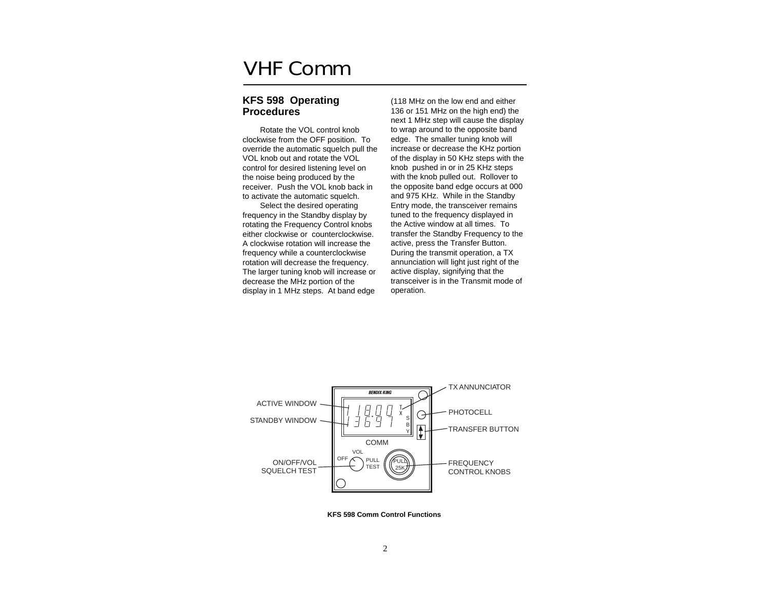# VHF Comm

## KFS 598 Operating Procedures

Rotate the VOL control knob clockwise from the OFF position. To override the automatic squelch pull the VOL knob out and rotate the VOL control for desired listening level on the noise being produced by the receiver. Push the VOL knob back in to activate the automatic squelch.

Select the desired operating frequency in the Standby display by rotating the Frequency Control knobs either clockwise or counterclockwise. A clockwise rotation will increase the frequency while a counterclockwise rotation will decrease the frequency. The larger tuning knob will increase or decrease the MHz portion of the display in 1 MHz steps. At band edge (118 MHz on the low end and either 136 or 151 MHz on the high end) the next 1 MHz step will cause the display to wrap around to the opposite band edge. The smaller tuning knob will increase or decrease the KHz portion of the display in 50 KHz steps with the knob pushed in or in 25 KHz steps with the knob pulled out. Rollover to the opposite band edge occurs at 000 and 975 KHz. While in the Standby Entry mode, the transceiver remains tuned to the frequency displayed in the Active window at all times. To transfer the Standby Frequency to the active, press the Transfer Button. During the transmit operation, a TX annunciation will light just right of the active display, signifying that the transceiver is in the Transmit mode of operation.

ACTIVE WINDOW
STANDBY WINDOW
ON/OFF/VOL SQUELCH TEST
TX ANNUNCIATOR
PHOTOCELL
TRANSFER BUTTON
FREQUENCY CONTROL KNOBS

**KFS 598 Comm Control Functions**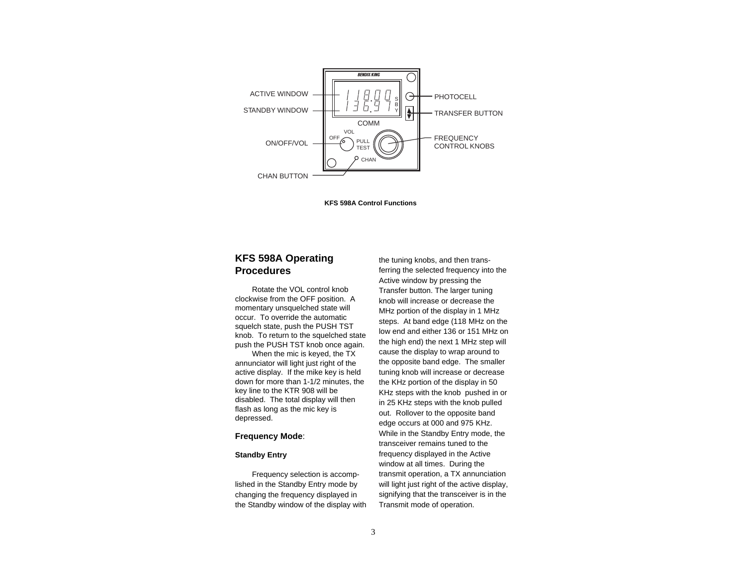ACTIVE WINDOW

STANDBY WINDOW

ON/OFF/VOL

CHAN BUTTON

PHOTOCELL

TRANSFER BUTTON

FREQUENCY CONTROL KNOBS

**KFS 598A Control Functions**

## KFS 598A Operating Procedures

Rotate the VOL control knob clockwise from the OFF position. A momentary unsquelched state will occur. To override the automatic squelch state, push the PUSH TST knob. To return to the squelched state push the PUSH TST knob once again.

When the mic is keyed, the TX annunciator will light just right of the active display. If the mike key is held down for more than 1-1/2 minutes, the key line to the KTR 908 will be disabled. The total display will then flash as long as the mic key is depressed.

### **Frequency Mode**:

#### Standby Entry

Frequency selection is accomplished in the Standby Entry mode by changing the frequency displayed in the Standby window of the display with the tuning knobs, and then transferring the selected frequency into the Active window by pressing the Transfer button. The larger tuning knob will increase or decrease the MHz portion of the display in 1 MHz steps. At band edge (118 MHz on the low end and either 136 or 151 MHz on the high end) the next 1 MHz step will cause the display to wrap around to the opposite band edge. The smaller tuning knob will increase or decrease the KHz portion of the display in 50 KHz steps with the knob pushed in or in 25 KHz steps with the knob pulled out. Rollover to the opposite band edge occurs at 000 and 975 KHz. While in the Standby Entry mode, the transceiver remains tuned to the frequency displayed in the Active window at all times. During the transmit operation, a TX annunciation will light just right of the active display, signifying that the transceiver is in the Transmit mode of operation.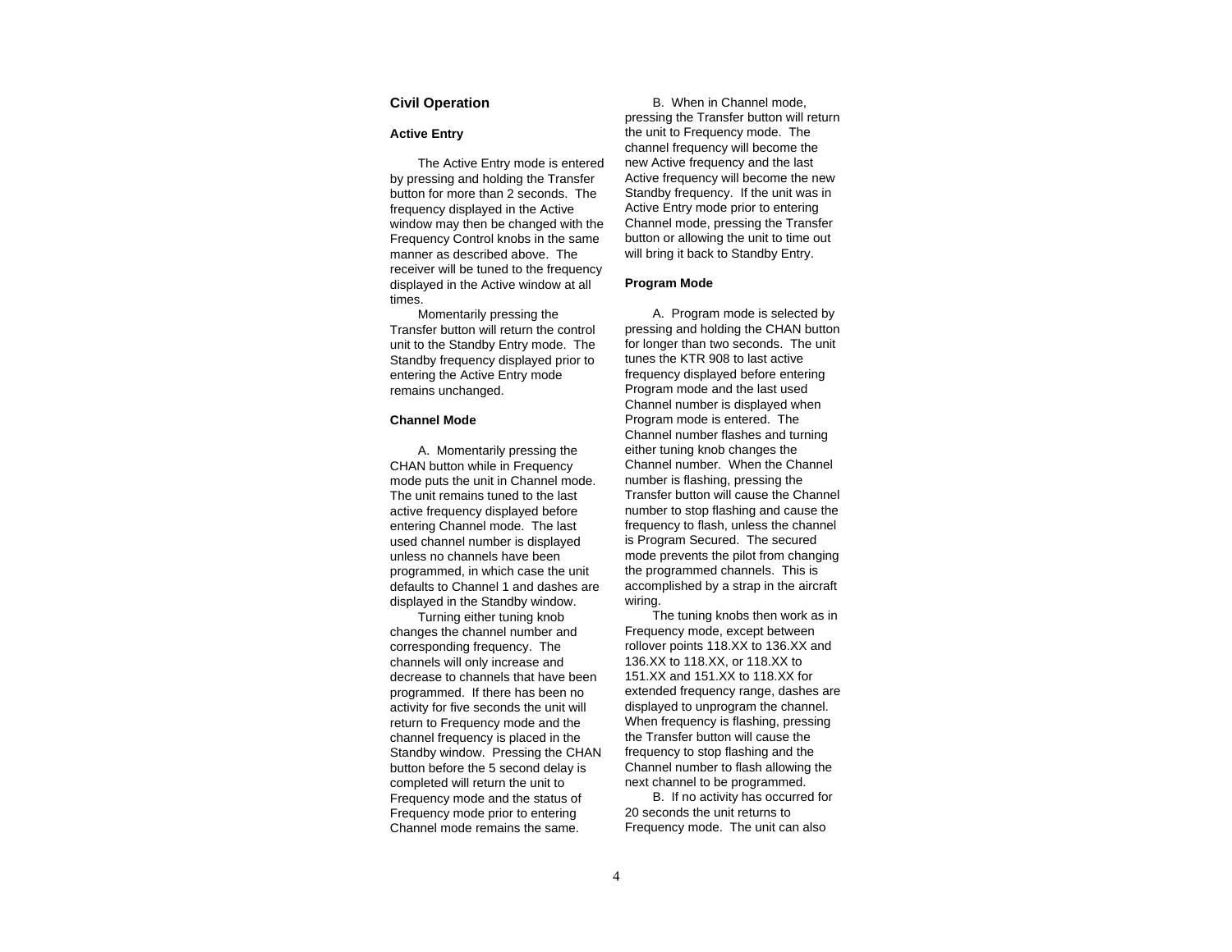## Civil Operation

### Active Entry

The Active Entry mode is entered by pressing and holding the Transfer button for more than 2 seconds. The frequency displayed in the Active window may then be changed with the Frequency Control knobs in the same manner as described above. The receiver will be tuned to the frequency displayed in the Active window at all times.

Momentarily pressing the Transfer button will return the control unit to the Standby Entry mode. The Standby frequency displayed prior to entering the Active Entry mode remains unchanged.

### Channel Mode

A. Momentarily pressing the CHAN button while in Frequency mode puts the unit in Channel mode. The unit remains tuned to the last active frequency displayed before entering Channel mode. The last used channel number is displayed unless no channels have been programmed, in which case the unit defaults to Channel 1 and dashes are displayed in the Standby window.

Turning either tuning knob changes the channel number and corresponding frequency. The channels will only increase and decrease to channels that have been programmed. If there has been no activity for five seconds the unit will return to Frequency mode and the channel frequency is placed in the Standby window. Pressing the CHAN button before the 5 second delay is completed will return the unit to Frequency mode and the status of Frequency mode prior to entering Channel mode remains the same.

B. When in Channel mode, pressing the Transfer button will return the unit to Frequency mode. The channel frequency will become the new Active frequency and the last Active frequency will become the new Standby frequency. If the unit was in Active Entry mode prior to entering Channel mode, pressing the Transfer button or allowing the unit to time out will bring it back to Standby Entry.

### Program Mode

A. Program mode is selected by pressing and holding the CHAN button for longer than two seconds. The unit tunes the KTR 908 to last active frequency displayed before entering Program mode and the last used Channel number is displayed when Program mode is entered. The Channel number flashes and turning either tuning knob changes the Channel number. When the Channel number is flashing, pressing the Transfer button will cause the Channel number to stop flashing and cause the frequency to flash, unless the channel is Program Secured. The secured mode prevents the pilot from changing the programmed channels. This is accomplished by a strap in the aircraft wiring.

The tuning knobs then work as in Frequency mode, except between rollover points 118.XX to 136.XX and 136.XX to 118.XX, or 118.XX to 151.XX and 151.XX to 118.XX for extended frequency range, dashes are displayed to unprogram the channel. When frequency is flashing, pressing the Transfer button will cause the frequency to stop flashing and the Channel number to flash allowing the next channel to be programmed.

B. If no activity has occurred for 20 seconds the unit returns to Frequency mode. The unit can also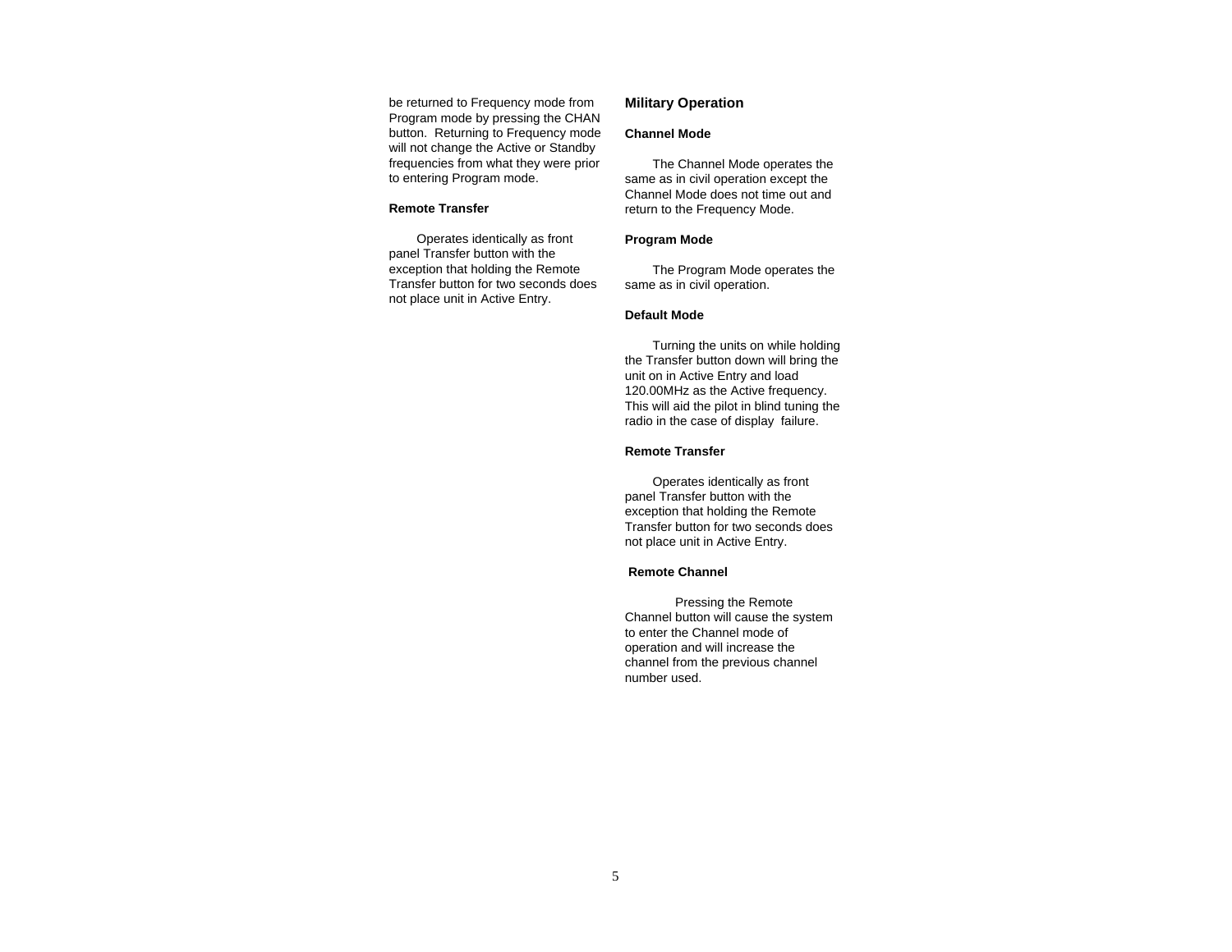be returned to Frequency mode from Program mode by pressing the CHAN button. Returning to Frequency mode will not change the Active or Standby frequencies from what they were prior to entering Program mode.

**Remote Transfer**

Operates identically as front panel Transfer button with the exception that holding the Remote Transfer button for two seconds does not place unit in Active Entry.

## Military Operation

**Channel Mode**

The Channel Mode operates the same as in civil operation except the Channel Mode does not time out and return to the Frequency Mode.

**Program Mode**

The Program Mode operates the same as in civil operation.

**Default Mode**

Turning the units on while holding the Transfer button down will bring the unit on in Active Entry and load 120.00MHz as the Active frequency. This will aid the pilot in blind tuning the radio in the case of display failure.

**Remote Transfer**

Operates identically as front panel Transfer button with the exception that holding the Remote Transfer button for two seconds does not place unit in Active Entry.

**Remote Channel**

Pressing the Remote Channel button will cause the system to enter the Channel mode of operation and will increase the channel from the previous channel number used.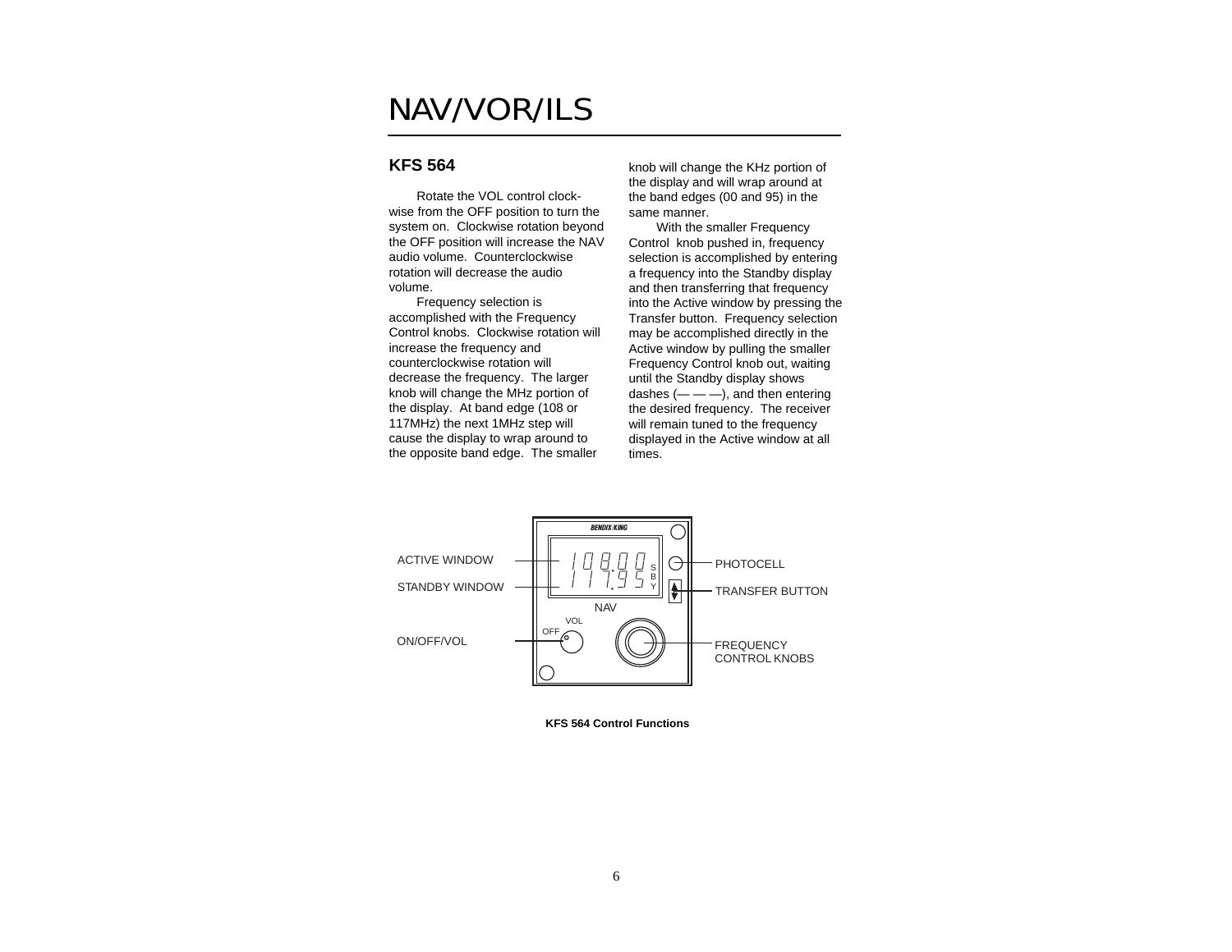# NAV/VOR/ILS

## KFS 564

Rotate the VOL control clockwise from the OFF position to turn the system on. Clockwise rotation beyond the OFF position will increase the NAV audio volume. Counterclockwise rotation will decrease the audio volume.

Frequency selection is accomplished with the Frequency Control knobs. Clockwise rotation will increase the frequency and counterclockwise rotation will decrease the frequency. The larger knob will change the MHz portion of the display. At band edge (108 or 117MHz) the next 1MHz step will cause the display to wrap around to the opposite band edge. The smaller knob will change the KHz portion of the display and will wrap around at the band edges (00 and 95) in the same manner.

With the smaller Frequency Control knob pushed in, frequency selection is accomplished by entering a frequency into the Standby display and then transferring that frequency into the Active window by pressing the Transfer button. Frequency selection may be accomplished directly in the Active window by pulling the smaller Frequency Control knob out, waiting until the Standby display shows dashes (— — —), and then entering the desired frequency. The receiver will remain tuned to the frequency displayed in the Active window at all times.

ACTIVE WINDOW

STANDBY WINDOW

ON/OFF/VOL

PHOTOCELL

TRANSFER BUTTON

FREQUENCY CONTROL KNOBS

**KFS 564 Control Functions**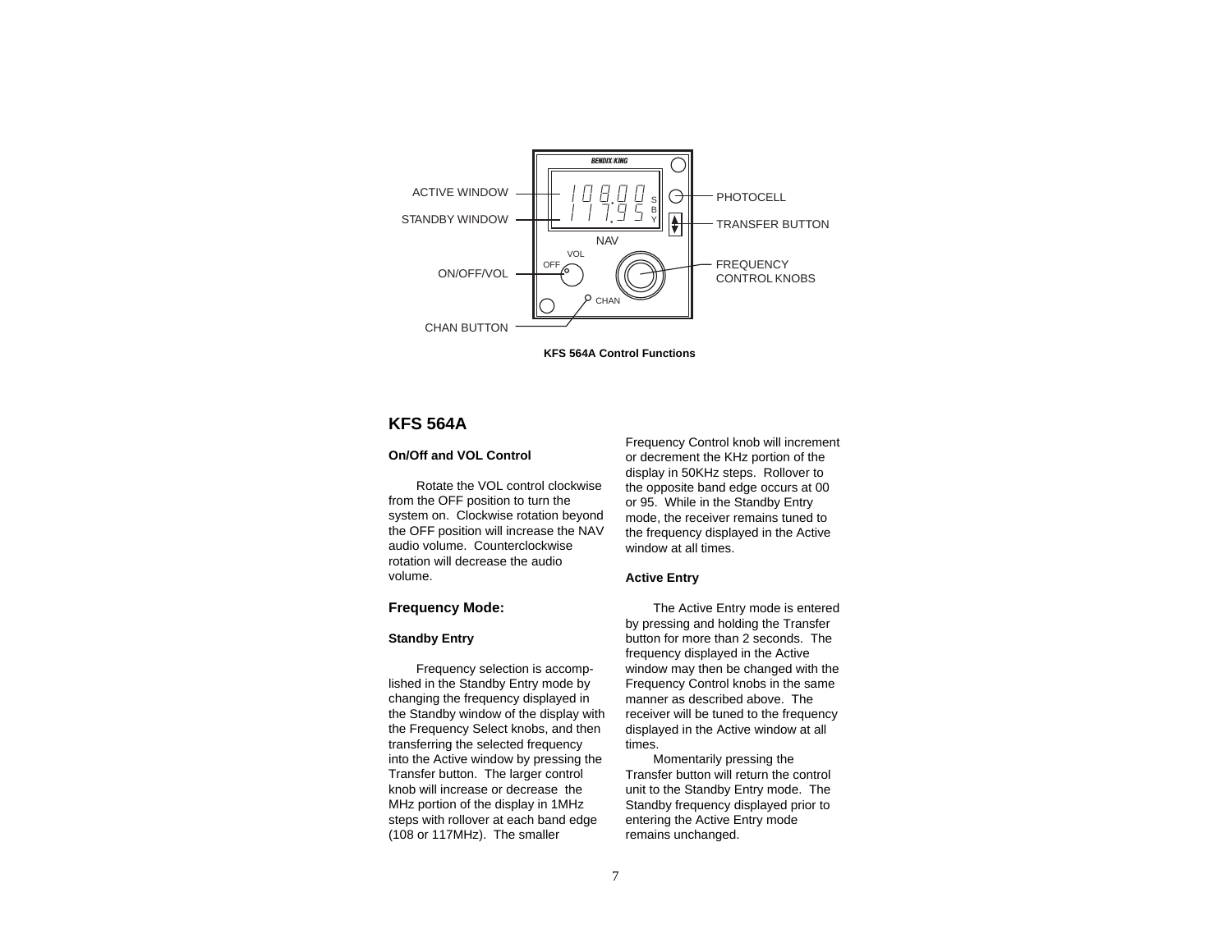ACTIVE WINDOW

STANDBY WINDOW

ON/OFF/VOL

CHAN BUTTON

PHOTOCELL

TRANSFER BUTTON

FREQUENCY CONTROL KNOBS

**KFS 564A Control Functions**

## KFS 564A

### On/Off and VOL Control

Rotate the VOL control clockwise from the OFF position to turn the system on. Clockwise rotation beyond the OFF position will increase the NAV audio volume. Counterclockwise rotation will decrease the audio volume.

### Frequency Mode:

#### Standby Entry

Frequency selection is accomplished in the Standby Entry mode by changing the frequency displayed in the Standby window of the display with the Frequency Select knobs, and then transferring the selected frequency into the Active window by pressing the Transfer button. The larger control knob will increase or decrease the MHz portion of the display in 1MHz steps with rollover at each band edge (108 or 117MHz). The smaller Frequency Control knob will increment or decrement the KHz portion of the display in 50KHz steps. Rollover to the opposite band edge occurs at 00 or 95. While in the Standby Entry mode, the receiver remains tuned to the frequency displayed in the Active window at all times.

#### Active Entry

The Active Entry mode is entered by pressing and holding the Transfer button for more than 2 seconds. The frequency displayed in the Active window may then be changed with the Frequency Control knobs in the same manner as described above. The receiver will be tuned to the frequency displayed in the Active window at all times.

Momentarily pressing the Transfer button will return the control unit to the Standby Entry mode. The Standby frequency displayed prior to entering the Active Entry mode remains unchanged.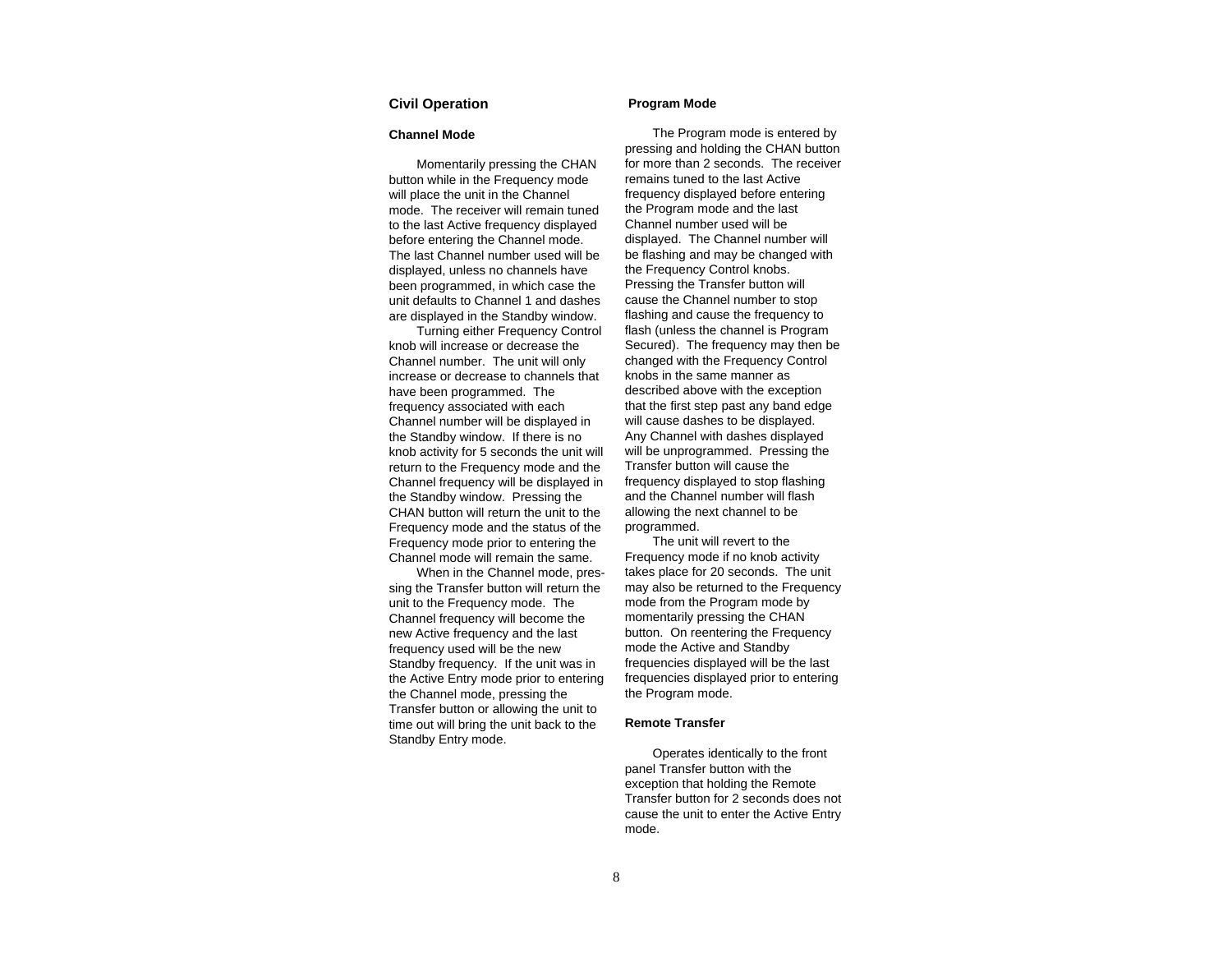## Civil Operation

### Channel Mode

Momentarily pressing the CHAN button while in the Frequency mode will place the unit in the Channel mode. The receiver will remain tuned to the last Active frequency displayed before entering the Channel mode. The last Channel number used will be displayed, unless no channels have been programmed, in which case the unit defaults to Channel 1 and dashes are displayed in the Standby window.

Turning either Frequency Control knob will increase or decrease the Channel number. The unit will only increase or decrease to channels that have been programmed. The frequency associated with each Channel number will be displayed in the Standby window. If there is no knob activity for 5 seconds the unit will return to the Frequency mode and the Channel frequency will be displayed in the Standby window. Pressing the CHAN button will return the unit to the Frequency mode and the status of the Frequency mode prior to entering the Channel mode will remain the same.

When in the Channel mode, pressing the Transfer button will return the unit to the Frequency mode. The Channel frequency will become the new Active frequency and the last frequency used will be the new Standby frequency. If the unit was in the Active Entry mode prior to entering the Channel mode, pressing the Transfer button or allowing the unit to time out will bring the unit back to the Standby Entry mode.

### Program Mode

The Program mode is entered by pressing and holding the CHAN button for more than 2 seconds. The receiver remains tuned to the last Active frequency displayed before entering the Program mode and the last Channel number used will be displayed. The Channel number will be flashing and may be changed with the Frequency Control knobs. Pressing the Transfer button will cause the Channel number to stop flashing and cause the frequency to flash (unless the channel is Program Secured). The frequency may then be changed with the Frequency Control knobs in the same manner as described above with the exception that the first step past any band edge will cause dashes to be displayed. Any Channel with dashes displayed will be unprogrammed. Pressing the Transfer button will cause the frequency displayed to stop flashing and the Channel number will flash allowing the next channel to be programmed.

The unit will revert to the Frequency mode if no knob activity takes place for 20 seconds. The unit may also be returned to the Frequency mode from the Program mode by momentarily pressing the CHAN button. On reentering the Frequency mode the Active and Standby frequencies displayed will be the last frequencies displayed prior to entering the Program mode.

### Remote Transfer

Operates identically to the front panel Transfer button with the exception that holding the Remote Transfer button for 2 seconds does not cause the unit to enter the Active Entry mode.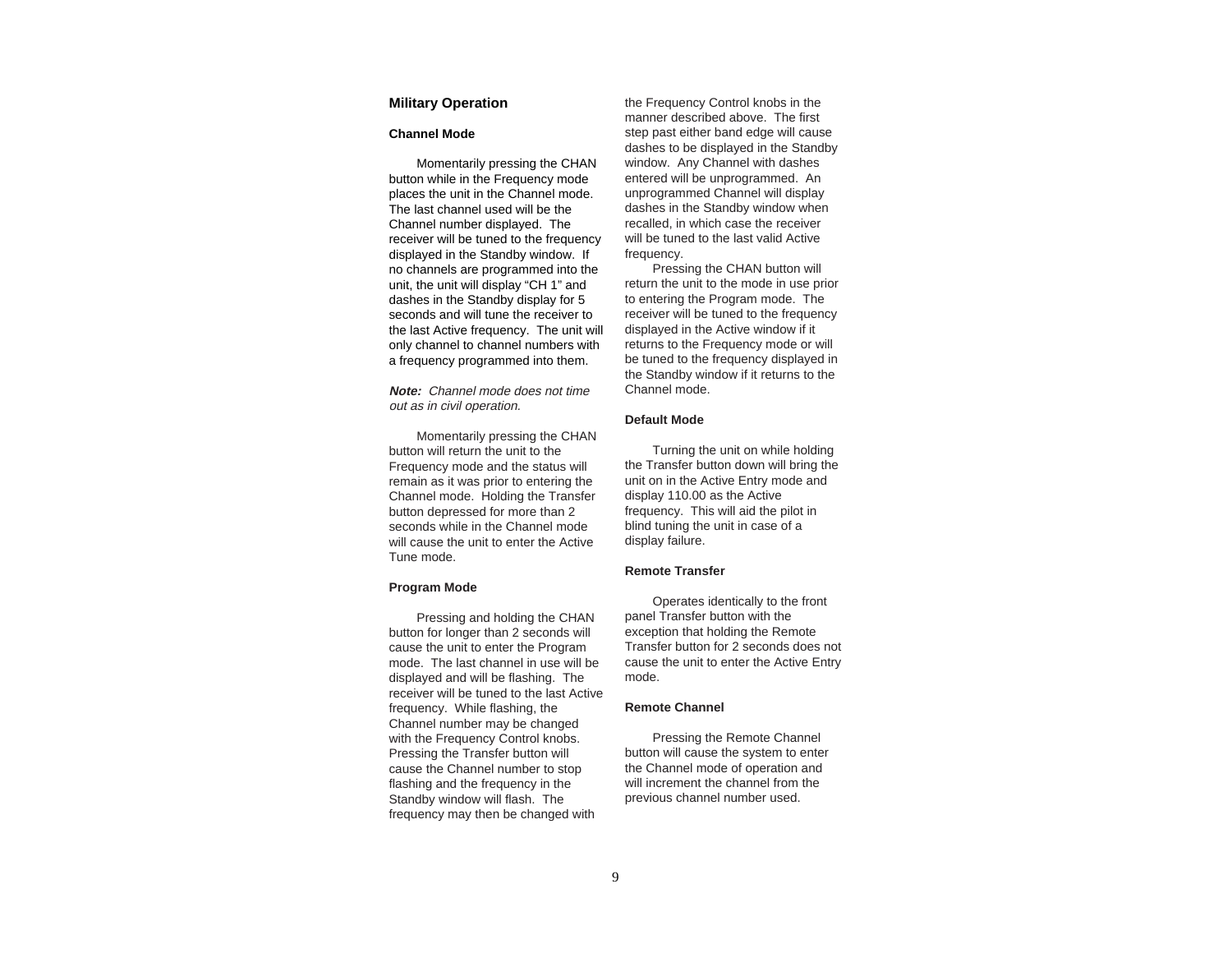## Military Operation

### Channel Mode

Momentarily pressing the CHAN button while in the Frequency mode places the unit in the Channel mode. The last channel used will be the Channel number displayed. The receiver will be tuned to the frequency displayed in the Standby window. If no channels are programmed into the unit, the unit will display "CH 1" and dashes in the Standby display for 5 seconds and will tune the receiver to the last Active frequency. The unit will only channel to channel numbers with a frequency programmed into them.

***Note:*** *Channel mode does not time out as in civil operation.*

Momentarily pressing the CHAN button will return the unit to the Frequency mode and the status will remain as it was prior to entering the Channel mode. Holding the Transfer button depressed for more than 2 seconds while in the Channel mode will cause the unit to enter the Active Tune mode.

### Program Mode

Pressing and holding the CHAN button for longer than 2 seconds will cause the unit to enter the Program mode. The last channel in use will be displayed and will be flashing. The receiver will be tuned to the last Active frequency. While flashing, the Channel number may be changed with the Frequency Control knobs. Pressing the Transfer button will cause the Channel number to stop flashing and the frequency in the Standby window will flash. The frequency may then be changed with the Frequency Control knobs in the manner described above. The first step past either band edge will cause dashes to be displayed in the Standby window. Any Channel with dashes entered will be unprogrammed. An unprogrammed Channel will display dashes in the Standby window when recalled, in which case the receiver will be tuned to the last valid Active frequency.

Pressing the CHAN button will return the unit to the mode in use prior to entering the Program mode. The receiver will be tuned to the frequency displayed in the Active window if it returns to the Frequency mode or will be tuned to the frequency displayed in the Standby window if it returns to the Channel mode.

### Default Mode

Turning the unit on while holding the Transfer button down will bring the unit on in the Active Entry mode and display 110.00 as the Active frequency. This will aid the pilot in blind tuning the unit in case of a display failure.

### Remote Transfer

Operates identically to the front panel Transfer button with the exception that holding the Remote Transfer button for 2 seconds does not cause the unit to enter the Active Entry mode.

### Remote Channel

Pressing the Remote Channel button will cause the system to enter the Channel mode of operation and will increment the channel from the previous channel number used.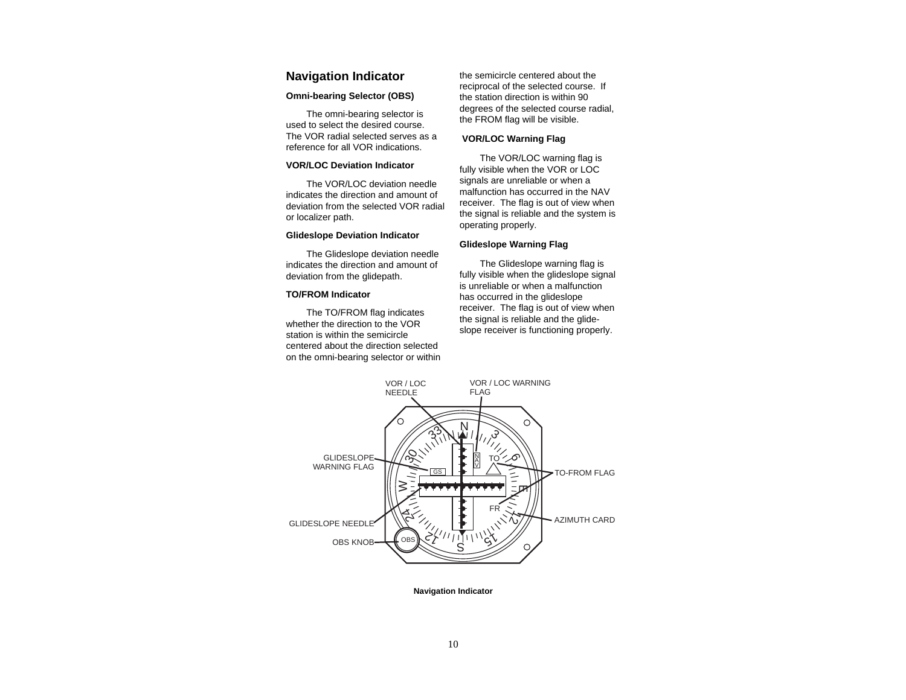## Navigation Indicator

**Omni-bearing Selector (OBS)**

The omni-bearing selector is used to select the desired course. The VOR radial selected serves as a reference for all VOR indications.

**VOR/LOC Deviation Indicator**

The VOR/LOC deviation needle indicates the direction and amount of deviation from the selected VOR radial or localizer path.

**Glideslope Deviation Indicator**

The Glideslope deviation needle indicates the direction and amount of deviation from the glidepath.

**TO/FROM Indicator**

The TO/FROM flag indicates whether the direction to the VOR station is within the semicircle centered about the direction selected on the omni-bearing selector or within the semicircle centered about the reciprocal of the selected course. If the station direction is within 90 degrees of the selected course radial, the FROM flag will be visible.

**VOR/LOC Warning Flag**

The VOR/LOC warning flag is fully visible when the VOR or LOC signals are unreliable or when a malfunction has occurred in the NAV receiver. The flag is out of view when the signal is reliable and the system is operating properly.

**Glideslope Warning Flag**

The Glideslope warning flag is fully visible when the glideslope signal is unreliable or when a malfunction has occurred in the glideslope receiver. The flag is out of view when the signal is reliable and the glide-slope receiver is functioning properly.

VOR / LOC NEEDLE — VOR / LOC WARNING FLAG — GLIDESLOPE WARNING FLAG — TO-FROM FLAG — AZIMUTH CARD — GLIDESLOPE NEEDLE — OBS KNOB

**Navigation Indicator**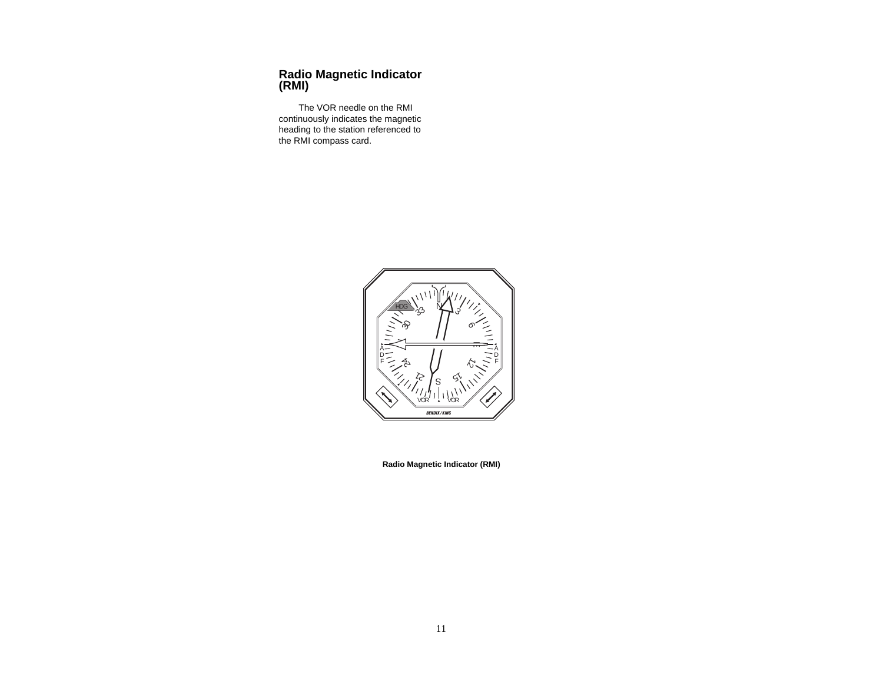## Radio Magnetic Indicator (RMI)

The VOR needle on the RMI continuously indicates the magnetic heading to the station referenced to the RMI compass card.

**Radio Magnetic Indicator (RMI)**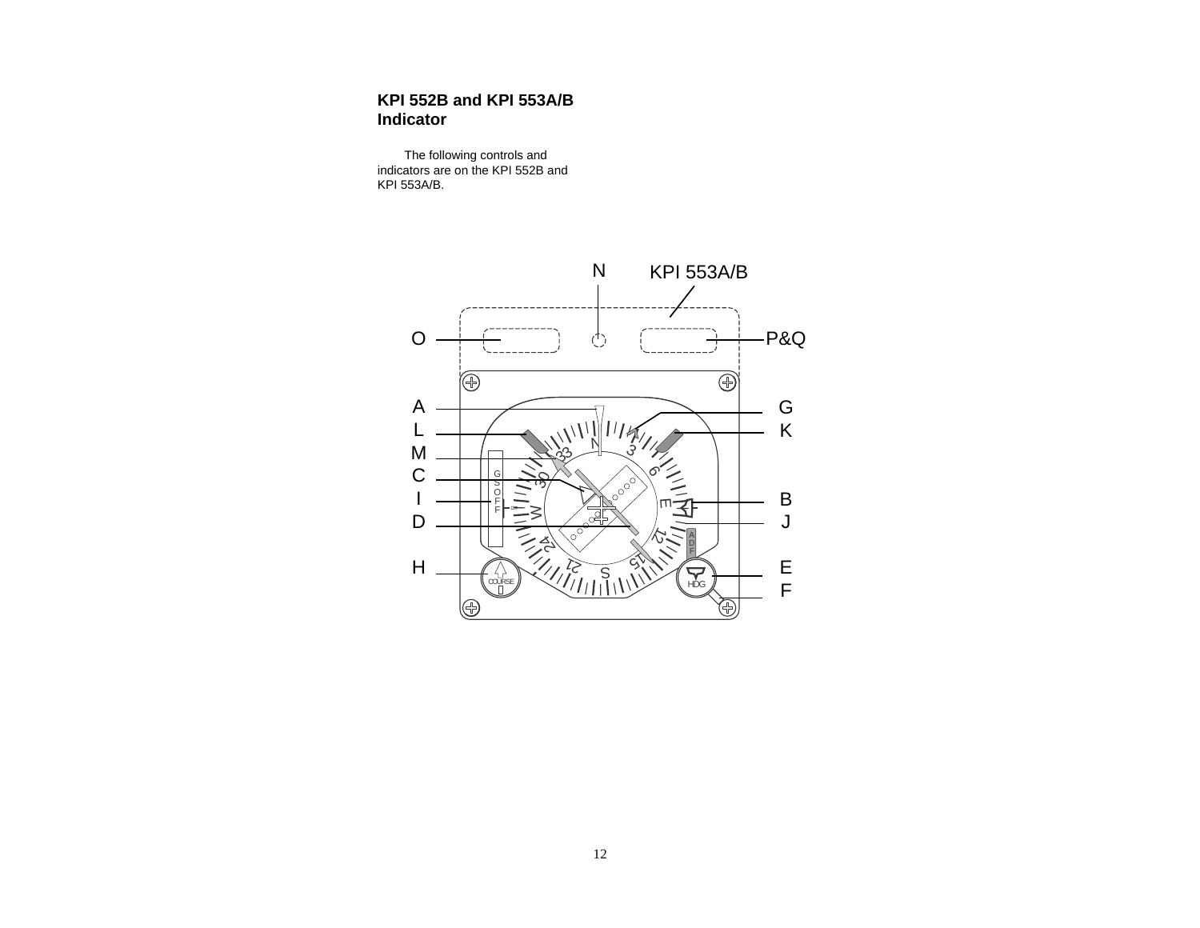## KPI 552B and KPI 553A/B Indicator

The following controls and indicators are on the KPI 552B and KPI 553A/B.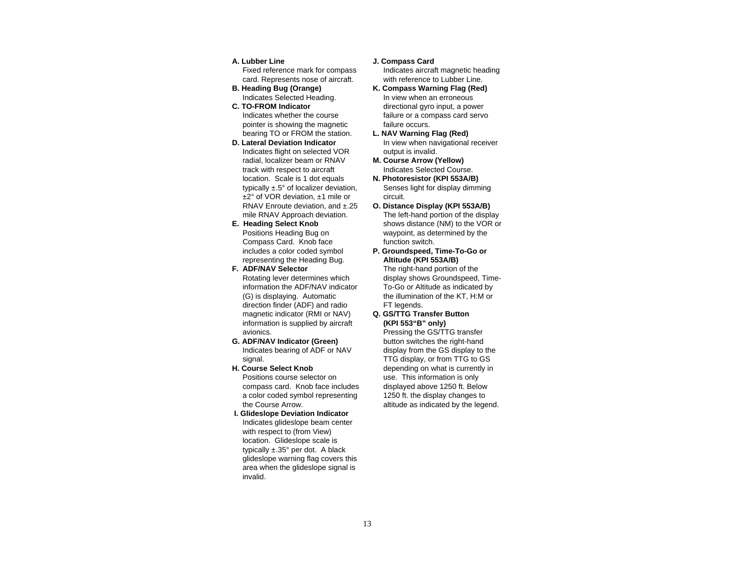**A. Lubber Line**
Fixed reference mark for compass card. Represents nose of aircraft.

**B. Heading Bug (Orange)**
Indicates Selected Heading.

**C. TO-FROM Indicator**
Indicates whether the course pointer is showing the magnetic bearing TO or FROM the station.

**D. Lateral Deviation Indicator**
Indicates flight on selected VOR radial, localizer beam or RNAV track with respect to aircraft location. Scale is 1 dot equals typically ±.5° of localizer deviation, ±2° of VOR deviation, ±1 mile or RNAV Enroute deviation, and ±.25 mile RNAV Approach deviation.

**E. Heading Select Knob**
Positions Heading Bug on Compass Card. Knob face includes a color coded symbol representing the Heading Bug.

**F. ADF/NAV Selector**
Rotating lever determines which information the ADF/NAV indicator (G) is displaying. Automatic direction finder (ADF) and radio magnetic indicator (RMI or NAV) information is supplied by aircraft avionics.

**G. ADF/NAV Indicator (Green)**
Indicates bearing of ADF or NAV signal.

**H. Course Select Knob**
Positions course selector on compass card. Knob face includes a color coded symbol representing the Course Arrow.

**I. Glideslope Deviation Indicator**
Indicates glideslope beam center with respect to (from View) location. Glideslope scale is typically ±.35° per dot. A black glideslope warning flag covers this area when the glideslope signal is invalid.

**J. Compass Card**
Indicates aircraft magnetic heading with reference to Lubber Line.

**K. Compass Warning Flag (Red)**
In view when an erroneous directional gyro input, a power failure or a compass card servo failure occurs.

**L. NAV Warning Flag (Red)**
In view when navigational receiver output is invalid.

**M. Course Arrow (Yellow)**
Indicates Selected Course.

**N. Photoresistor (KPI 553A/B)**
Senses light for display dimming circuit.

**O. Distance Display (KPI 553A/B)**
The left-hand portion of the display shows distance (NM) to the VOR or waypoint, as determined by the function switch.

**P. Groundspeed, Time-To-Go or Altitude (KPI 553A/B)**
The right-hand portion of the display shows Groundspeed, Time-To-Go or Altitude as indicated by the illumination of the KT, H:M or FT legends.

**Q. GS/TTG Transfer Button (KPI 553"B" only)**
Pressing the GS/TTG transfer button switches the right-hand display from the GS display to the TTG display, or from TTG to GS depending on what is currently in use. This information is only displayed above 1250 ft. Below 1250 ft. the display changes to altitude as indicated by the legend.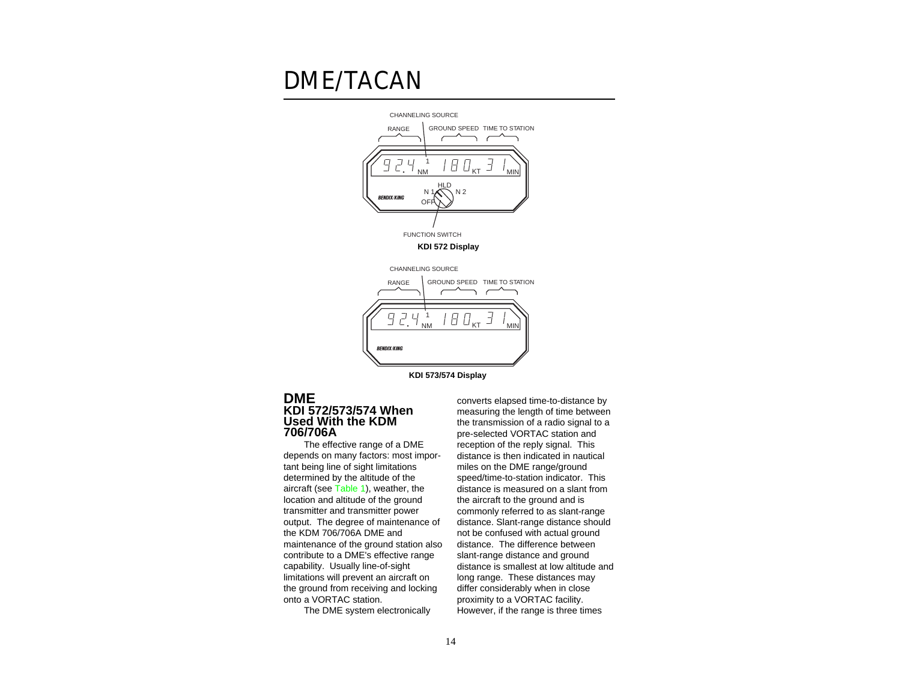# DME/TACAN

CHANNELING SOURCE

RANGE GROUND SPEED TIME TO STATION

92.4 1 NM 180 KT 31 MIN

HLD
N 1 N 2
BENDIX/KING
OFF

FUNCTION SWITCH

**KDI 572 Display**

CHANNELING SOURCE

RANGE GROUND SPEED TIME TO STATION

92.4 1 NM 180 KT 31 MIN

BENDIX/KING

**KDI 573/574 Display**

## DME

### KDI 572/573/574 When Used With the KDM 706/706A

The effective range of a DME depends on many factors: most important being line of sight limitations determined by the altitude of the aircraft (see Table 1), weather, the location and altitude of the ground transmitter and transmitter power output. The degree of maintenance of the KDM 706/706A DME and maintenance of the ground station also contribute to a DME's effective range capability. Usually line-of-sight limitations will prevent an aircraft on the ground from receiving and locking onto a VORTAC station.

The DME system electronically converts elapsed time-to-distance by measuring the length of time between the transmission of a radio signal to a pre-selected VORTAC station and reception of the reply signal. This distance is then indicated in nautical miles on the DME range/ground speed/time-to-station indicator. This distance is measured on a slant from the aircraft to the ground and is commonly referred to as slant-range distance. Slant-range distance should not be confused with actual ground distance. The difference between slant-range distance and ground distance is smallest at low altitude and long range. These distances may differ considerably when in close proximity to a VORTAC facility. However, if the range is three times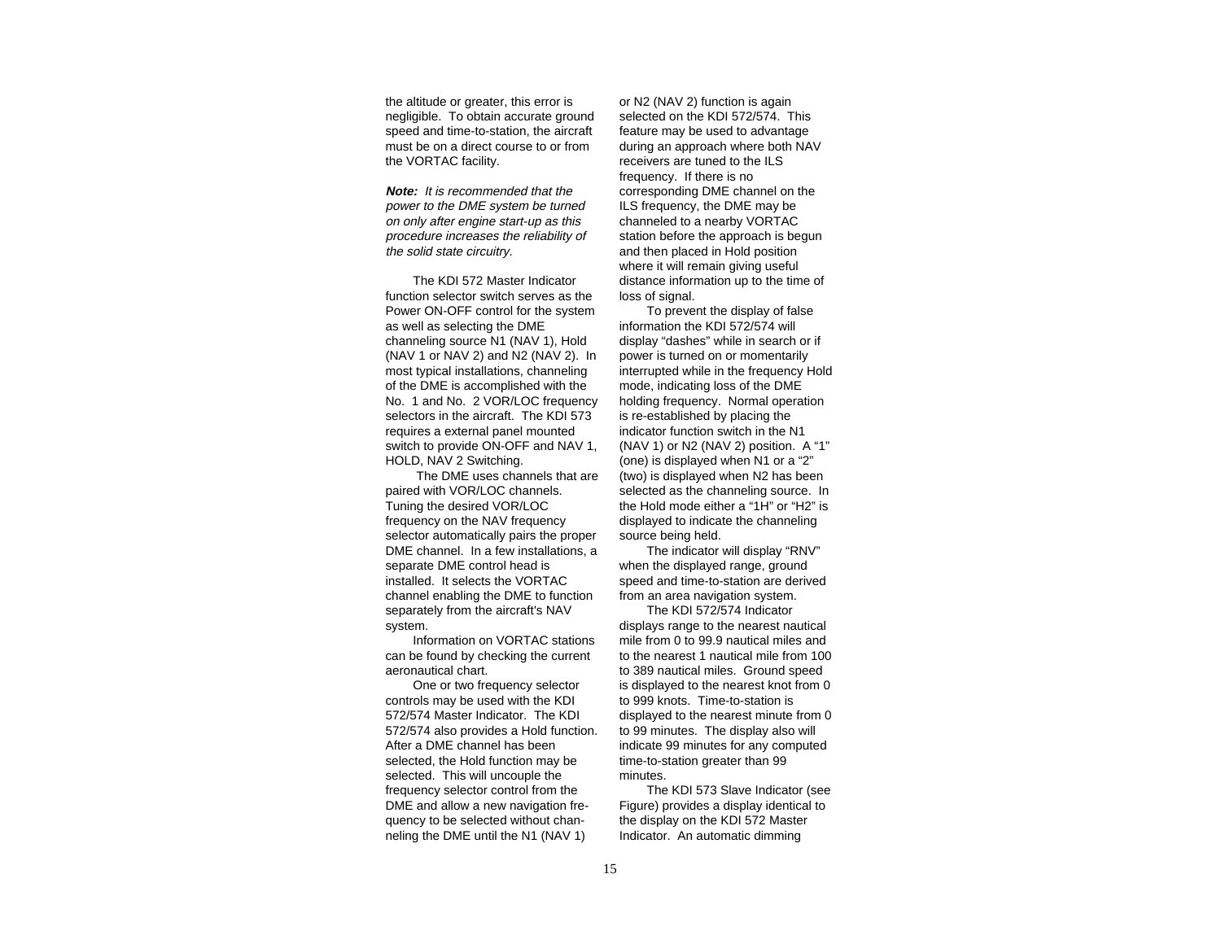the altitude or greater, this error is negligible. To obtain accurate ground speed and time-to-station, the aircraft must be on a direct course to or from the VORTAC facility.

***Note:*** *It is recommended that the power to the DME system be turned on only after engine start-up as this procedure increases the reliability of the solid state circuitry.*

The KDI 572 Master Indicator function selector switch serves as the Power ON-OFF control for the system as well as selecting the DME channeling source N1 (NAV 1), Hold (NAV 1 or NAV 2) and N2 (NAV 2). In most typical installations, channeling of the DME is accomplished with the No. 1 and No. 2 VOR/LOC frequency selectors in the aircraft. The KDI 573 requires a external panel mounted switch to provide ON-OFF and NAV 1, HOLD, NAV 2 Switching.

The DME uses channels that are paired with VOR/LOC channels. Tuning the desired VOR/LOC frequency on the NAV frequency selector automatically pairs the proper DME channel. In a few installations, a separate DME control head is installed. It selects the VORTAC channel enabling the DME to function separately from the aircraft's NAV system.

Information on VORTAC stations can be found by checking the current aeronautical chart.

One or two frequency selector controls may be used with the KDI 572/574 Master Indicator. The KDI 572/574 also provides a Hold function. After a DME channel has been selected, the Hold function may be selected. This will uncouple the frequency selector control from the DME and allow a new navigation frequency to be selected without channeling the DME until the N1 (NAV 1) or N2 (NAV 2) function is again selected on the KDI 572/574. This feature may be used to advantage during an approach where both NAV receivers are tuned to the ILS frequency. If there is no corresponding DME channel on the ILS frequency, the DME may be channeled to a nearby VORTAC station before the approach is begun and then placed in Hold position where it will remain giving useful distance information up to the time of loss of signal.

To prevent the display of false information the KDI 572/574 will display "dashes" while in search or if power is turned on or momentarily interrupted while in the frequency Hold mode, indicating loss of the DME holding frequency. Normal operation is re-established by placing the indicator function switch in the N1 (NAV 1) or N2 (NAV 2) position. A "1" (one) is displayed when N1 or a "2" (two) is displayed when N2 has been selected as the channeling source. In the Hold mode either a "1H" or "H2" is displayed to indicate the channeling source being held.

The indicator will display "RNV" when the displayed range, ground speed and time-to-station are derived from an area navigation system.

The KDI 572/574 Indicator displays range to the nearest nautical mile from 0 to 99.9 nautical miles and to the nearest 1 nautical mile from 100 to 389 nautical miles. Ground speed is displayed to the nearest knot from 0 to 999 knots. Time-to-station is displayed to the nearest minute from 0 to 99 minutes. The display also will indicate 99 minutes for any computed time-to-station greater than 99 minutes.

The KDI 573 Slave Indicator (see Figure) provides a display identical to the display on the KDI 572 Master Indicator. An automatic dimming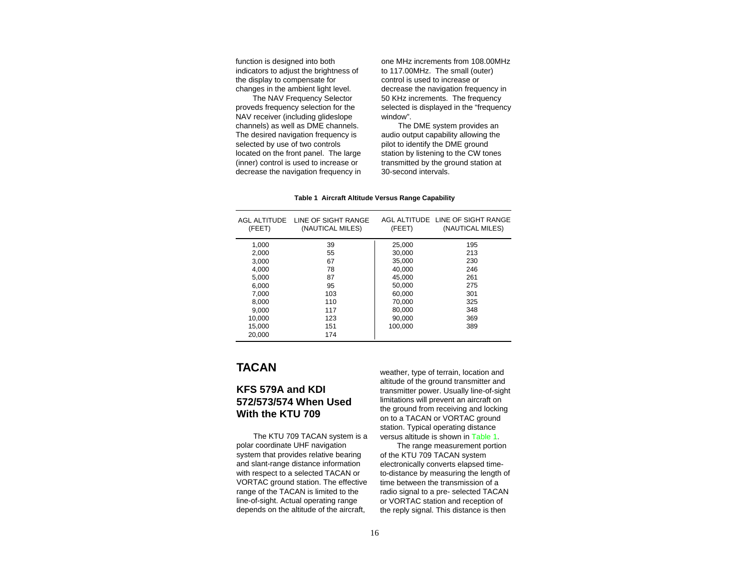function is designed into both indicators to adjust the brightness of the display to compensate for changes in the ambient light level.

The NAV Frequency Selector proveds frequency selection for the NAV receiver (including glideslope channels) as well as DME channels. The desired navigation frequency is selected by use of two controls located on the front panel. The large (inner) control is used to increase or decrease the navigation frequency in one MHz increments from 108.00MHz to 117.00MHz. The small (outer) control is used to increase or decrease the navigation frequency in 50 KHz increments. The frequency selected is displayed in the “frequency window”.

The DME system provides an audio output capability allowing the pilot to identify the DME ground station by listening to the CW tones transmitted by the ground station at 30-second intervals.

**Table 1 Aircraft Altitude Versus Range Capability**

| AGL ALTITUDE (FEET) | LINE OF SIGHT RANGE (NAUTICAL MILES) | AGL ALTITUDE (FEET) | LINE OF SIGHT RANGE (NAUTICAL MILES) |
|---|---|---|---|
| 1,000 | 39 | 25,000 | 195 |
| 2,000 | 55 | 30,000 | 213 |
| 3,000 | 67 | 35,000 | 230 |
| 4,000 | 78 | 40,000 | 246 |
| 5,000 | 87 | 45,000 | 261 |
| 6,000 | 95 | 50,000 | 275 |
| 7,000 | 103 | 60,000 | 301 |
| 8,000 | 110 | 70,000 | 325 |
| 9,000 | 117 | 80,000 | 348 |
| 10,000 | 123 | 90,000 | 369 |
| 15,000 | 151 | 100,000 | 389 |
| 20,000 | 174 | | |

# TACAN

## KFS 579A and KDI 572/573/574 When Used With the KTU 709

The KTU 709 TACAN system is a polar coordinate UHF navigation system that provides relative bearing and slant-range distance information with respect to a selected TACAN or VORTAC ground station. The effective range of the TACAN is limited to the line-of-sight. Actual operating range depends on the altitude of the aircraft, weather, type of terrain, location and altitude of the ground transmitter and transmitter power. Usually line-of-sight limitations will prevent an aircraft on the ground from receiving and locking on to a TACAN or VORTAC ground station. Typical operating distance versus altitude is shown in Table 1.

The range measurement portion of the KTU 709 TACAN system electronically converts elapsed time-to-distance by measuring the length of time between the transmission of a radio signal to a pre- selected TACAN or VORTAC station and reception of the reply signal. This distance is then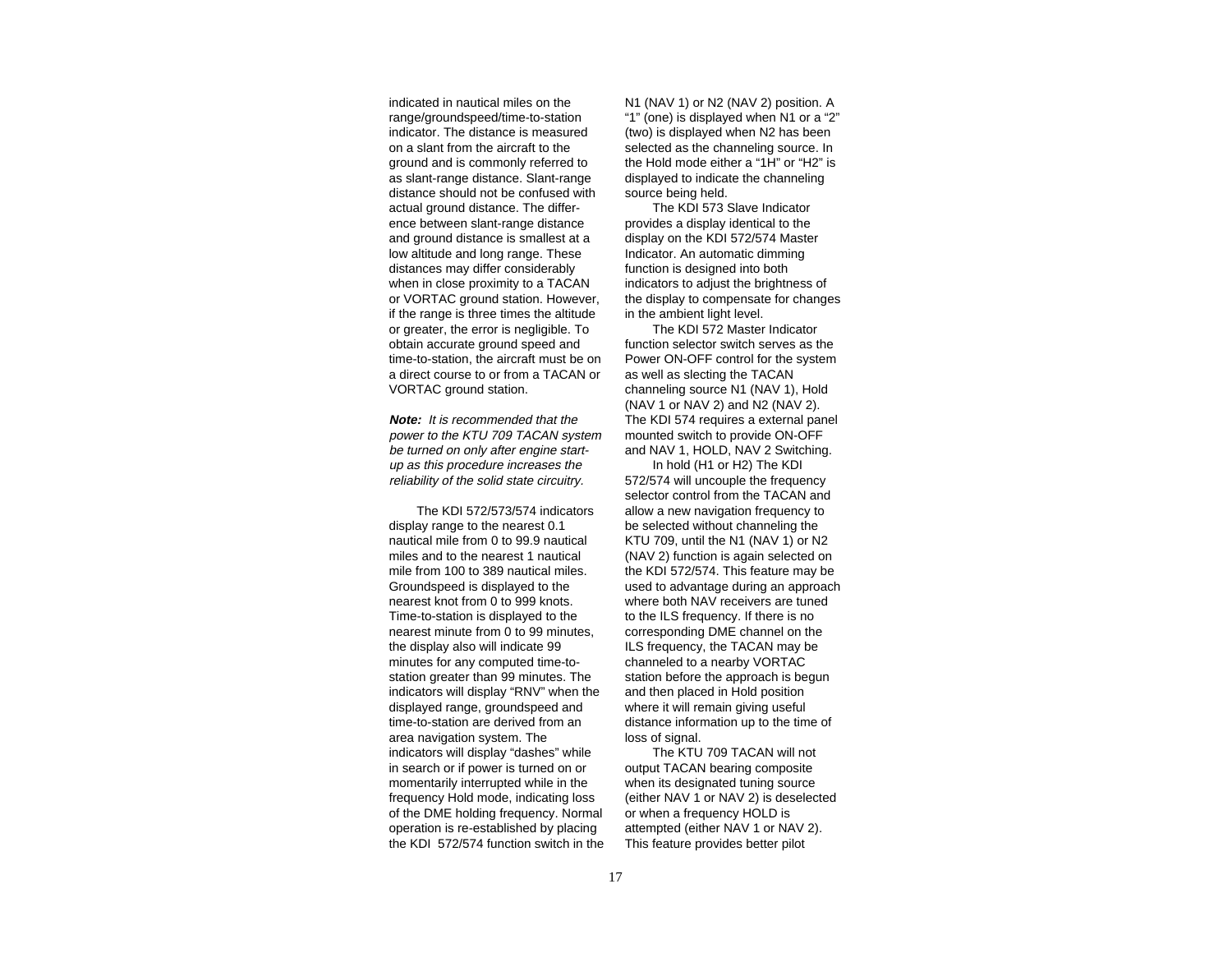indicated in nautical miles on the range/groundspeed/time-to-station indicator. The distance is measured on a slant from the aircraft to the ground and is commonly referred to as slant-range distance. Slant-range distance should not be confused with actual ground distance. The difference between slant-range distance and ground distance is smallest at a low altitude and long range. These distances may differ considerably when in close proximity to a TACAN or VORTAC ground station. However, if the range is three times the altitude or greater, the error is negligible. To obtain accurate ground speed and time-to-station, the aircraft must be on a direct course to or from a TACAN or VORTAC ground station.

***Note:*** *It is recommended that the power to the KTU 709 TACAN system be turned on only after engine start-up as this procedure increases the reliability of the solid state circuitry.*

The KDI 572/573/574 indicators display range to the nearest 0.1 nautical mile from 0 to 99.9 nautical miles and to the nearest 1 nautical mile from 100 to 389 nautical miles. Groundspeed is displayed to the nearest knot from 0 to 999 knots. Time-to-station is displayed to the nearest minute from 0 to 99 minutes, the display also will indicate 99 minutes for any computed time-to-station greater than 99 minutes. The indicators will display "RNV" when the displayed range, groundspeed and time-to-station are derived from an area navigation system. The indicators will display "dashes" while in search or if power is turned on or momentarily interrupted while in the frequency Hold mode, indicating loss of the DME holding frequency. Normal operation is re-established by placing the KDI 572/574 function switch in the N1 (NAV 1) or N2 (NAV 2) position. A "1" (one) is displayed when N1 or a "2" (two) is displayed when N2 has been selected as the channeling source. In the Hold mode either a "1H" or "H2" is displayed to indicate the channeling source being held.

The KDI 573 Slave Indicator provides a display identical to the display on the KDI 572/574 Master Indicator. An automatic dimming function is designed into both indicators to adjust the brightness of the display to compensate for changes in the ambient light level.

The KDI 572 Master Indicator function selector switch serves as the Power ON-OFF control for the system as well as slecting the TACAN channeling source N1 (NAV 1), Hold (NAV 1 or NAV 2) and N2 (NAV 2). The KDI 574 requires a external panel mounted switch to provide ON-OFF and NAV 1, HOLD, NAV 2 Switching.

In hold (H1 or H2) The KDI 572/574 will uncouple the frequency selector control from the TACAN and allow a new navigation frequency to be selected without channeling the KTU 709, until the N1 (NAV 1) or N2 (NAV 2) function is again selected on the KDI 572/574. This feature may be used to advantage during an approach where both NAV receivers are tuned to the ILS frequency. If there is no corresponding DME channel on the ILS frequency, the TACAN may be channeled to a nearby VORTAC station before the approach is begun and then placed in Hold position where it will remain giving useful distance information up to the time of loss of signal.

The KTU 709 TACAN will not output TACAN bearing composite when its designated tuning source (either NAV 1 or NAV 2) is deselected or when a frequency HOLD is attempted (either NAV 1 or NAV 2). This feature provides better pilot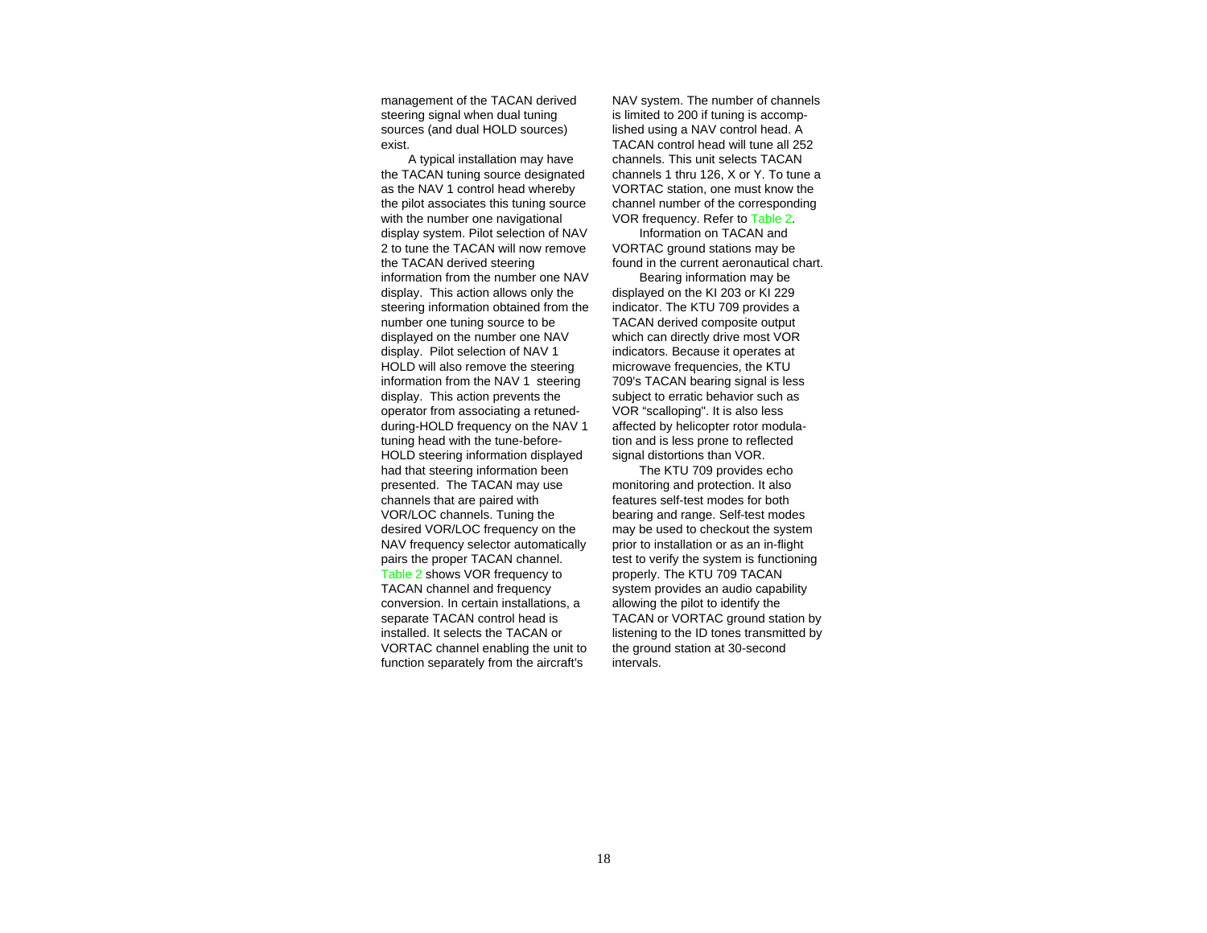management of the TACAN derived steering signal when dual tuning sources (and dual HOLD sources) exist.

A typical installation may have the TACAN tuning source designated as the NAV 1 control head whereby the pilot associates this tuning source with the number one navigational display system. Pilot selection of NAV 2 to tune the TACAN will now remove the TACAN derived steering information from the number one NAV display. This action allows only the steering information obtained from the number one tuning source to be displayed on the number one NAV display. Pilot selection of NAV 1 HOLD will also remove the steering information from the NAV 1 steering display. This action prevents the operator from associating a retuned-during-HOLD frequency on the NAV 1 tuning head with the tune-before-HOLD steering information displayed had that steering information been presented. The TACAN may use channels that are paired with VOR/LOC channels. Tuning the desired VOR/LOC frequency on the NAV frequency selector automatically pairs the proper TACAN channel. Table 2 shows VOR frequency to TACAN channel and frequency conversion. In certain installations, a separate TACAN control head is installed. It selects the TACAN or VORTAC channel enabling the unit to function separately from the aircraft's NAV system. The number of channels is limited to 200 if tuning is accomplished using a NAV control head. A TACAN control head will tune all 252 channels. This unit selects TACAN channels 1 thru 126, X or Y. To tune a VORTAC station, one must know the channel number of the corresponding VOR frequency. Refer to Table 2.

Information on TACAN and VORTAC ground stations may be found in the current aeronautical chart.

Bearing information may be displayed on the KI 203 or KI 229 indicator. The KTU 709 provides a TACAN derived composite output which can directly drive most VOR indicators. Because it operates at microwave frequencies, the KTU 709's TACAN bearing signal is less subject to erratic behavior such as VOR "scalloping". It is also less affected by helicopter rotor modulation and is less prone to reflected signal distortions than VOR.

The KTU 709 provides echo monitoring and protection. It also features self-test modes for both bearing and range. Self-test modes may be used to checkout the system prior to installation or as an in-flight test to verify the system is functioning properly. The KTU 709 TACAN system provides an audio capability allowing the pilot to identify the TACAN or VORTAC ground station by listening to the ID tones transmitted by the ground station at 30-second intervals.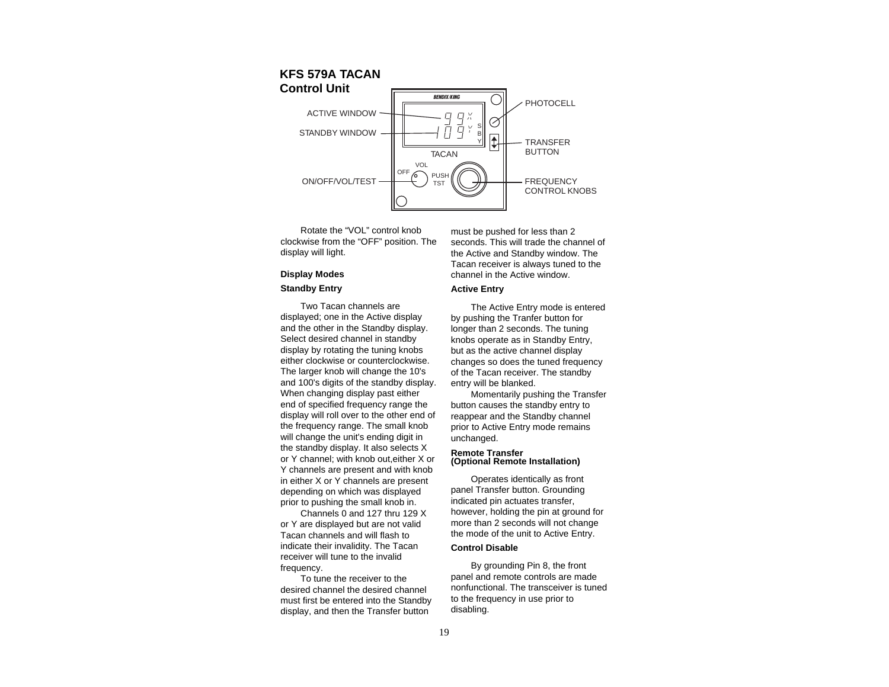# KFS 579A TACAN Control Unit

ACTIVE WINDOW
STANDBY WINDOW
ON/OFF/VOL/TEST
PHOTOCELL
TRANSFER BUTTON
FREQUENCY CONTROL KNOBS

Rotate the "VOL" control knob clockwise from the "OFF" position. The display will light.

## Display Modes

### Standby Entry

Two Tacan channels are displayed; one in the Active display and the other in the Standby display. Select desired channel in standby display by rotating the tuning knobs either clockwise or counterclockwise. The larger knob will change the 10's and 100's digits of the standby display. When changing display past either end of specified frequency range the display will roll over to the other end of the frequency range. The small knob will change the unit's ending digit in the standby display. It also selects X or Y channel; with knob out,either X or Y channels are present and with knob in either X or Y channels are present depending on which was displayed prior to pushing the small knob in.

Channels 0 and 127 thru 129 X or Y are displayed but are not valid Tacan channels and will flash to indicate their invalidity. The Tacan receiver will tune to the invalid frequency.

To tune the receiver to the desired channel the desired channel must first be entered into the Standby display, and then the Transfer button must be pushed for less than 2 seconds. This will trade the channel of the Active and Standby window. The Tacan receiver is always tuned to the channel in the Active window.

### Active Entry

The Active Entry mode is entered by pushing the Tranfer button for longer than 2 seconds. The tuning knobs operate as in Standby Entry, but as the active channel display changes so does the tuned frequency of the Tacan receiver. The standby entry will be blanked.

Momentarily pushing the Transfer button causes the standby entry to reappear and the Standby channel prior to Active Entry mode remains unchanged.

### Remote Transfer (Optional Remote Installation)

Operates identically as front panel Transfer button. Grounding indicated pin actuates transfer, however, holding the pin at ground for more than 2 seconds will not change the mode of the unit to Active Entry.

### Control Disable

By grounding Pin 8, the front panel and remote controls are made nonfunctional. The transceiver is tuned to the frequency in use prior to disabling.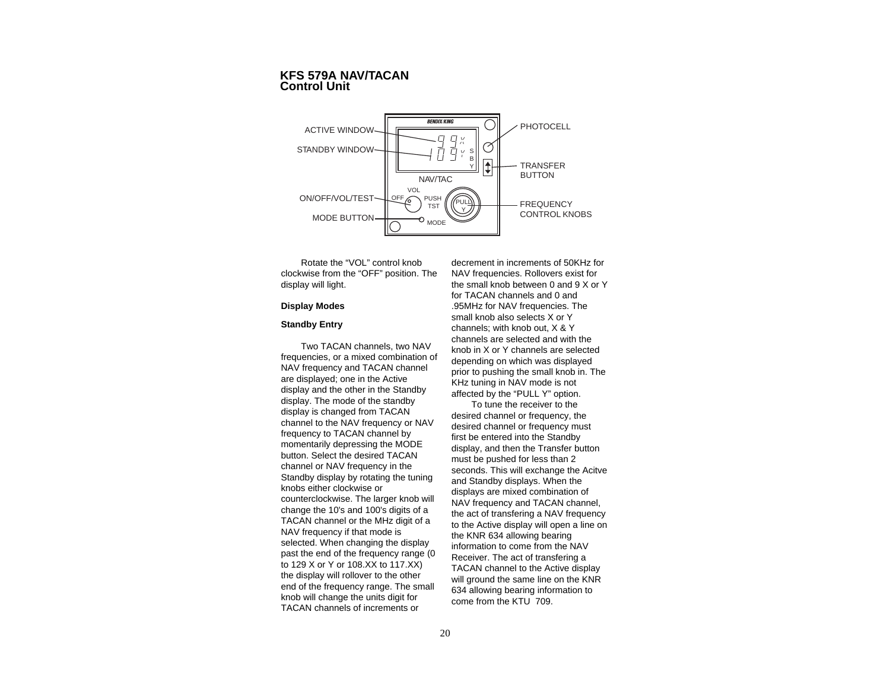# KFS 579A NAV/TACAN Control Unit

ACTIVE WINDOW
STANDBY WINDOW
ON/OFF/VOL/TEST
MODE BUTTON
PHOTOCELL
TRANSFER BUTTON
FREQUENCY CONTROL KNOBS

Rotate the "VOL" control knob clockwise from the "OFF" position. The display will light.

**Display Modes**

**Standby Entry**

Two TACAN channels, two NAV frequencies, or a mixed combination of NAV frequency and TACAN channel are displayed; one in the Active display and the other in the Standby display. The mode of the standby display is changed from TACAN channel to the NAV frequency or NAV frequency to TACAN channel by momentarily depressing the MODE button. Select the desired TACAN channel or NAV frequency in the Standby display by rotating the tuning knobs either clockwise or counterclockwise. The larger knob will change the 10's and 100's digits of a TACAN channel or the MHz digit of a NAV frequency if that mode is selected. When changing the display past the end of the frequency range (0 to 129 X or Y or 108.XX to 117.XX) the display will rollover to the other end of the frequency range. The small knob will change the units digit for TACAN channels of increments or decrement in increments of 50KHz for NAV frequencies. Rollovers exist for the small knob between 0 and 9 X or Y for TACAN channels and 0 and .95MHz for NAV frequencies. The small knob also selects X or Y channels; with knob out, X & Y channels are selected and with the knob in X or Y channels are selected depending on which was displayed prior to pushing the small knob in. The KHz tuning in NAV mode is not affected by the "PULL Y" option.

To tune the receiver to the desired channel or frequency, the desired channel or frequency must first be entered into the Standby display, and then the Transfer button must be pushed for less than 2 seconds. This will exchange the Acitve and Standby displays. When the displays are mixed combination of NAV frequency and TACAN channel, the act of transfering a NAV frequency to the Active display will open a line on the KNR 634 allowing bearing information to come from the NAV Receiver. The act of transfering a TACAN channel to the Active display will ground the same line on the KNR 634 allowing bearing information to come from the KTU 709.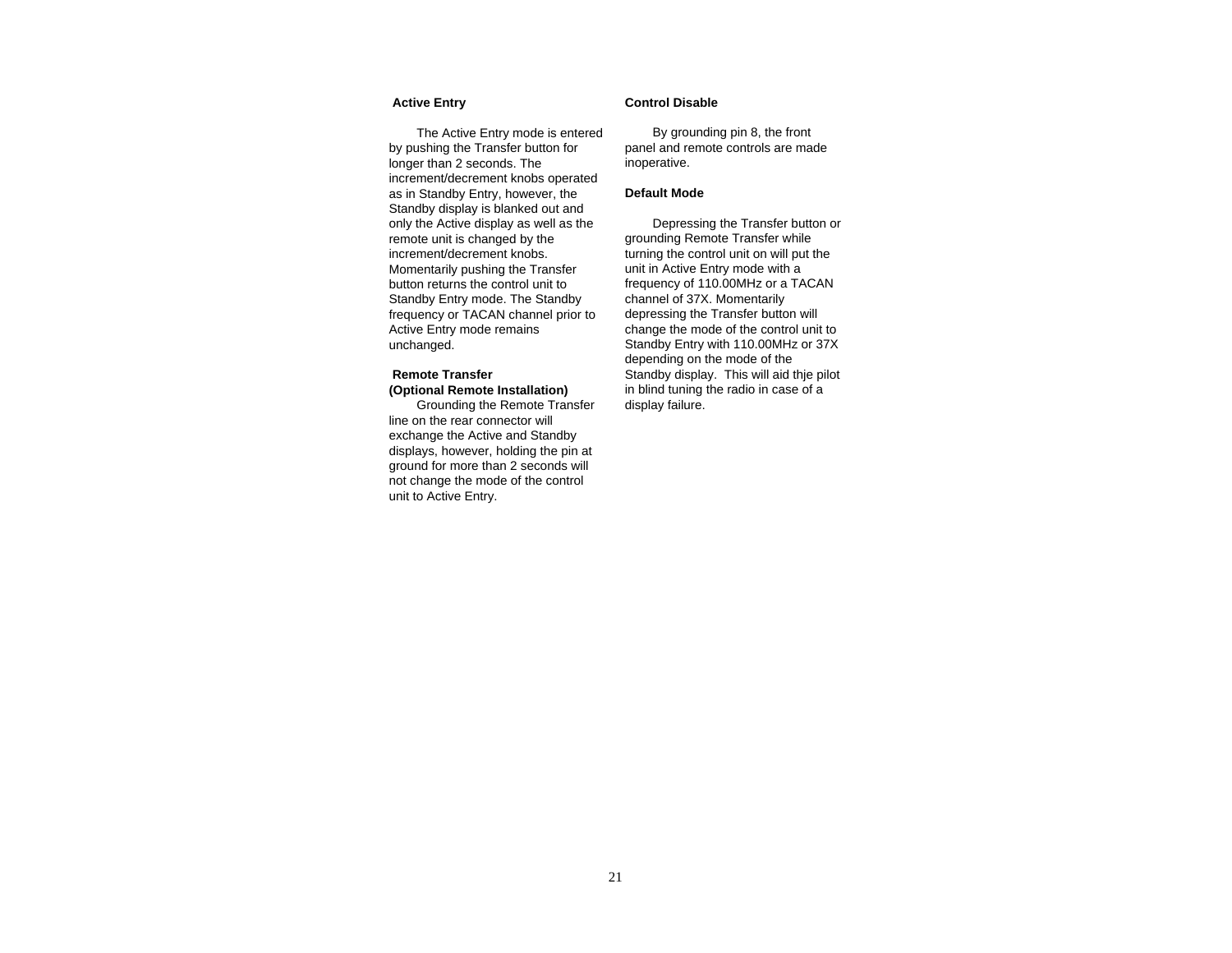### Active Entry

The Active Entry mode is entered by pushing the Transfer button for longer than 2 seconds. The increment/decrement knobs operated as in Standby Entry, however, the Standby display is blanked out and only the Active display as well as the remote unit is changed by the increment/decrement knobs. Momentarily pushing the Transfer button returns the control unit to Standby Entry mode. The Standby frequency or TACAN channel prior to Active Entry mode remains unchanged.

### Remote Transfer
### (Optional Remote Installation)

Grounding the Remote Transfer line on the rear connector will exchange the Active and Standby displays, however, holding the pin at ground for more than 2 seconds will not change the mode of the control unit to Active Entry.

### Control Disable

By grounding pin 8, the front panel and remote controls are made inoperative.

### Default Mode

Depressing the Transfer button or grounding Remote Transfer while turning the control unit on will put the unit in Active Entry mode with a frequency of 110.00MHz or a TACAN channel of 37X. Momentarily depressing the Transfer button will change the mode of the control unit to Standby Entry with 110.00MHz or 37X depending on the mode of the Standby display. This will aid thje pilot in blind tuning the radio in case of a display failure.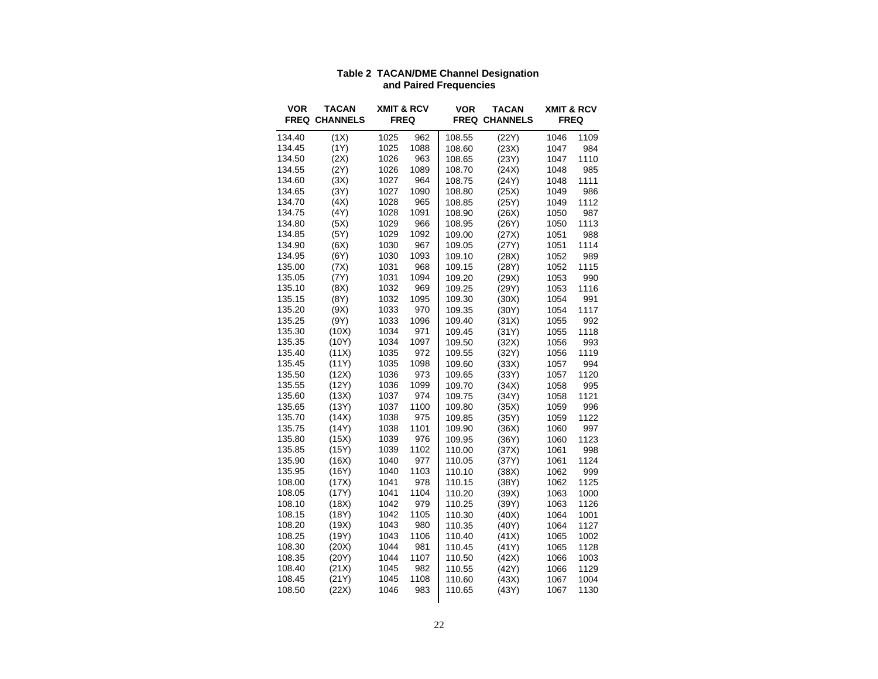**Table 2 TACAN/DME Channel Designation and Paired Frequencies**

| VOR FREQ | TACAN CHANNELS | XMIT & RCV FREQ | | VOR FREQ | TACAN CHANNELS | XMIT & RCV FREQ | |
|---|---|---|---|---|---|---|---|
| 134.40 | (1X) | 1025 | 962 | 108.55 | (22Y) | 1046 | 1109 |
| 134.45 | (1Y) | 1025 | 1088 | 108.60 | (23X) | 1047 | 984 |
| 134.50 | (2X) | 1026 | 963 | 108.65 | (23Y) | 1047 | 1110 |
| 134.55 | (2Y) | 1026 | 1089 | 108.70 | (24X) | 1048 | 985 |
| 134.60 | (3X) | 1027 | 964 | 108.75 | (24Y) | 1048 | 1111 |
| 134.65 | (3Y) | 1027 | 1090 | 108.80 | (25X) | 1049 | 986 |
| 134.70 | (4X) | 1028 | 965 | 108.85 | (25Y) | 1049 | 1112 |
| 134.75 | (4Y) | 1028 | 1091 | 108.90 | (26X) | 1050 | 987 |
| 134.80 | (5X) | 1029 | 966 | 108.95 | (26Y) | 1050 | 1113 |
| 134.85 | (5Y) | 1029 | 1092 | 109.00 | (27X) | 1051 | 988 |
| 134.90 | (6X) | 1030 | 967 | 109.05 | (27Y) | 1051 | 1114 |
| 134.95 | (6Y) | 1030 | 1093 | 109.10 | (28X) | 1052 | 989 |
| 135.00 | (7X) | 1031 | 968 | 109.15 | (28Y) | 1052 | 1115 |
| 135.05 | (7Y) | 1031 | 1094 | 109.20 | (29X) | 1053 | 990 |
| 135.10 | (8X) | 1032 | 969 | 109.25 | (29Y) | 1053 | 1116 |
| 135.15 | (8Y) | 1032 | 1095 | 109.30 | (30X) | 1054 | 991 |
| 135.20 | (9X) | 1033 | 970 | 109.35 | (30Y) | 1054 | 1117 |
| 135.25 | (9Y) | 1033 | 1096 | 109.40 | (31X) | 1055 | 992 |
| 135.30 | (10X) | 1034 | 971 | 109.45 | (31Y) | 1055 | 1118 |
| 135.35 | (10Y) | 1034 | 1097 | 109.50 | (32X) | 1056 | 993 |
| 135.40 | (11X) | 1035 | 972 | 109.55 | (32Y) | 1056 | 1119 |
| 135.45 | (11Y) | 1035 | 1098 | 109.60 | (33X) | 1057 | 994 |
| 135.50 | (12X) | 1036 | 973 | 109.65 | (33Y) | 1057 | 1120 |
| 135.55 | (12Y) | 1036 | 1099 | 109.70 | (34X) | 1058 | 995 |
| 135.60 | (13X) | 1037 | 974 | 109.75 | (34Y) | 1058 | 1121 |
| 135.65 | (13Y) | 1037 | 1100 | 109.80 | (35X) | 1059 | 996 |
| 135.70 | (14X) | 1038 | 975 | 109.85 | (35Y) | 1059 | 1122 |
| 135.75 | (14Y) | 1038 | 1101 | 109.90 | (36X) | 1060 | 997 |
| 135.80 | (15X) | 1039 | 976 | 109.95 | (36Y) | 1060 | 1123 |
| 135.85 | (15Y) | 1039 | 1102 | 110.00 | (37X) | 1061 | 998 |
| 135.90 | (16X) | 1040 | 977 | 110.05 | (37Y) | 1061 | 1124 |
| 135.95 | (16Y) | 1040 | 1103 | 110.10 | (38X) | 1062 | 999 |
| 108.00 | (17X) | 1041 | 978 | 110.15 | (38Y) | 1062 | 1125 |
| 108.05 | (17Y) | 1041 | 1104 | 110.20 | (39X) | 1063 | 1000 |
| 108.10 | (18X) | 1042 | 979 | 110.25 | (39Y) | 1063 | 1126 |
| 108.15 | (18Y) | 1042 | 1105 | 110.30 | (40X) | 1064 | 1001 |
| 108.20 | (19X) | 1043 | 980 | 110.35 | (40Y) | 1064 | 1127 |
| 108.25 | (19Y) | 1043 | 1106 | 110.40 | (41X) | 1065 | 1002 |
| 108.30 | (20X) | 1044 | 981 | 110.45 | (41Y) | 1065 | 1128 |
| 108.35 | (20Y) | 1044 | 1107 | 110.50 | (42X) | 1066 | 1003 |
| 108.40 | (21X) | 1045 | 982 | 110.55 | (42Y) | 1066 | 1129 |
| 108.45 | (21Y) | 1045 | 1108 | 110.60 | (43X) | 1067 | 1004 |
| 108.50 | (22X) | 1046 | 983 | 110.65 | (43Y) | 1067 | 1130 |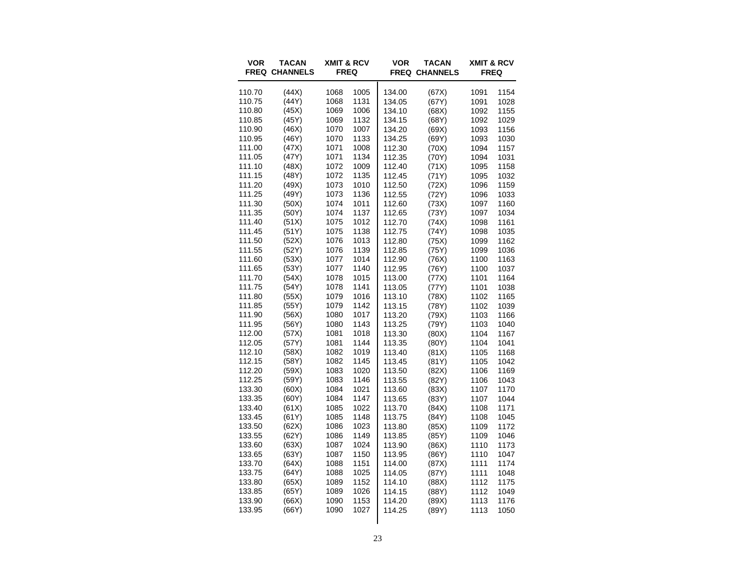| VOR FREQ | TACAN CHANNELS | XMIT & RCV FREQ | | VOR FREQ | TACAN CHANNELS | XMIT & RCV FREQ | |
|---|---|---|---|---|---|---|---|
| 110.70 | (44X) | 1068 | 1005 | 134.00 | (67X) | 1091 | 1154 |
| 110.75 | (44Y) | 1068 | 1131 | 134.05 | (67Y) | 1091 | 1028 |
| 110.80 | (45X) | 1069 | 1006 | 134.10 | (68X) | 1092 | 1155 |
| 110.85 | (45Y) | 1069 | 1132 | 134.15 | (68Y) | 1092 | 1029 |
| 110.90 | (46X) | 1070 | 1007 | 134.20 | (69X) | 1093 | 1156 |
| 110.95 | (46Y) | 1070 | 1133 | 134.25 | (69Y) | 1093 | 1030 |
| 111.00 | (47X) | 1071 | 1008 | 112.30 | (70X) | 1094 | 1157 |
| 111.05 | (47Y) | 1071 | 1134 | 112.35 | (70Y) | 1094 | 1031 |
| 111.10 | (48X) | 1072 | 1009 | 112.40 | (71X) | 1095 | 1158 |
| 111.15 | (48Y) | 1072 | 1135 | 112.45 | (71Y) | 1095 | 1032 |
| 111.20 | (49X) | 1073 | 1010 | 112.50 | (72X) | 1096 | 1159 |
| 111.25 | (49Y) | 1073 | 1136 | 112.55 | (72Y) | 1096 | 1033 |
| 111.30 | (50X) | 1074 | 1011 | 112.60 | (73X) | 1097 | 1160 |
| 111.35 | (50Y) | 1074 | 1137 | 112.65 | (73Y) | 1097 | 1034 |
| 111.40 | (51X) | 1075 | 1012 | 112.70 | (74X) | 1098 | 1161 |
| 111.45 | (51Y) | 1075 | 1138 | 112.75 | (74Y) | 1098 | 1035 |
| 111.50 | (52X) | 1076 | 1013 | 112.80 | (75X) | 1099 | 1162 |
| 111.55 | (52Y) | 1076 | 1139 | 112.85 | (75Y) | 1099 | 1036 |
| 111.60 | (53X) | 1077 | 1014 | 112.90 | (76X) | 1100 | 1163 |
| 111.65 | (53Y) | 1077 | 1140 | 112.95 | (76Y) | 1100 | 1037 |
| 111.70 | (54X) | 1078 | 1015 | 113.00 | (77X) | 1101 | 1164 |
| 111.75 | (54Y) | 1078 | 1141 | 113.05 | (77Y) | 1101 | 1038 |
| 111.80 | (55X) | 1079 | 1016 | 113.10 | (78X) | 1102 | 1165 |
| 111.85 | (55Y) | 1079 | 1142 | 113.15 | (78Y) | 1102 | 1039 |
| 111.90 | (56X) | 1080 | 1017 | 113.20 | (79X) | 1103 | 1166 |
| 111.95 | (56Y) | 1080 | 1143 | 113.25 | (79Y) | 1103 | 1040 |
| 112.00 | (57X) | 1081 | 1018 | 113.30 | (80X) | 1104 | 1167 |
| 112.05 | (57Y) | 1081 | 1144 | 113.35 | (80Y) | 1104 | 1041 |
| 112.10 | (58X) | 1082 | 1019 | 113.40 | (81X) | 1105 | 1168 |
| 112.15 | (58Y) | 1082 | 1145 | 113.45 | (81Y) | 1105 | 1042 |
| 112.20 | (59X) | 1083 | 1020 | 113.50 | (82X) | 1106 | 1169 |
| 112.25 | (59Y) | 1083 | 1146 | 113.55 | (82Y) | 1106 | 1043 |
| 133.30 | (60X) | 1084 | 1021 | 113.60 | (83X) | 1107 | 1170 |
| 133.35 | (60Y) | 1084 | 1147 | 113.65 | (83Y) | 1107 | 1044 |
| 133.40 | (61X) | 1085 | 1022 | 113.70 | (84X) | 1108 | 1171 |
| 133.45 | (61Y) | 1085 | 1148 | 113.75 | (84Y) | 1108 | 1045 |
| 133.50 | (62X) | 1086 | 1023 | 113.80 | (85X) | 1109 | 1172 |
| 133.55 | (62Y) | 1086 | 1149 | 113.85 | (85Y) | 1109 | 1046 |
| 133.60 | (63X) | 1087 | 1024 | 113.90 | (86X) | 1110 | 1173 |
| 133.65 | (63Y) | 1087 | 1150 | 113.95 | (86Y) | 1110 | 1047 |
| 133.70 | (64X) | 1088 | 1151 | 114.00 | (87X) | 1111 | 1174 |
| 133.75 | (64Y) | 1088 | 1025 | 114.05 | (87Y) | 1111 | 1048 |
| 133.80 | (65X) | 1089 | 1152 | 114.10 | (88X) | 1112 | 1175 |
| 133.85 | (65Y) | 1089 | 1026 | 114.15 | (88Y) | 1112 | 1049 |
| 133.90 | (66X) | 1090 | 1153 | 114.20 | (89X) | 1113 | 1176 |
| 133.95 | (66Y) | 1090 | 1027 | 114.25 | (89Y) | 1113 | 1050 |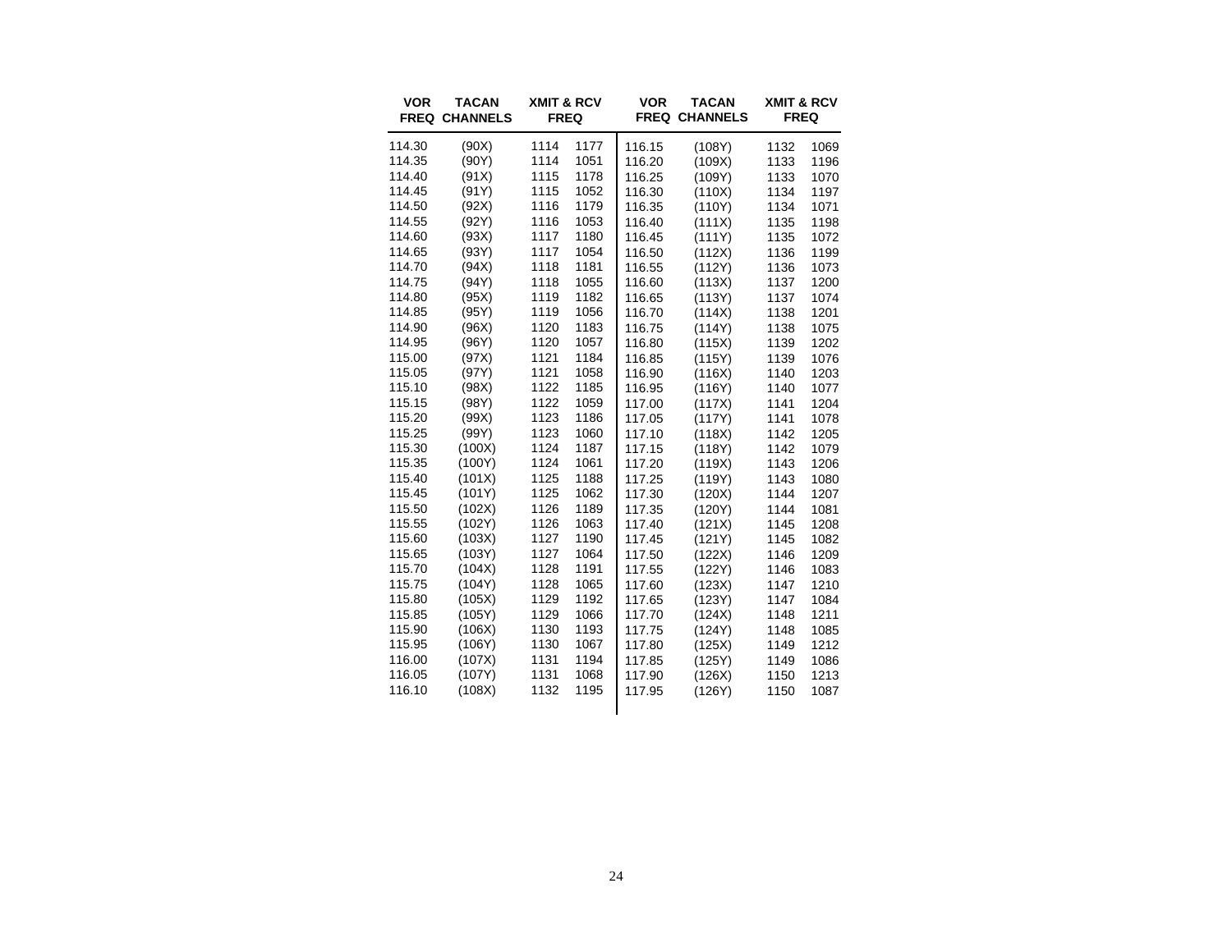| VOR FREQ | TACAN CHANNELS | XMIT & RCV FREQ | | VOR FREQ | TACAN CHANNELS | XMIT & RCV FREQ | |
|---|---|---|---|---|---|---|---|
| 114.30 | (90X) | 1114 | 1177 | 116.15 | (108Y) | 1132 | 1069 |
| 114.35 | (90Y) | 1114 | 1051 | 116.20 | (109X) | 1133 | 1196 |
| 114.40 | (91X) | 1115 | 1178 | 116.25 | (109Y) | 1133 | 1070 |
| 114.45 | (91Y) | 1115 | 1052 | 116.30 | (110X) | 1134 | 1197 |
| 114.50 | (92X) | 1116 | 1179 | 116.35 | (110Y) | 1134 | 1071 |
| 114.55 | (92Y) | 1116 | 1053 | 116.40 | (111X) | 1135 | 1198 |
| 114.60 | (93X) | 1117 | 1180 | 116.45 | (111Y) | 1135 | 1072 |
| 114.65 | (93Y) | 1117 | 1054 | 116.50 | (112X) | 1136 | 1199 |
| 114.70 | (94X) | 1118 | 1181 | 116.55 | (112Y) | 1136 | 1073 |
| 114.75 | (94Y) | 1118 | 1055 | 116.60 | (113X) | 1137 | 1200 |
| 114.80 | (95X) | 1119 | 1182 | 116.65 | (113Y) | 1137 | 1074 |
| 114.85 | (95Y) | 1119 | 1056 | 116.70 | (114X) | 1138 | 1201 |
| 114.90 | (96X) | 1120 | 1183 | 116.75 | (114Y) | 1138 | 1075 |
| 114.95 | (96Y) | 1120 | 1057 | 116.80 | (115X) | 1139 | 1202 |
| 115.00 | (97X) | 1121 | 1184 | 116.85 | (115Y) | 1139 | 1076 |
| 115.05 | (97Y) | 1121 | 1058 | 116.90 | (116X) | 1140 | 1203 |
| 115.10 | (98X) | 1122 | 1185 | 116.95 | (116Y) | 1140 | 1077 |
| 115.15 | (98Y) | 1122 | 1059 | 117.00 | (117X) | 1141 | 1204 |
| 115.20 | (99X) | 1123 | 1186 | 117.05 | (117Y) | 1141 | 1078 |
| 115.25 | (99Y) | 1123 | 1060 | 117.10 | (118X) | 1142 | 1205 |
| 115.30 | (100X) | 1124 | 1187 | 117.15 | (118Y) | 1142 | 1079 |
| 115.35 | (100Y) | 1124 | 1061 | 117.20 | (119X) | 1143 | 1206 |
| 115.40 | (101X) | 1125 | 1188 | 117.25 | (119Y) | 1143 | 1080 |
| 115.45 | (101Y) | 1125 | 1062 | 117.30 | (120X) | 1144 | 1207 |
| 115.50 | (102X) | 1126 | 1189 | 117.35 | (120Y) | 1144 | 1081 |
| 115.55 | (102Y) | 1126 | 1063 | 117.40 | (121X) | 1145 | 1208 |
| 115.60 | (103X) | 1127 | 1190 | 117.45 | (121Y) | 1145 | 1082 |
| 115.65 | (103Y) | 1127 | 1064 | 117.50 | (122X) | 1146 | 1209 |
| 115.70 | (104X) | 1128 | 1191 | 117.55 | (122Y) | 1146 | 1083 |
| 115.75 | (104Y) | 1128 | 1065 | 117.60 | (123X) | 1147 | 1210 |
| 115.80 | (105X) | 1129 | 1192 | 117.65 | (123Y) | 1147 | 1084 |
| 115.85 | (105Y) | 1129 | 1066 | 117.70 | (124X) | 1148 | 1211 |
| 115.90 | (106X) | 1130 | 1193 | 117.75 | (124Y) | 1148 | 1085 |
| 115.95 | (106Y) | 1130 | 1067 | 117.80 | (125X) | 1149 | 1212 |
| 116.00 | (107X) | 1131 | 1194 | 117.85 | (125Y) | 1149 | 1086 |
| 116.05 | (107Y) | 1131 | 1068 | 117.90 | (126X) | 1150 | 1213 |
| 116.10 | (108X) | 1132 | 1195 | 117.95 | (126Y) | 1150 | 1087 |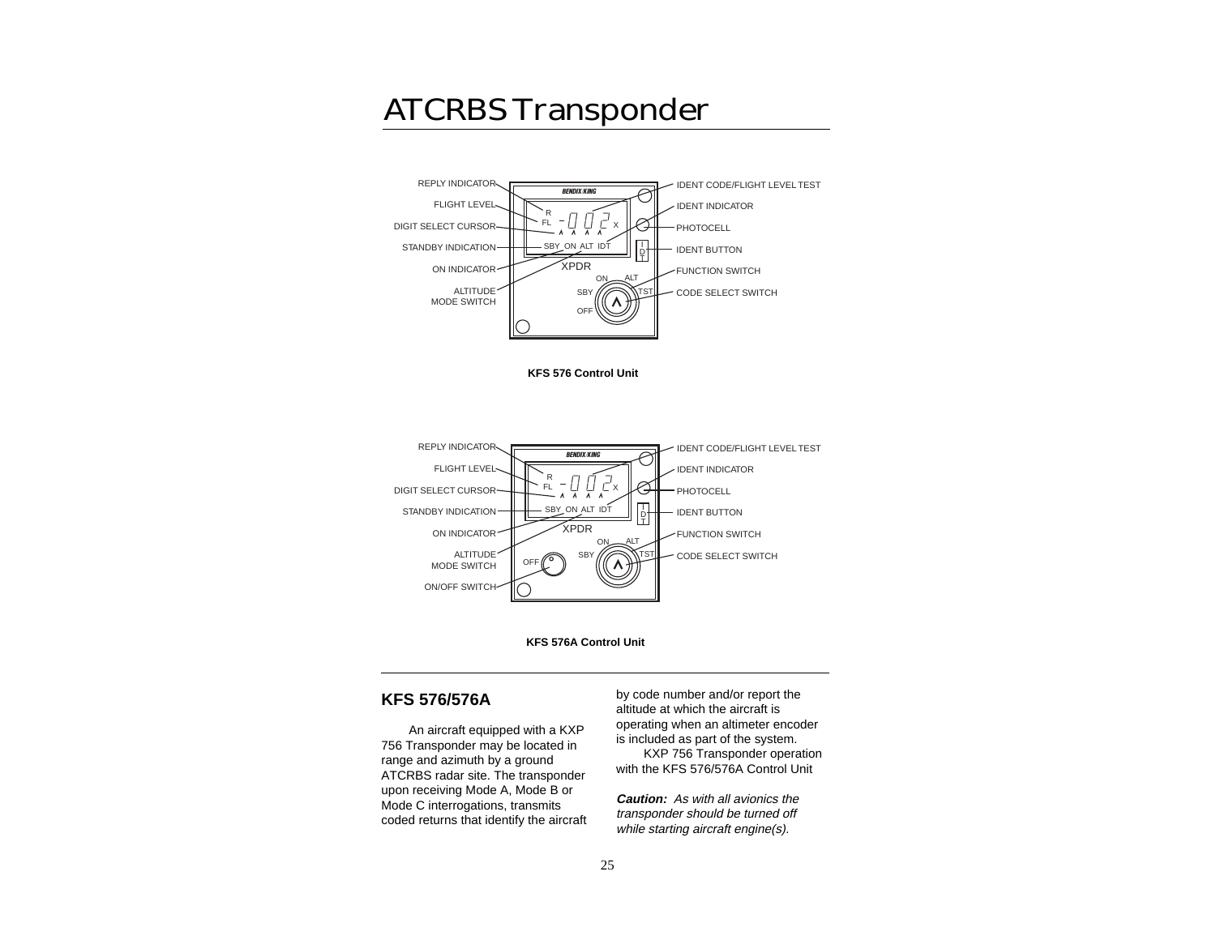# ATCRBS Transponder

REPLY INDICATOR
FLIGHT LEVEL
DIGIT SELECT CURSOR
STANDBY INDICATION
ON INDICATOR
ALTITUDE MODE SWITCH
IDENT CODE/FLIGHT LEVEL TEST
IDENT INDICATOR
PHOTOCELL
IDENT BUTTON
FUNCTION SWITCH
CODE SELECT SWITCH

**KFS 576 Control Unit**

REPLY INDICATOR
FLIGHT LEVEL
DIGIT SELECT CURSOR
STANDBY INDICATION
ON INDICATOR
ALTITUDE MODE SWITCH
ON/OFF SWITCH
IDENT CODE/FLIGHT LEVEL TEST
IDENT INDICATOR
PHOTOCELL
IDENT BUTTON
FUNCTION SWITCH
CODE SELECT SWITCH

**KFS 576A Control Unit**

## KFS 576/576A

An aircraft equipped with a KXP 756 Transponder may be located in range and azimuth by a ground ATCRBS radar site. The transponder upon receiving Mode A, Mode B or Mode C interrogations, transmits coded returns that identify the aircraft by code number and/or report the altitude at which the aircraft is operating when an altimeter encoder is included as part of the system.

KXP 756 Transponder operation with the KFS 576/576A Control Unit

***Caution:*** *As with all avionics the transponder should be turned off while starting aircraft engine(s).*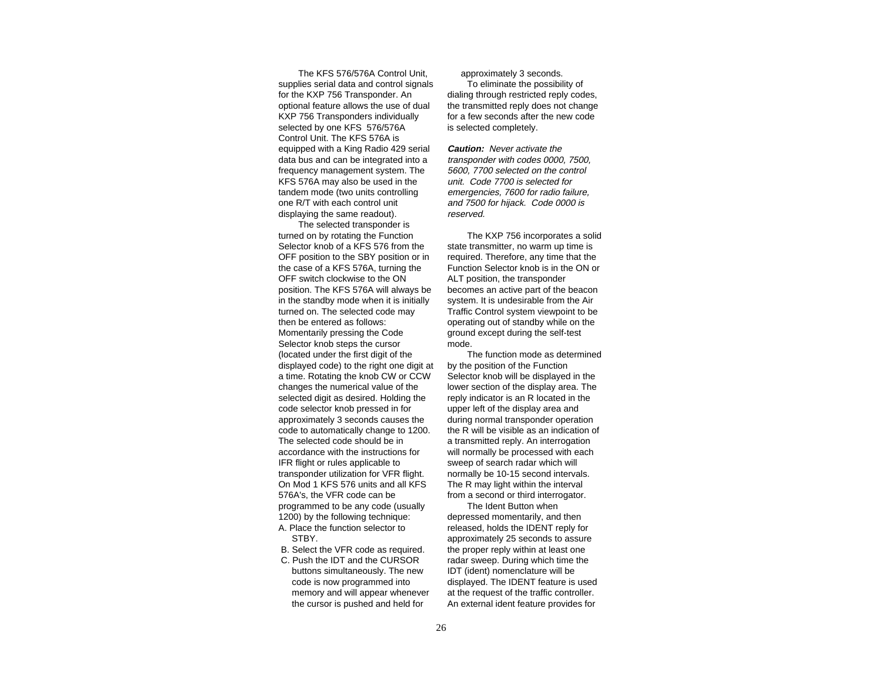The KFS 576/576A Control Unit, supplies serial data and control signals for the KXP 756 Transponder. An optional feature allows the use of dual KXP 756 Transponders individually selected by one KFS 576/576A Control Unit. The KFS 576A is equipped with a King Radio 429 serial data bus and can be integrated into a frequency management system. The KFS 576A may also be used in the tandem mode (two units controlling one R/T with each control unit displaying the same readout).

The selected transponder is turned on by rotating the Function Selector knob of a KFS 576 from the OFF position to the SBY position or in the case of a KFS 576A, turning the OFF switch clockwise to the ON position. The KFS 576A will always be in the standby mode when it is initially turned on. The selected code may then be entered as follows: Momentarily pressing the Code Selector knob steps the cursor (located under the first digit of the displayed code) to the right one digit at a time. Rotating the knob CW or CCW changes the numerical value of the selected digit as desired. Holding the code selector knob pressed in for approximately 3 seconds causes the code to automatically change to 1200. The selected code should be in accordance with the instructions for IFR flight or rules applicable to transponder utilization for VFR flight. On Mod 1 KFS 576 units and all KFS 576A's, the VFR code can be programmed to be any code (usually 1200) by the following technique:

A. Place the function selector to STBY.
B. Select the VFR code as required.
C. Push the IDT and the CURSOR buttons simultaneously. The new code is now programmed into memory and will appear whenever the cursor is pushed and held for approximately 3 seconds.

To eliminate the possibility of dialing through restricted reply codes, the transmitted reply does not change for a few seconds after the new code is selected completely.

***Caution:*** *Never activate the transponder with codes 0000, 7500, 5600, 7700 selected on the control unit. Code 7700 is selected for emergencies, 7600 for radio failure, and 7500 for hijack. Code 0000 is reserved.*

The KXP 756 incorporates a solid state transmitter, no warm up time is required. Therefore, any time that the Function Selector knob is in the ON or ALT position, the transponder becomes an active part of the beacon system. It is undesirable from the Air Traffic Control system viewpoint to be operating out of standby while on the ground except during the self-test mode.

The function mode as determined by the position of the Function Selector knob will be displayed in the lower section of the display area. The reply indicator is an R located in the upper left of the display area and during normal transponder operation the R will be visible as an indication of a transmitted reply. An interrogation will normally be processed with each sweep of search radar which will normally be 10-15 second intervals. The R may light within the interval from a second or third interrogator.

The Ident Button when depressed momentarily, and then released, holds the IDENT reply for approximately 25 seconds to assure the proper reply within at least one radar sweep. During which time the IDT (ident) nomenclature will be displayed. The IDENT feature is used at the request of the traffic controller. An external ident feature provides for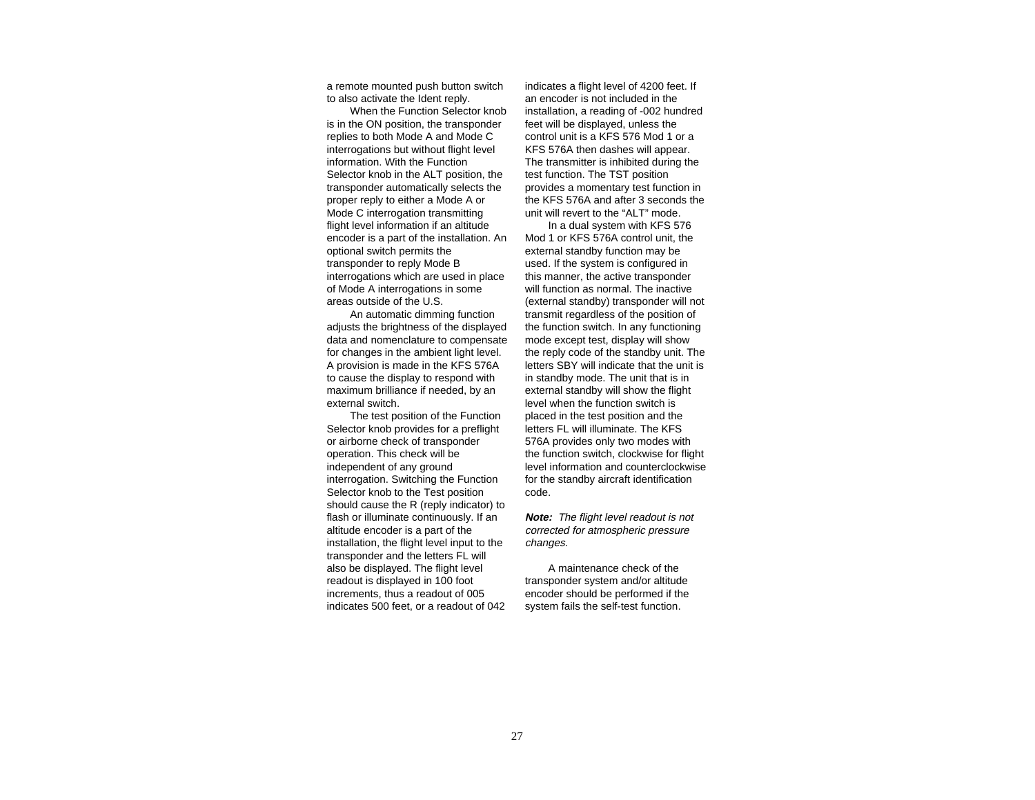a remote mounted push button switch to also activate the Ident reply.

When the Function Selector knob is in the ON position, the transponder replies to both Mode A and Mode C interrogations but without flight level information. With the Function Selector knob in the ALT position, the transponder automatically selects the proper reply to either a Mode A or Mode C interrogation transmitting flight level information if an altitude encoder is a part of the installation. An optional switch permits the transponder to reply Mode B interrogations which are used in place of Mode A interrogations in some areas outside of the U.S.

An automatic dimming function adjusts the brightness of the displayed data and nomenclature to compensate for changes in the ambient light level. A provision is made in the KFS 576A to cause the display to respond with maximum brilliance if needed, by an external switch.

The test position of the Function Selector knob provides for a preflight or airborne check of transponder operation. This check will be independent of any ground interrogation. Switching the Function Selector knob to the Test position should cause the R (reply indicator) to flash or illuminate continuously. If an altitude encoder is a part of the installation, the flight level input to the transponder and the letters FL will also be displayed. The flight level readout is displayed in 100 foot increments, thus a readout of 005 indicates 500 feet, or a readout of 042 indicates a flight level of 4200 feet. If an encoder is not included in the installation, a reading of -002 hundred feet will be displayed, unless the control unit is a KFS 576 Mod 1 or a KFS 576A then dashes will appear. The transmitter is inhibited during the test function. The TST position provides a momentary test function in the KFS 576A and after 3 seconds the unit will revert to the “ALT” mode.

In a dual system with KFS 576 Mod 1 or KFS 576A control unit, the external standby function may be used. If the system is configured in this manner, the active transponder will function as normal. The inactive (external standby) transponder will not transmit regardless of the position of the function switch. In any functioning mode except test, display will show the reply code of the standby unit. The letters SBY will indicate that the unit is in standby mode. The unit that is in external standby will show the flight level when the function switch is placed in the test position and the letters FL will illuminate. The KFS 576A provides only two modes with the function switch, clockwise for flight level information and counterclockwise for the standby aircraft identification code.

***Note:*** *The flight level readout is not corrected for atmospheric pressure changes.*

A maintenance check of the transponder system and/or altitude encoder should be performed if the system fails the self-test function.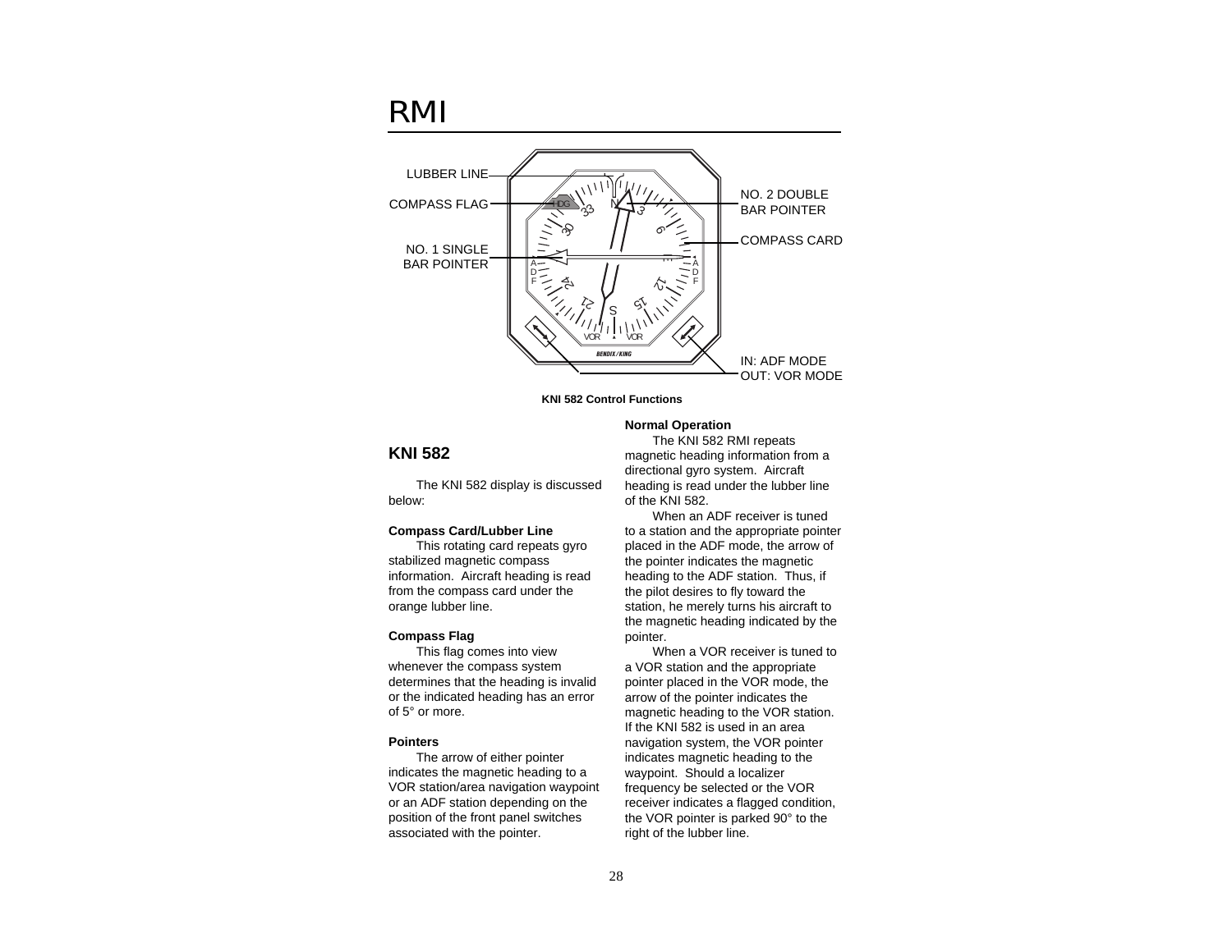# RMI

KNI 582 Control Functions

## KNI 582

The KNI 582 display is discussed below:

**Compass Card/Lubber Line**

This rotating card repeats gyro stabilized magnetic compass information. Aircraft heading is read from the compass card under the orange lubber line.

**Compass Flag**

This flag comes into view whenever the compass system determines that the heading is invalid or the indicated heading has an error of 5° or more.

**Pointers**

The arrow of either pointer indicates the magnetic heading to a VOR station/area navigation waypoint or an ADF station depending on the position of the front panel switches associated with the pointer.

**Normal Operation**

The KNI 582 RMI repeats magnetic heading information from a directional gyro system. Aircraft heading is read under the lubber line of the KNI 582.

When an ADF receiver is tuned to a station and the appropriate pointer placed in the ADF mode, the arrow of the pointer indicates the magnetic heading to the ADF station. Thus, if the pilot desires to fly toward the station, he merely turns his aircraft to the magnetic heading indicated by the pointer.

When a VOR receiver is tuned to a VOR station and the appropriate pointer placed in the VOR mode, the arrow of the pointer indicates the magnetic heading to the VOR station. If the KNI 582 is used in an area navigation system, the VOR pointer indicates magnetic heading to the waypoint. Should a localizer frequency be selected or the VOR receiver indicates a flagged condition, the VOR pointer is parked 90° to the right of the lubber line.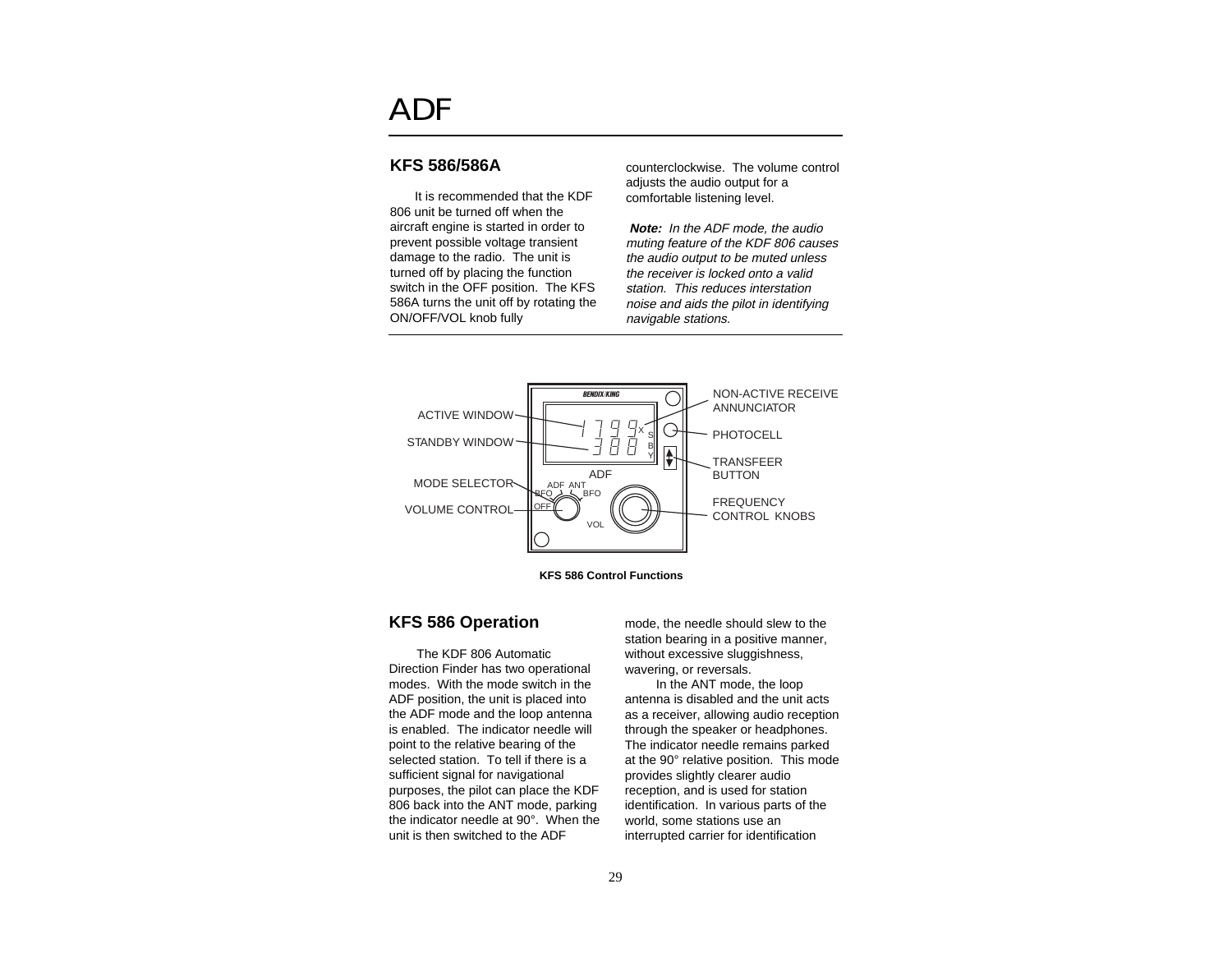# ADF

## KFS 586/586A

It is recommended that the KDF 806 unit be turned off when the aircraft engine is started in order to prevent possible voltage transient damage to the radio. The unit is turned off by placing the function switch in the OFF position. The KFS 586A turns the unit off by rotating the ON/OFF/VOL knob fully counterclockwise. The volume control adjusts the audio output for a comfortable listening level.

***Note:*** *In the ADF mode, the audio muting feature of the KDF 806 causes the audio output to be muted unless the receiver is locked onto a valid station. This reduces interstation noise and aids the pilot in identifying navigable stations.*

ACTIVE WINDOW

STANDBY WINDOW

MODE SELECTOR

VOLUME CONTROL

NON-ACTIVE RECEIVE ANNUNCIATOR

PHOTOCELL

TRANSFEER BUTTON

FREQUENCY CONTROL KNOBS

**KFS 586 Control Functions**

## KFS 586 Operation

The KDF 806 Automatic Direction Finder has two operational modes. With the mode switch in the ADF position, the unit is placed into the ADF mode and the loop antenna is enabled. The indicator needle will point to the relative bearing of the selected station. To tell if there is a sufficient signal for navigational purposes, the pilot can place the KDF 806 back into the ANT mode, parking the indicator needle at 90°. When the unit is then switched to the ADF mode, the needle should slew to the station bearing in a positive manner, without excessive sluggishness, wavering, or reversals.

In the ANT mode, the loop antenna is disabled and the unit acts as a receiver, allowing audio reception through the speaker or headphones. The indicator needle remains parked at the 90° relative position. This mode provides slightly clearer audio reception, and is used for station identification. In various parts of the world, some stations use an interrupted carrier for identification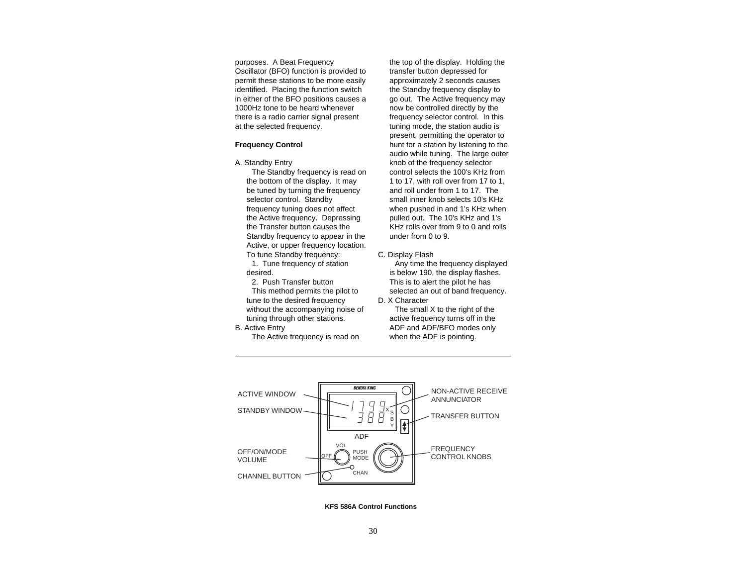purposes. A Beat Frequency Oscillator (BFO) function is provided to permit these stations to be more easily identified. Placing the function switch in either of the BFO positions causes a 1000Hz tone to be heard whenever there is a radio carrier signal present at the selected frequency.

**Frequency Control**

A. Standby Entry

The Standby frequency is read on the bottom of the display. It may be tuned by turning the frequency selector control. Standby frequency tuning does not affect the Active frequency. Depressing the Transfer button causes the Standby frequency to appear in the Active, or upper frequency location. To tune Standby frequency:

1. Tune frequency of station desired.
2. Push Transfer button

This method permits the pilot to tune to the desired frequency without the accompanying noise of tuning through other stations.

B. Active Entry

The Active frequency is read on the top of the display. Holding the transfer button depressed for approximately 2 seconds causes the Standby frequency display to go out. The Active frequency may now be controlled directly by the frequency selector control. In this tuning mode, the station audio is present, permitting the operator to hunt for a station by listening to the audio while tuning. The large outer knob of the frequency selector control selects the 100's KHz from 1 to 17, with roll over from 17 to 1, and roll under from 1 to 17. The small inner knob selects 10's KHz when pushed in and 1's KHz when pulled out. The 10's KHz and 1's KHz rolls over from 9 to 0 and rolls under from 0 to 9.

C. Display Flash

Any time the frequency displayed is below 190, the display flashes. This is to alert the pilot he has selected an out of band frequency.

D. X Character

The small X to the right of the active frequency turns off in the ADF and ADF/BFO modes only when the ADF is pointing.

---

ACTIVE WINDOW
STANDBY WINDOW
OFF/ON/MODE VOLUME
CHANNEL BUTTON
NON-ACTIVE RECEIVE ANNUNCIATOR
TRANSFER BUTTON
FREQUENCY CONTROL KNOBS

**KFS 586A Control Functions**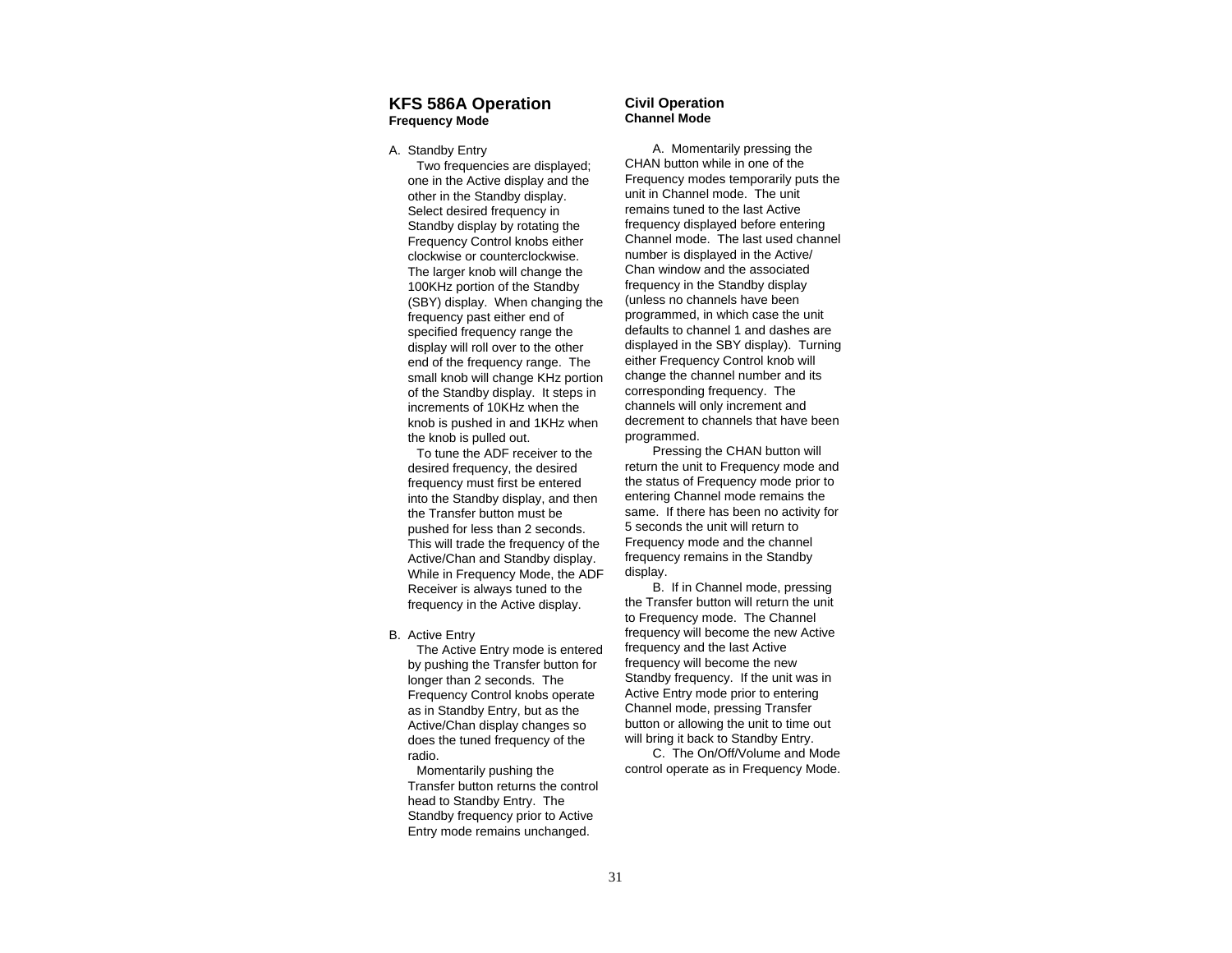## KFS 586A Operation

### Frequency Mode

A. Standby Entry

Two frequencies are displayed; one in the Active display and the other in the Standby display. Select desired frequency in Standby display by rotating the Frequency Control knobs either clockwise or counterclockwise. The larger knob will change the 100KHz portion of the Standby (SBY) display. When changing the frequency past either end of specified frequency range the display will roll over to the other end of the frequency range. The small knob will change KHz portion of the Standby display. It steps in increments of 10KHz when the knob is pushed in and 1KHz when the knob is pulled out.

To tune the ADF receiver to the desired frequency, the desired frequency must first be entered into the Standby display, and then the Transfer button must be pushed for less than 2 seconds. This will trade the frequency of the Active/Chan and Standby display. While in Frequency Mode, the ADF Receiver is always tuned to the frequency in the Active display.

B. Active Entry

The Active Entry mode is entered by pushing the Transfer button for longer than 2 seconds. The Frequency Control knobs operate as in Standby Entry, but as the Active/Chan display changes so does the tuned frequency of the radio.

Momentarily pushing the Transfer button returns the control head to Standby Entry. The Standby frequency prior to Active Entry mode remains unchanged.

### Civil Operation

### Channel Mode

A. Momentarily pressing the CHAN button while in one of the Frequency modes temporarily puts the unit in Channel mode. The unit remains tuned to the last Active frequency displayed before entering Channel mode. The last used channel number is displayed in the Active/ Chan window and the associated frequency in the Standby display (unless no channels have been programmed, in which case the unit defaults to channel 1 and dashes are displayed in the SBY display). Turning either Frequency Control knob will change the channel number and its corresponding frequency. The channels will only increment and decrement to channels that have been programmed.

Pressing the CHAN button will return the unit to Frequency mode and the status of Frequency mode prior to entering Channel mode remains the same. If there has been no activity for 5 seconds the unit will return to Frequency mode and the channel frequency remains in the Standby display.

B. If in Channel mode, pressing the Transfer button will return the unit to Frequency mode. The Channel frequency will become the new Active frequency and the last Active frequency will become the new Standby frequency. If the unit was in Active Entry mode prior to entering Channel mode, pressing Transfer button or allowing the unit to time out will bring it back to Standby Entry.

C. The On/Off/Volume and Mode control operate as in Frequency Mode.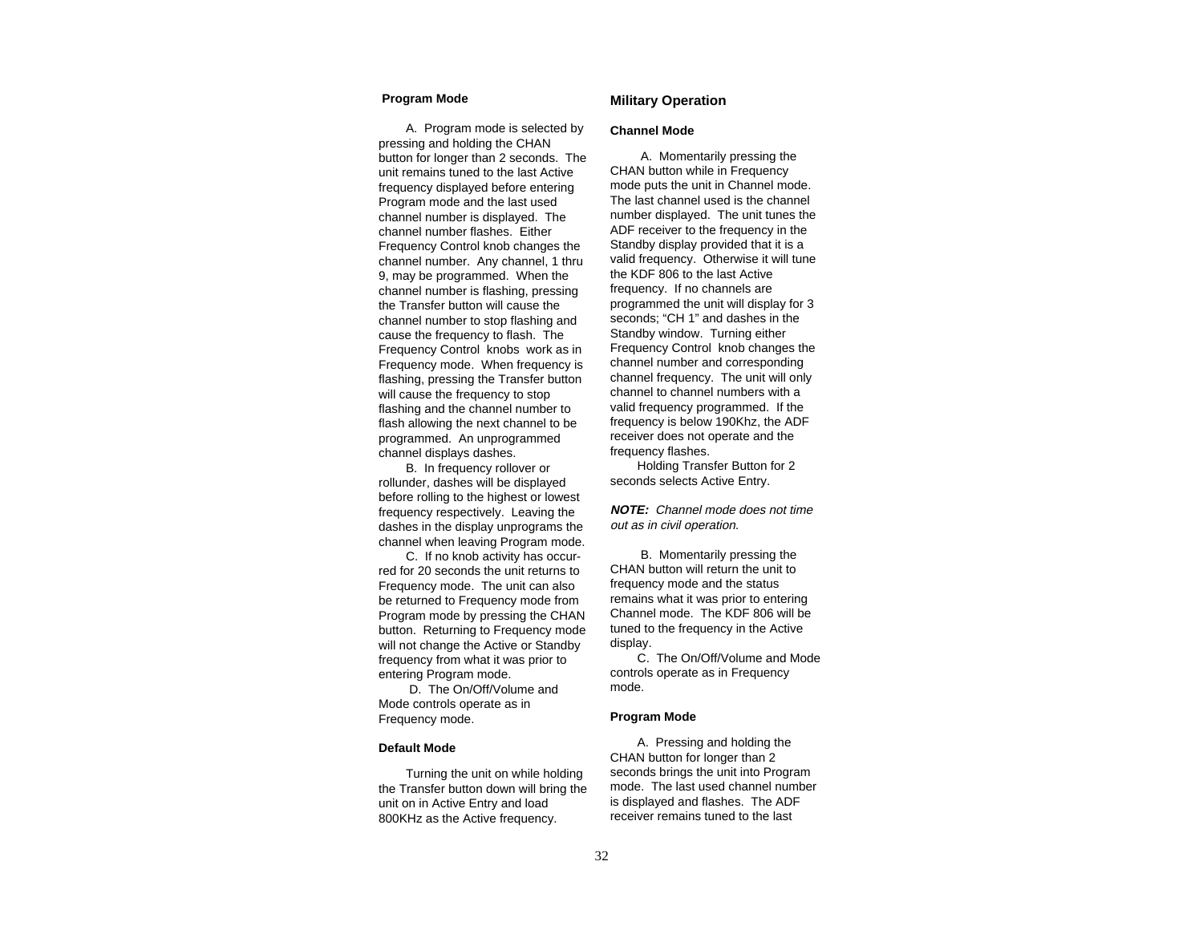### Program Mode

A. Program mode is selected by pressing and holding the CHAN button for longer than 2 seconds. The unit remains tuned to the last Active frequency displayed before entering Program mode and the last used channel number is displayed. The channel number flashes. Either Frequency Control knob changes the channel number. Any channel, 1 thru 9, may be programmed. When the channel number is flashing, pressing the Transfer button will cause the channel number to stop flashing and cause the frequency to flash. The Frequency Control knobs work as in Frequency mode. When frequency is flashing, pressing the Transfer button will cause the frequency to stop flashing and the channel number to flash allowing the next channel to be programmed. An unprogrammed channel displays dashes.

B. In frequency rollover or rollunder, dashes will be displayed before rolling to the highest or lowest frequency respectively. Leaving the dashes in the display unprograms the channel when leaving Program mode.

C. If no knob activity has occurred for 20 seconds the unit returns to Frequency mode. The unit can also be returned to Frequency mode from Program mode by pressing the CHAN button. Returning to Frequency mode will not change the Active or Standby frequency from what it was prior to entering Program mode.

D. The On/Off/Volume and Mode controls operate as in Frequency mode.

### Default Mode

Turning the unit on while holding the Transfer button down will bring the unit on in Active Entry and load 800KHz as the Active frequency.

## Military Operation

### Channel Mode

A. Momentarily pressing the CHAN button while in Frequency mode puts the unit in Channel mode. The last channel used is the channel number displayed. The unit tunes the ADF receiver to the frequency in the Standby display provided that it is a valid frequency. Otherwise it will tune the KDF 806 to the last Active frequency. If no channels are programmed the unit will display for 3 seconds; “CH 1” and dashes in the Standby window. Turning either Frequency Control knob changes the channel number and corresponding channel frequency. The unit will only channel to channel numbers with a valid frequency programmed. If the frequency is below 190Khz, the ADF receiver does not operate and the frequency flashes.

Holding Transfer Button for 2 seconds selects Active Entry.

***NOTE:*** *Channel mode does not time out as in civil operation.*

B. Momentarily pressing the CHAN button will return the unit to frequency mode and the status remains what it was prior to entering Channel mode. The KDF 806 will be tuned to the frequency in the Active display.

C. The On/Off/Volume and Mode controls operate as in Frequency mode.

### Program Mode

A. Pressing and holding the CHAN button for longer than 2 seconds brings the unit into Program mode. The last used channel number is displayed and flashes. The ADF receiver remains tuned to the last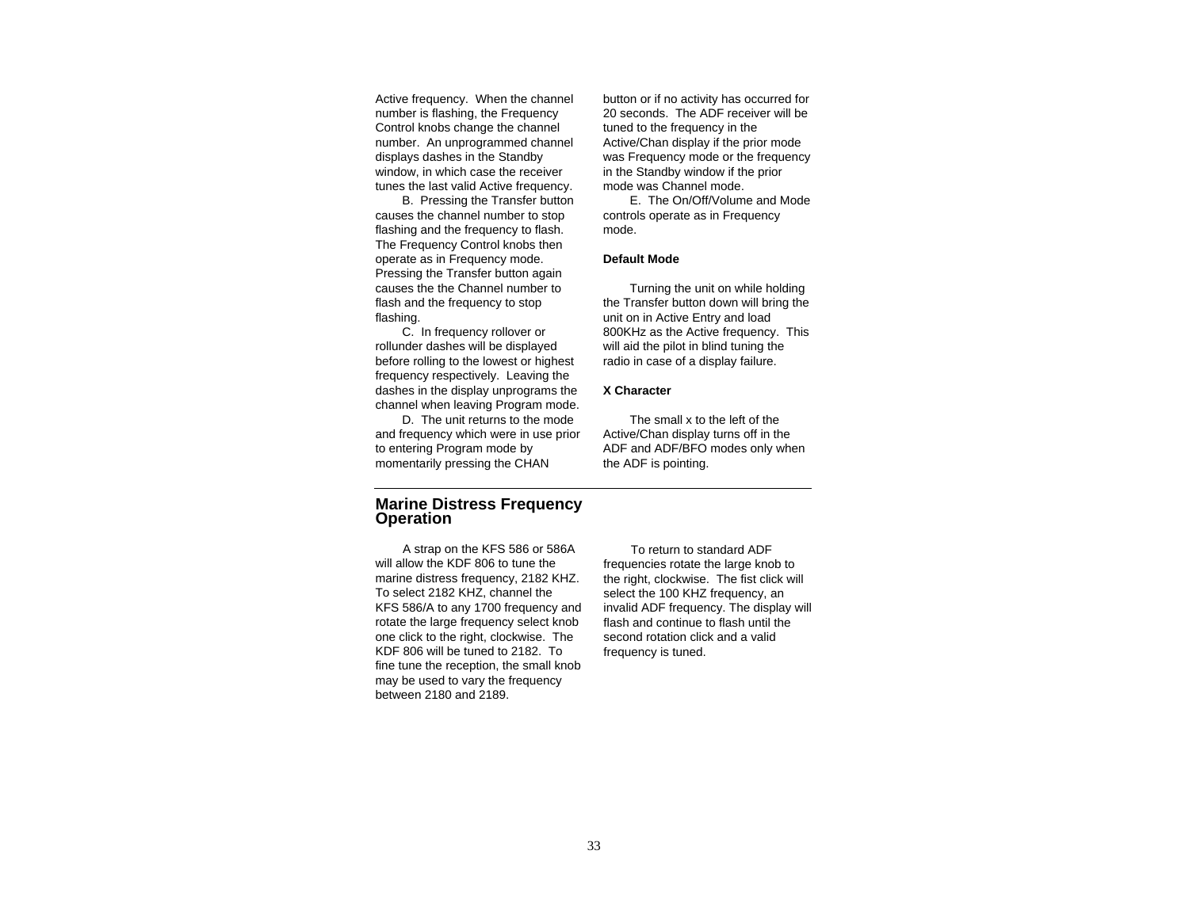Active frequency. When the channel number is flashing, the Frequency Control knobs change the channel number. An unprogrammed channel displays dashes in the Standby window, in which case the receiver tunes the last valid Active frequency.

B. Pressing the Transfer button causes the channel number to stop flashing and the frequency to flash. The Frequency Control knobs then operate as in Frequency mode. Pressing the Transfer button again causes the the Channel number to flash and the frequency to stop flashing.

C. In frequency rollover or rollunder dashes will be displayed before rolling to the lowest or highest frequency respectively. Leaving the dashes in the display unprograms the channel when leaving Program mode.

D. The unit returns to the mode and frequency which were in use prior to entering Program mode by momentarily pressing the CHAN button or if no activity has occurred for 20 seconds. The ADF receiver will be tuned to the frequency in the Active/Chan display if the prior mode was Frequency mode or the frequency in the Standby window if the prior mode was Channel mode.

E. The On/Off/Volume and Mode controls operate as in Frequency mode.

**Default Mode**

Turning the unit on while holding the Transfer button down will bring the unit on in Active Entry and load 800KHz as the Active frequency. This will aid the pilot in blind tuning the radio in case of a display failure.

**X Character**

The small x to the left of the Active/Chan display turns off in the ADF and ADF/BFO modes only when the ADF is pointing.

## Marine Distress Frequency Operation

A strap on the KFS 586 or 586A will allow the KDF 806 to tune the marine distress frequency, 2182 KHZ. To select 2182 KHZ, channel the KFS 586/A to any 1700 frequency and rotate the large frequency select knob one click to the right, clockwise. The KDF 806 will be tuned to 2182. To fine tune the reception, the small knob may be used to vary the frequency between 2180 and 2189.

To return to standard ADF frequencies rotate the large knob to the right, clockwise. The fist click will select the 100 KHZ frequency, an invalid ADF frequency. The display will flash and continue to flash until the second rotation click and a valid frequency is tuned.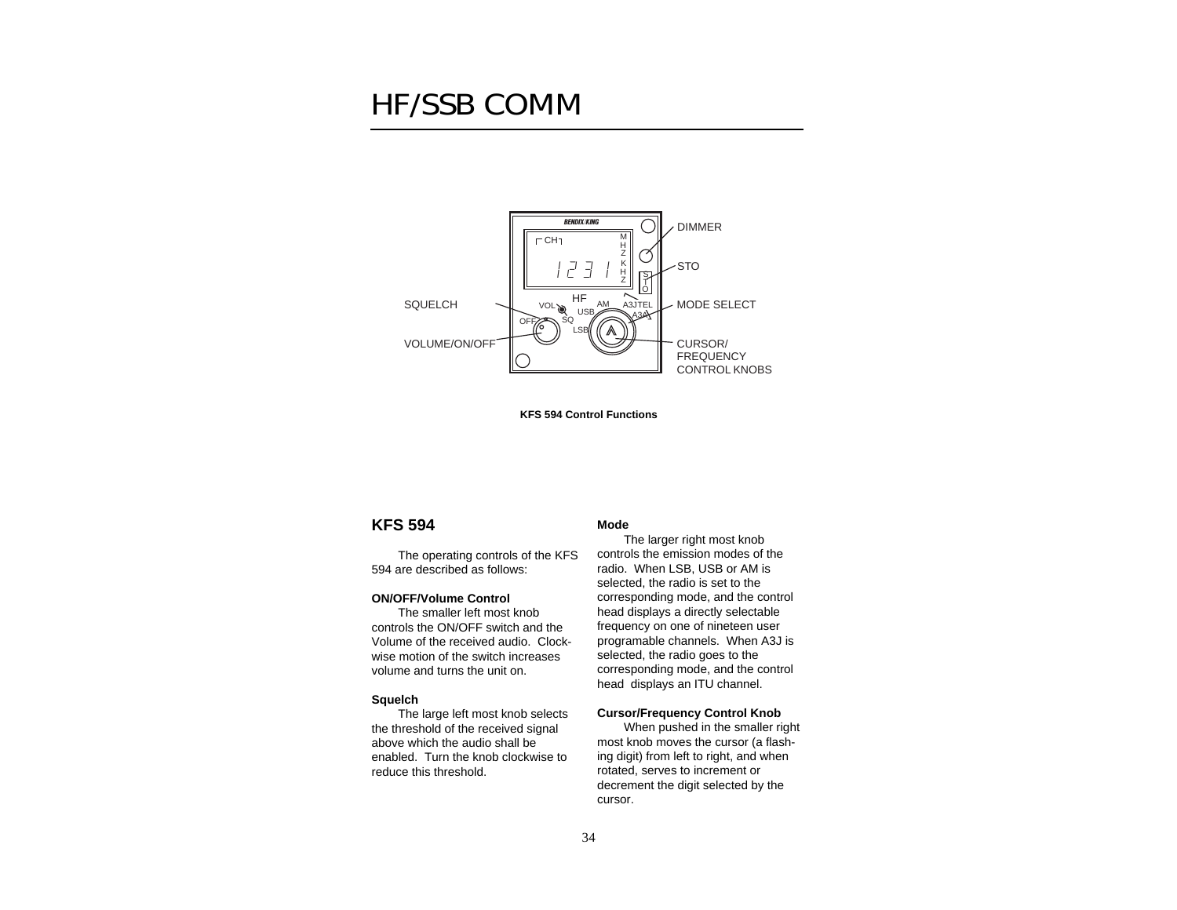# HF/SSB COMM

KFS 594 Control Functions

## KFS 594

The operating controls of the KFS 594 are described as follows:

**ON/OFF/Volume Control**

The smaller left most knob controls the ON/OFF switch and the Volume of the received audio. Clock-wise motion of the switch increases volume and turns the unit on.

**Squelch**

The large left most knob selects the threshold of the received signal above which the audio shall be enabled. Turn the knob clockwise to reduce this threshold.

**Mode**

The larger right most knob controls the emission modes of the radio. When LSB, USB or AM is selected, the radio is set to the corresponding mode, and the control head displays a directly selectable frequency on one of nineteen user programable channels. When A3J is selected, the radio goes to the corresponding mode, and the control head displays an ITU channel.

**Cursor/Frequency Control Knob**

When pushed in the smaller right most knob moves the cursor (a flash-ing digit) from left to right, and when rotated, serves to increment or decrement the digit selected by the cursor.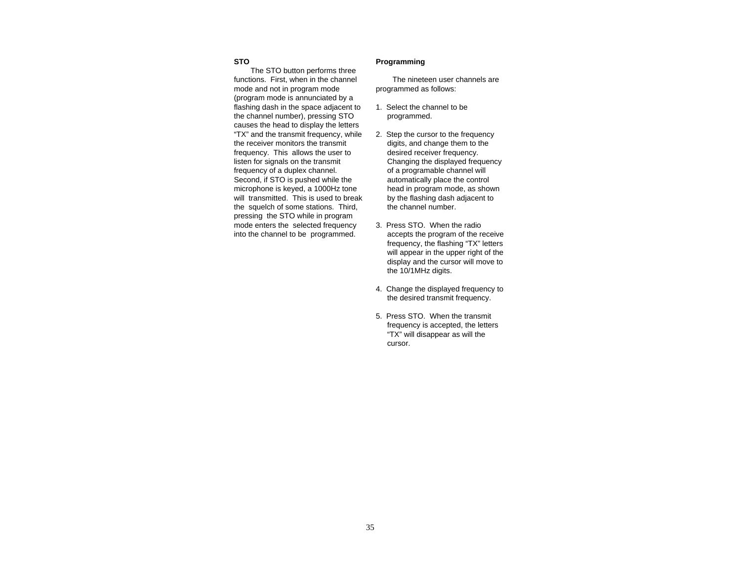**STO**

The STO button performs three functions. First, when in the channel mode and not in program mode (program mode is annunciated by a flashing dash in the space adjacent to the channel number), pressing STO causes the head to display the letters “TX” and the transmit frequency, while the receiver monitors the transmit frequency. This allows the user to listen for signals on the transmit frequency of a duplex channel. Second, if STO is pushed while the microphone is keyed, a 1000Hz tone will transmitted. This is used to break the squelch of some stations. Third, pressing the STO while in program mode enters the selected frequency into the channel to be programmed.

**Programming**

The nineteen user channels are programmed as follows:

1. Select the channel to be programmed.

2. Step the cursor to the frequency digits, and change them to the desired receiver frequency. Changing the displayed frequency of a programable channel will automatically place the control head in program mode, as shown by the flashing dash adjacent to the channel number.

3. Press STO. When the radio accepts the program of the receive frequency, the flashing “TX” letters will appear in the upper right of the display and the cursor will move to the 10/1MHz digits.

4. Change the displayed frequency to the desired transmit frequency.

5. Press STO. When the transmit frequency is accepted, the letters “TX” will disappear as will the cursor.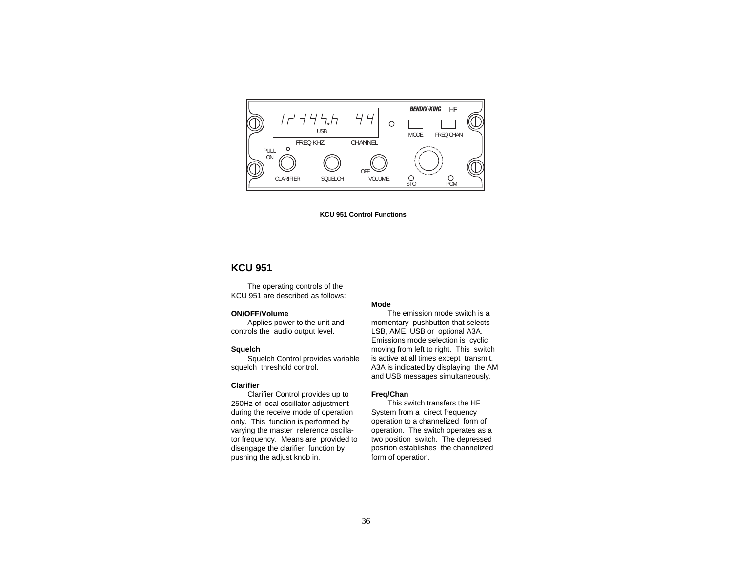KCU 951 Control Functions

## KCU 951

The operating controls of the KCU 951 are described as follows:

**ON/OFF/Volume**

Applies power to the unit and controls the audio output level.

**Squelch**

Squelch Control provides variable squelch threshold control.

**Clarifier**

Clarifier Control provides up to 250Hz of local oscillator adjustment during the receive mode of operation only. This function is performed by varying the master reference oscillator frequency. Means are provided to disengage the clarifier function by pushing the adjust knob in.

**Mode**

The emission mode switch is a momentary pushbutton that selects LSB, AME, USB or optional A3A. Emissions mode selection is cyclic moving from left to right. This switch is active at all times except transmit. A3A is indicated by displaying the AM and USB messages simultaneously.

**Freq/Chan**

This switch transfers the HF System from a direct frequency operation to a channelized form of operation. The switch operates as a two position switch. The depressed position establishes the channelized form of operation.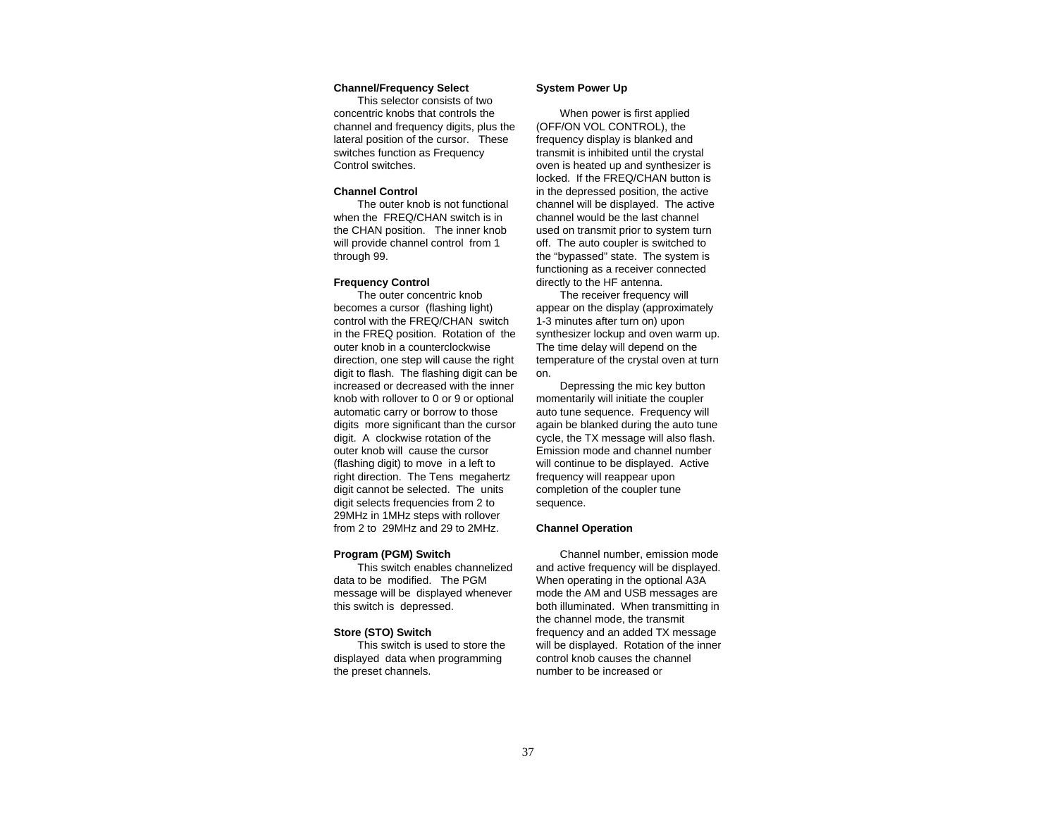**Channel/Frequency Select**

This selector consists of two concentric knobs that controls the channel and frequency digits, plus the lateral position of the cursor. These switches function as Frequency Control switches.

**Channel Control**

The outer knob is not functional when the FREQ/CHAN switch is in the CHAN position. The inner knob will provide channel control from 1 through 99.

**Frequency Control**

The outer concentric knob becomes a cursor (flashing light) control with the FREQ/CHAN switch in the FREQ position. Rotation of the outer knob in a counterclockwise direction, one step will cause the right digit to flash. The flashing digit can be increased or decreased with the inner knob with rollover to 0 or 9 or optional automatic carry or borrow to those digits more significant than the cursor digit. A clockwise rotation of the outer knob will cause the cursor (flashing digit) to move in a left to right direction. The Tens megahertz digit cannot be selected. The units digit selects frequencies from 2 to 29MHz in 1MHz steps with rollover from 2 to 29MHz and 29 to 2MHz.

**Program (PGM) Switch**

This switch enables channelized data to be modified. The PGM message will be displayed whenever this switch is depressed.

**Store (STO) Switch**

This switch is used to store the displayed data when programming the preset channels.

**System Power Up**

When power is first applied (OFF/ON VOL CONTROL), the frequency display is blanked and transmit is inhibited until the crystal oven is heated up and synthesizer is locked. If the FREQ/CHAN button is in the depressed position, the active channel will be displayed. The active channel would be the last channel used on transmit prior to system turn off. The auto coupler is switched to the "bypassed" state. The system is functioning as a receiver connected directly to the HF antenna.

The receiver frequency will appear on the display (approximately 1-3 minutes after turn on) upon synthesizer lockup and oven warm up. The time delay will depend on the temperature of the crystal oven at turn on.

Depressing the mic key button momentarily will initiate the coupler auto tune sequence. Frequency will again be blanked during the auto tune cycle, the TX message will also flash. Emission mode and channel number will continue to be displayed. Active frequency will reappear upon completion of the coupler tune sequence.

**Channel Operation**

Channel number, emission mode and active frequency will be displayed. When operating in the optional A3A mode the AM and USB messages are both illuminated. When transmitting in the channel mode, the transmit frequency and an added TX message will be displayed. Rotation of the inner control knob causes the channel number to be increased or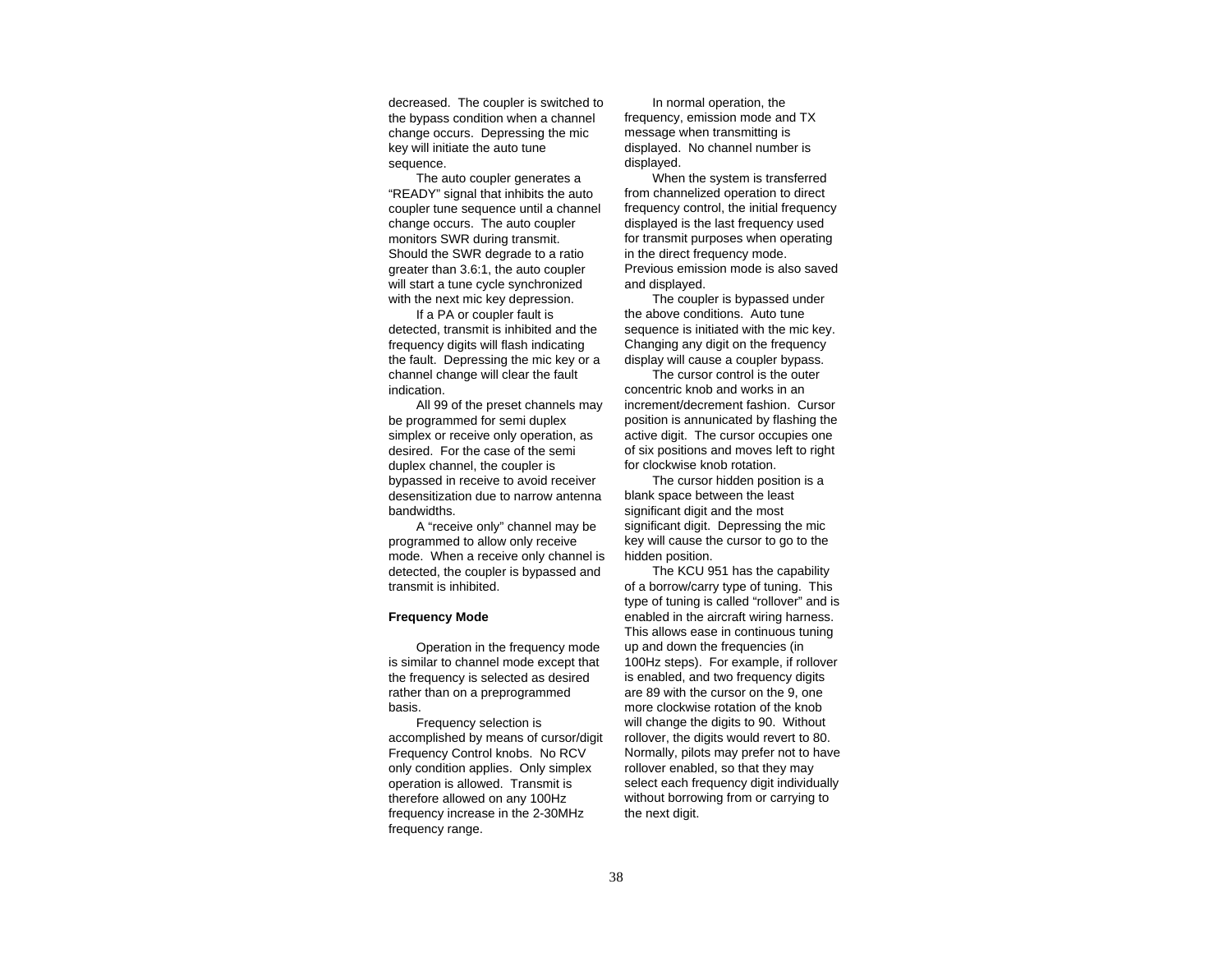decreased. The coupler is switched to the bypass condition when a channel change occurs. Depressing the mic key will initiate the auto tune sequence.

The auto coupler generates a "READY" signal that inhibits the auto coupler tune sequence until a channel change occurs. The auto coupler monitors SWR during transmit. Should the SWR degrade to a ratio greater than 3.6:1, the auto coupler will start a tune cycle synchronized with the next mic key depression.

If a PA or coupler fault is detected, transmit is inhibited and the frequency digits will flash indicating the fault. Depressing the mic key or a channel change will clear the fault indication.

All 99 of the preset channels may be programmed for semi duplex simplex or receive only operation, as desired. For the case of the semi duplex channel, the coupler is bypassed in receive to avoid receiver desensitization due to narrow antenna bandwidths.

A "receive only" channel may be programmed to allow only receive mode. When a receive only channel is detected, the coupler is bypassed and transmit is inhibited.

**Frequency Mode**

Operation in the frequency mode is similar to channel mode except that the frequency is selected as desired rather than on a preprogrammed basis.

Frequency selection is accomplished by means of cursor/digit Frequency Control knobs. No RCV only condition applies. Only simplex operation is allowed. Transmit is therefore allowed on any 100Hz frequency increase in the 2-30MHz frequency range.

In normal operation, the frequency, emission mode and TX message when transmitting is displayed. No channel number is displayed.

When the system is transferred from channelized operation to direct frequency control, the initial frequency displayed is the last frequency used for transmit purposes when operating in the direct frequency mode. Previous emission mode is also saved and displayed.

The coupler is bypassed under the above conditions. Auto tune sequence is initiated with the mic key. Changing any digit on the frequency display will cause a coupler bypass.

The cursor control is the outer concentric knob and works in an increment/decrement fashion. Cursor position is annunicated by flashing the active digit. The cursor occupies one of six positions and moves left to right for clockwise knob rotation.

The cursor hidden position is a blank space between the least significant digit and the most significant digit. Depressing the mic key will cause the cursor to go to the hidden position.

The KCU 951 has the capability of a borrow/carry type of tuning. This type of tuning is called "rollover" and is enabled in the aircraft wiring harness. This allows ease in continuous tuning up and down the frequencies (in 100Hz steps). For example, if rollover is enabled, and two frequency digits are 89 with the cursor on the 9, one more clockwise rotation of the knob will change the digits to 90. Without rollover, the digits would revert to 80. Normally, pilots may prefer not to have rollover enabled, so that they may select each frequency digit individually without borrowing from or carrying to the next digit.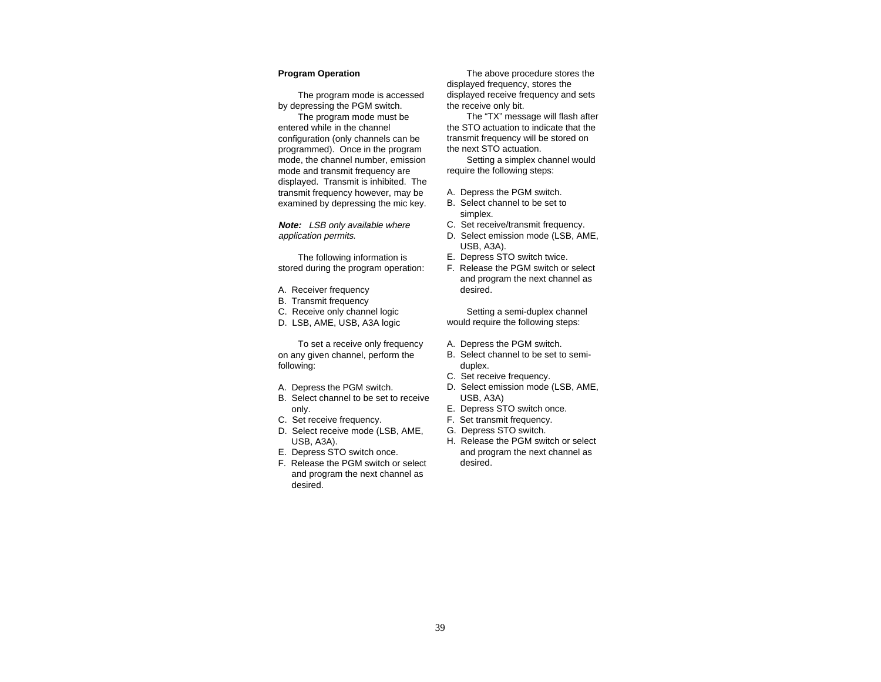**Program Operation**

The program mode is accessed by depressing the PGM switch.

The program mode must be entered while in the channel configuration (only channels can be programmed). Once in the program mode, the channel number, emission mode and transmit frequency are displayed. Transmit is inhibited. The transmit frequency however, may be examined by depressing the mic key.

***Note:*** *LSB only available where application permits.*

The following information is stored during the program operation:

A. Receiver frequency
B. Transmit frequency
C. Receive only channel logic
D. LSB, AME, USB, A3A logic

To set a receive only frequency on any given channel, perform the following:

A. Depress the PGM switch.
B. Select channel to be set to receive only.
C. Set receive frequency.
D. Select receive mode (LSB, AME, USB, A3A).
E. Depress STO switch once.
F. Release the PGM switch or select and program the next channel as desired.

The above procedure stores the displayed frequency, stores the displayed receive frequency and sets the receive only bit.

The "TX" message will flash after the STO actuation to indicate that the transmit frequency will be stored on the next STO actuation.

Setting a simplex channel would require the following steps:

A. Depress the PGM switch.
B. Select channel to be set to simplex.
C. Set receive/transmit frequency.
D. Select emission mode (LSB, AME, USB, A3A).
E. Depress STO switch twice.
F. Release the PGM switch or select and program the next channel as desired.

Setting a semi-duplex channel would require the following steps:

A. Depress the PGM switch.
B. Select channel to be set to semi-duplex.
C. Set receive frequency.
D. Select emission mode (LSB, AME, USB, A3A)
E. Depress STO switch once.
F. Set transmit frequency.
G. Depress STO switch.
H. Release the PGM switch or select and program the next channel as desired.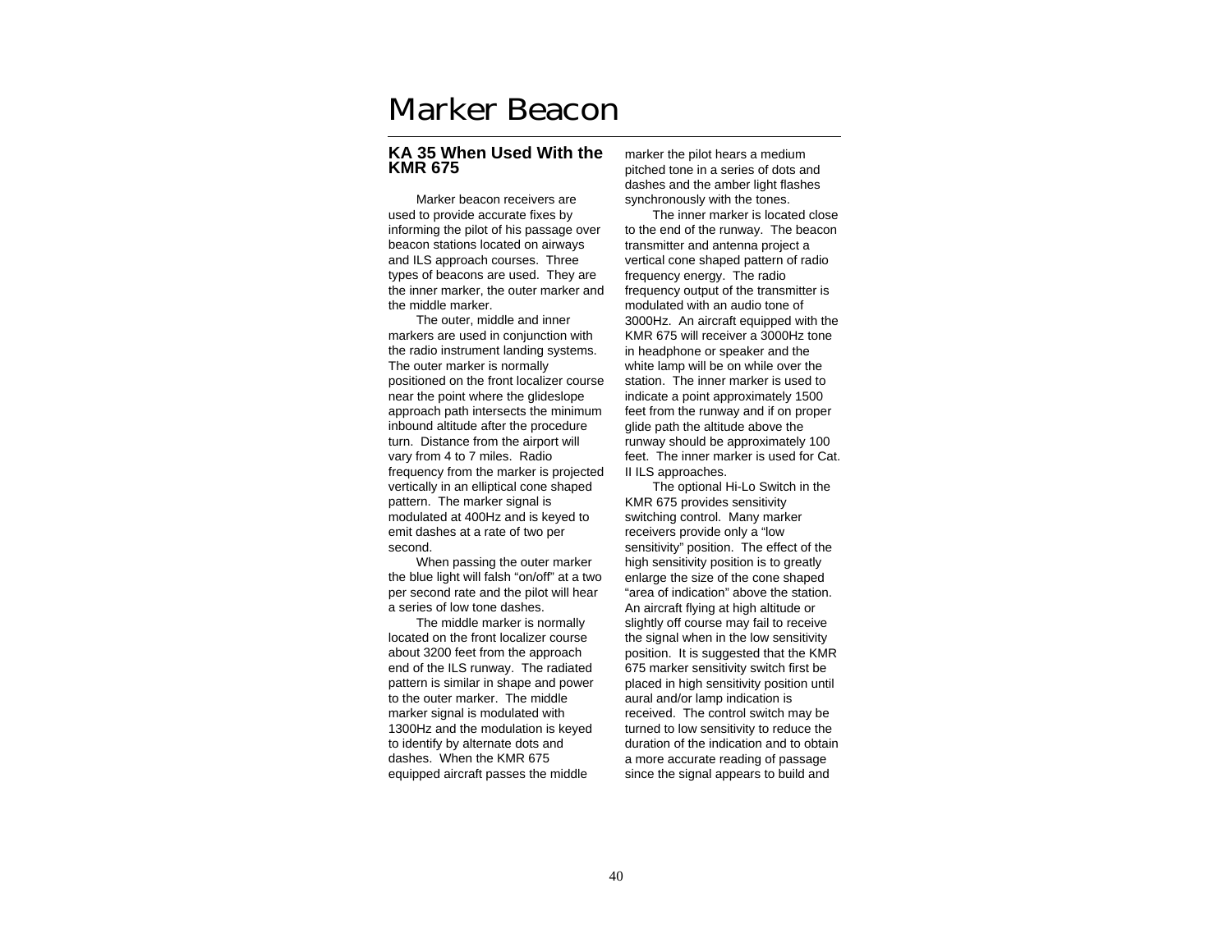# Marker Beacon

## KA 35 When Used With the KMR 675

Marker beacon receivers are used to provide accurate fixes by informing the pilot of his passage over beacon stations located on airways and ILS approach courses. Three types of beacons are used. They are the inner marker, the outer marker and the middle marker.

The outer, middle and inner markers are used in conjunction with the radio instrument landing systems. The outer marker is normally positioned on the front localizer course near the point where the glideslope approach path intersects the minimum inbound altitude after the procedure turn. Distance from the airport will vary from 4 to 7 miles. Radio frequency from the marker is projected vertically in an elliptical cone shaped pattern. The marker signal is modulated at 400Hz and is keyed to emit dashes at a rate of two per second.

When passing the outer marker the blue light will falsh "on/off" at a two per second rate and the pilot will hear a series of low tone dashes.

The middle marker is normally located on the front localizer course about 3200 feet from the approach end of the ILS runway. The radiated pattern is similar in shape and power to the outer marker. The middle marker signal is modulated with 1300Hz and the modulation is keyed to identify by alternate dots and dashes. When the KMR 675 equipped aircraft passes the middle marker the pilot hears a medium pitched tone in a series of dots and dashes and the amber light flashes synchronously with the tones.

The inner marker is located close to the end of the runway. The beacon transmitter and antenna project a vertical cone shaped pattern of radio frequency energy. The radio frequency output of the transmitter is modulated with an audio tone of 3000Hz. An aircraft equipped with the KMR 675 will receiver a 3000Hz tone in headphone or speaker and the white lamp will be on while over the station. The inner marker is used to indicate a point approximately 1500 feet from the runway and if on proper glide path the altitude above the runway should be approximately 100 feet. The inner marker is used for Cat. II ILS approaches.

The optional Hi-Lo Switch in the KMR 675 provides sensitivity switching control. Many marker receivers provide only a "low sensitivity" position. The effect of the high sensitivity position is to greatly enlarge the size of the cone shaped "area of indication" above the station. An aircraft flying at high altitude or slightly off course may fail to receive the signal when in the low sensitivity position. It is suggested that the KMR 675 marker sensitivity switch first be placed in high sensitivity position until aural and/or lamp indication is received. The control switch may be turned to low sensitivity to reduce the duration of the indication and to obtain a more accurate reading of passage since the signal appears to build and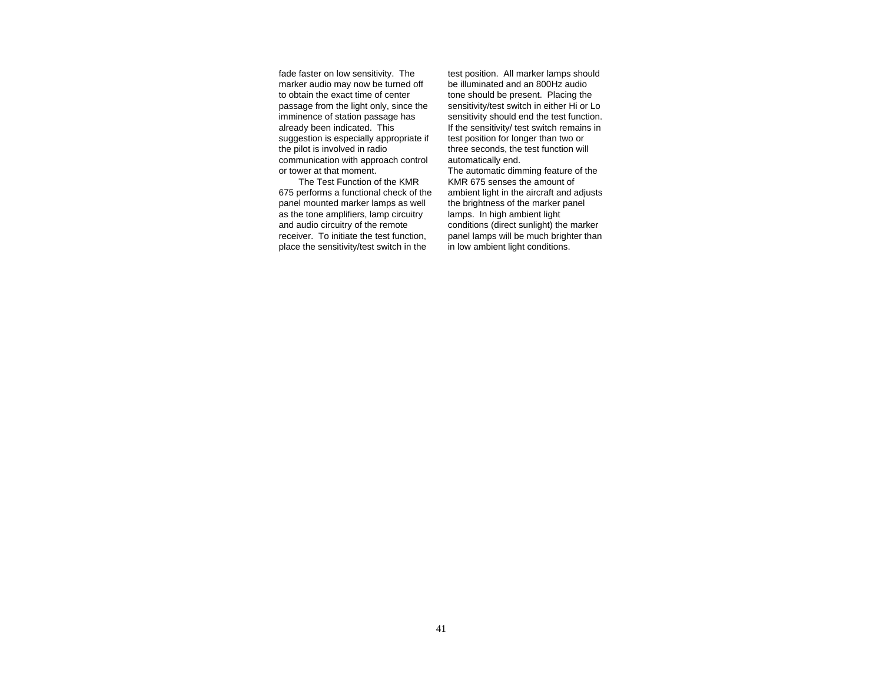fade faster on low sensitivity. The marker audio may now be turned off to obtain the exact time of center passage from the light only, since the imminence of station passage has already been indicated. This suggestion is especially appropriate if the pilot is involved in radio communication with approach control or tower at that moment.

The Test Function of the KMR 675 performs a functional check of the panel mounted marker lamps as well as the tone amplifiers, lamp circuitry and audio circuitry of the remote receiver. To initiate the test function, place the sensitivity/test switch in the test position. All marker lamps should be illuminated and an 800Hz audio tone should be present. Placing the sensitivity/test switch in either Hi or Lo sensitivity should end the test function. If the sensitivity/ test switch remains in test position for longer than two or three seconds, the test function will automatically end.

The automatic dimming feature of the KMR 675 senses the amount of ambient light in the aircraft and adjusts the brightness of the marker panel lamps. In high ambient light conditions (direct sunlight) the marker panel lamps will be much brighter than in low ambient light conditions.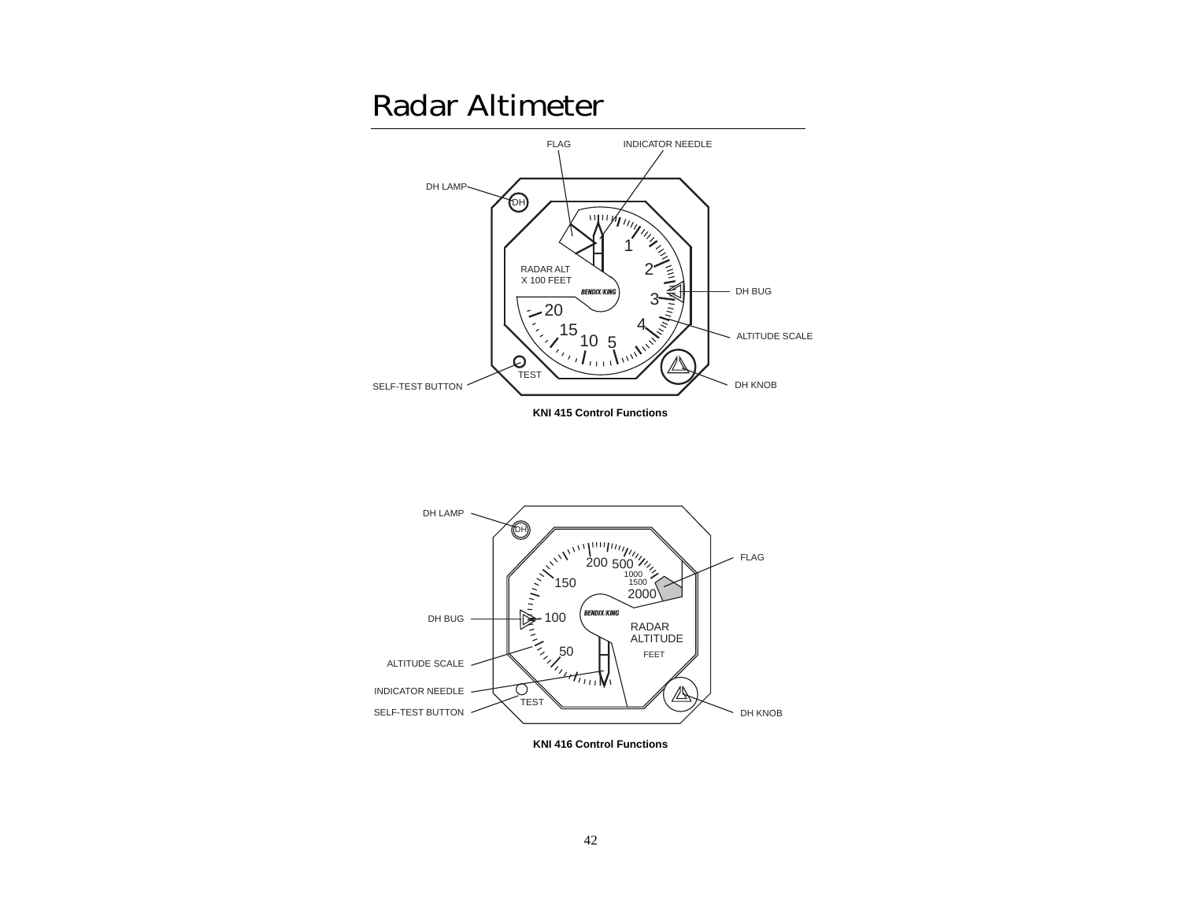# Radar Altimeter

FLAG

INDICATOR NEEDLE

DH LAMP

DH

RADAR ALT X 100 FEET

BENDIX/KING

DH BUG

ALTITUDE SCALE

TEST

SELF-TEST BUTTON

DH KNOB

**KNI 415 Control Functions**

DH LAMP

DH

FLAG

BENDIX/KING

DH BUG

RADAR ALTITUDE FEET

ALTITUDE SCALE

INDICATOR NEEDLE

TEST

SELF-TEST BUTTON

DH KNOB

**KNI 416 Control Functions**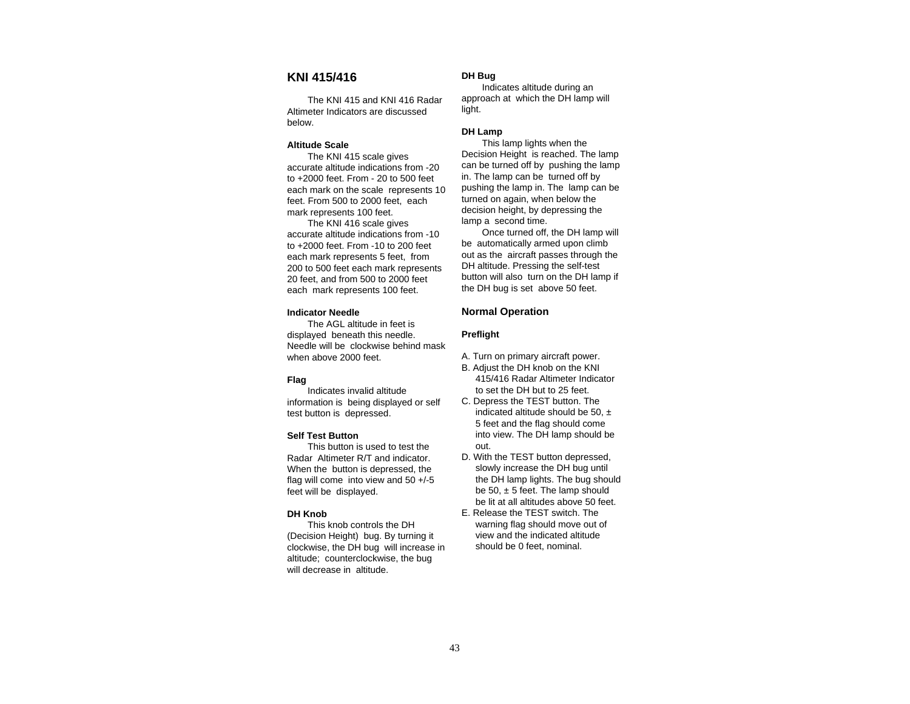## KNI 415/416

The KNI 415 and KNI 416 Radar Altimeter Indicators are discussed below.

**Altitude Scale**

The KNI 415 scale gives accurate altitude indications from -20 to +2000 feet. From - 20 to 500 feet each mark on the scale represents 10 feet. From 500 to 2000 feet, each mark represents 100 feet.

The KNI 416 scale gives accurate altitude indications from -10 to +2000 feet. From -10 to 200 feet each mark represents 5 feet, from 200 to 500 feet each mark represents 20 feet, and from 500 to 2000 feet each mark represents 100 feet.

**Indicator Needle**

The AGL altitude in feet is displayed beneath this needle. Needle will be clockwise behind mask when above 2000 feet.

**Flag**

Indicates invalid altitude information is being displayed or self test button is depressed.

**Self Test Button**

This button is used to test the Radar Altimeter R/T and indicator. When the button is depressed, the flag will come into view and 50 +/-5 feet will be displayed.

**DH Knob**

This knob controls the DH (Decision Height) bug. By turning it clockwise, the DH bug will increase in altitude; counterclockwise, the bug will decrease in altitude.

**DH Bug**

Indicates altitude during an approach at which the DH lamp will light.

**DH Lamp**

This lamp lights when the Decision Height is reached. The lamp can be turned off by pushing the lamp in. The lamp can be turned off by pushing the lamp in. The lamp can be turned on again, when below the decision height, by depressing the lamp a second time.

Once turned off, the DH lamp will be automatically armed upon climb out as the aircraft passes through the DH altitude. Pressing the self-test button will also turn on the DH lamp if the DH bug is set above 50 feet.

### Normal Operation

**Preflight**

A. Turn on primary aircraft power.
B. Adjust the DH knob on the KNI 415/416 Radar Altimeter Indicator to set the DH but to 25 feet.
C. Depress the TEST button. The indicated altitude should be 50, ± 5 feet and the flag should come into view. The DH lamp should be out.
D. With the TEST button depressed, slowly increase the DH bug until the DH lamp lights. The bug should be 50, ± 5 feet. The lamp should be lit at all altitudes above 50 feet.
E. Release the TEST switch. The warning flag should move out of view and the indicated altitude should be 0 feet, nominal.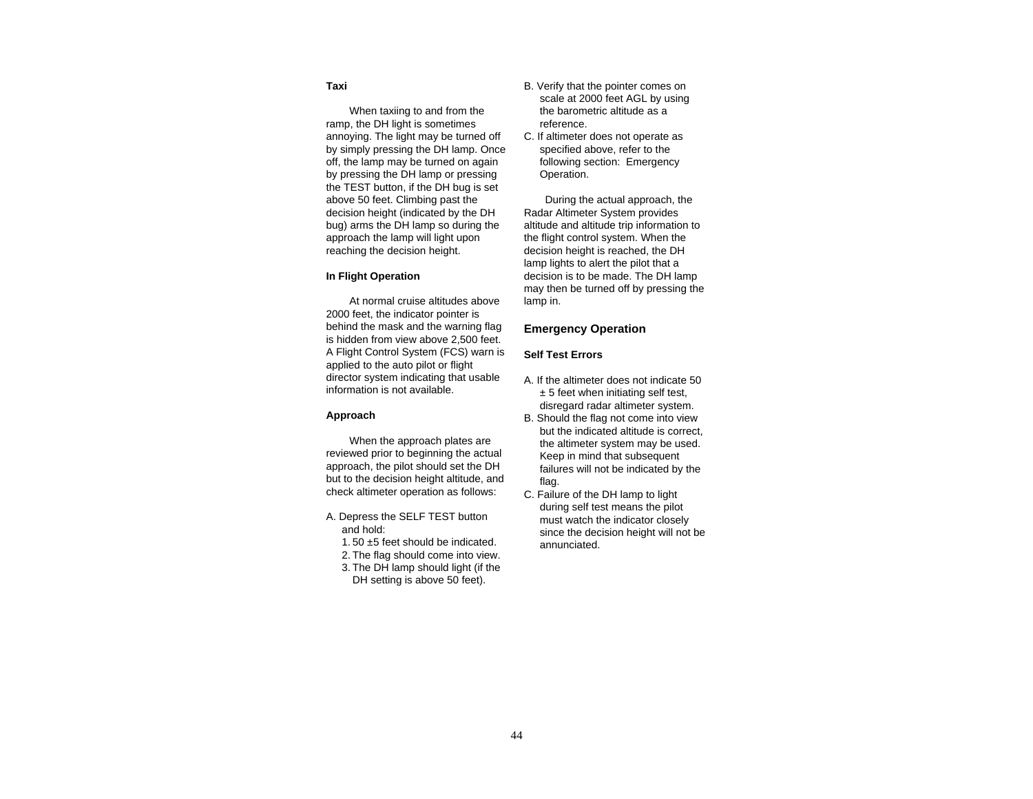**Taxi**

When taxiing to and from the ramp, the DH light is sometimes annoying. The light may be turned off by simply pressing the DH lamp. Once off, the lamp may be turned on again by pressing the DH lamp or pressing the TEST button, if the DH bug is set above 50 feet. Climbing past the decision height (indicated by the DH bug) arms the DH lamp so during the approach the lamp will light upon reaching the decision height.

**In Flight Operation**

At normal cruise altitudes above 2000 feet, the indicator pointer is behind the mask and the warning flag is hidden from view above 2,500 feet. A Flight Control System (FCS) warn is applied to the auto pilot or flight director system indicating that usable information is not available.

**Approach**

When the approach plates are reviewed prior to beginning the actual approach, the pilot should set the DH but to the decision height altitude, and check altimeter operation as follows:

A. Depress the SELF TEST button and hold:
   1. 50 ±5 feet should be indicated.
   2. The flag should come into view.
   3. The DH lamp should light (if the DH setting is above 50 feet).

B. Verify that the pointer comes on scale at 2000 feet AGL by using the barometric altitude as a reference.

C. If altimeter does not operate as specified above, refer to the following section: Emergency Operation.

During the actual approach, the Radar Altimeter System provides altitude and altitude trip information to the flight control system. When the decision height is reached, the DH lamp lights to alert the pilot that a decision is to be made. The DH lamp may then be turned off by pressing the lamp in.

## Emergency Operation

**Self Test Errors**

A. If the altimeter does not indicate 50 ± 5 feet when initiating self test, disregard radar altimeter system.

B. Should the flag not come into view but the indicated altitude is correct, the altimeter system may be used. Keep in mind that subsequent failures will not be indicated by the flag.

C. Failure of the DH lamp to light during self test means the pilot must watch the indicator closely since the decision height will not be annunciated.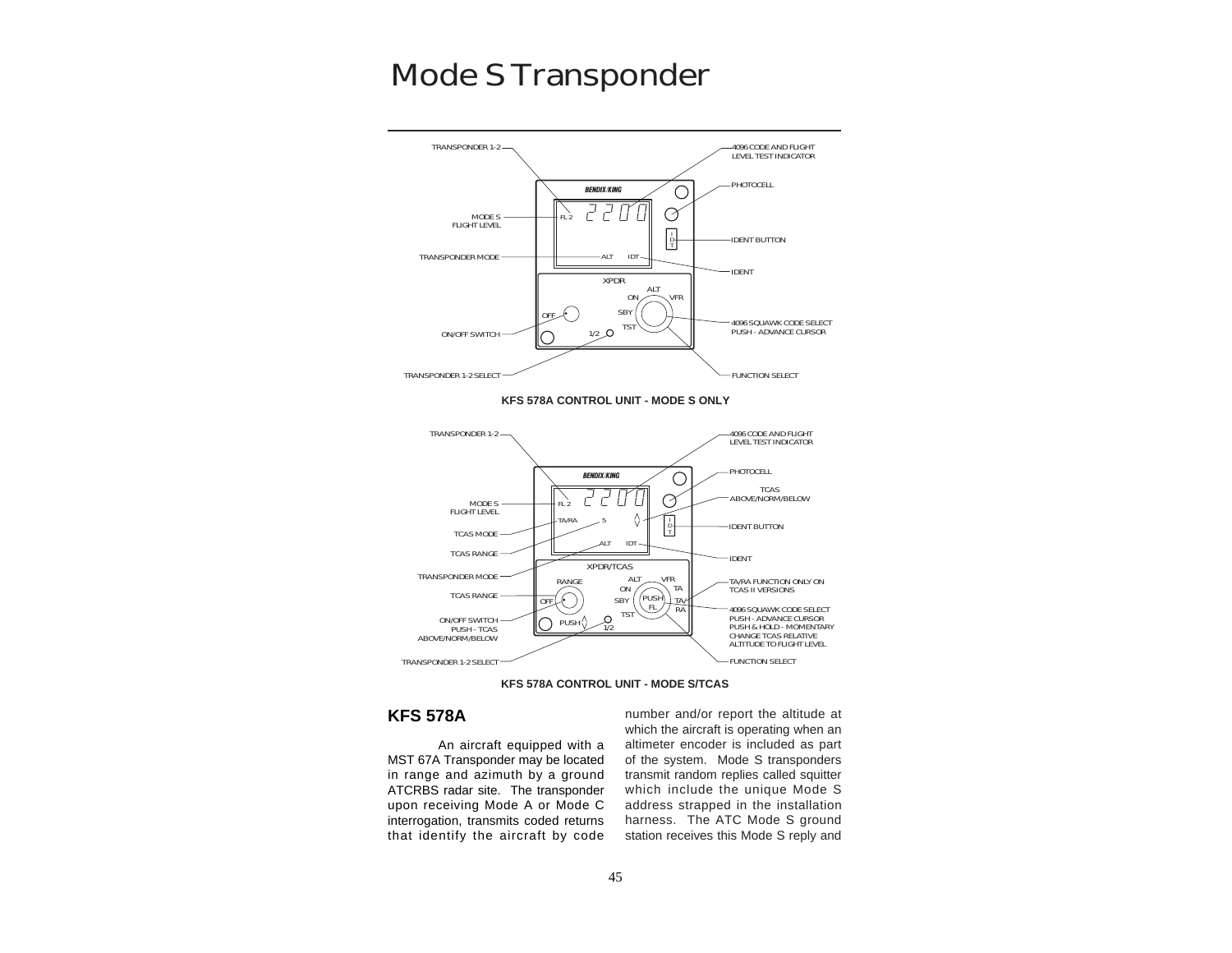# Mode S Transponder

TRANSPONDER 1-2

4096 CODE AND FLIGHT LEVEL TEST INDICATOR

PHOTOCELL

MODE S FLIGHT LEVEL

IDENT BUTTON

TRANSPONDER MODE

IDENT

ON/OFF SWITCH

4096 SQUAWK CODE SELECT PUSH - ADVANCE CURSOR

TRANSPONDER 1-2 SELECT

FUNCTION SELECT

**KFS 578A CONTROL UNIT - MODE S ONLY**

TRANSPONDER 1-2

4096 CODE AND FLIGHT LEVEL TEST INDICATOR

PHOTOCELL

TCAS ABOVE/NORM/BELOW

MODE S FLIGHT LEVEL

IDENT BUTTON

TCAS MODE

TCAS RANGE

IDENT

TRANSPONDER MODE

TA/RA FUNCTION ONLY ON TCAS II VERSIONS

TCAS RANGE

4096 SQUAWK CODE SELECT PUSH - ADVANCE CURSOR PUSH & HOLD - MOMENTARY CHANGE TCAS RELATIVE ALTITUDE TO FLIGHT LEVEL

ON/OFF SWITCH PUSH - TCAS ABOVE/NORM/BELOW

TRANSPONDER 1-2 SELECT

FUNCTION SELECT

**KFS 578A CONTROL UNIT - MODE S/TCAS**

## KFS 578A

An aircraft equipped with a MST 67A Transponder may be located in range and azimuth by a ground ATCRBS radar site. The transponder upon receiving Mode A or Mode C interrogation, transmits coded returns that identify the aircraft by code number and/or report the altitude at which the aircraft is operating when an altimeter encoder is included as part of the system. Mode S transponders transmit random replies called squitter which include the unique Mode S address strapped in the installation harness. The ATC Mode S ground station receives this Mode S reply and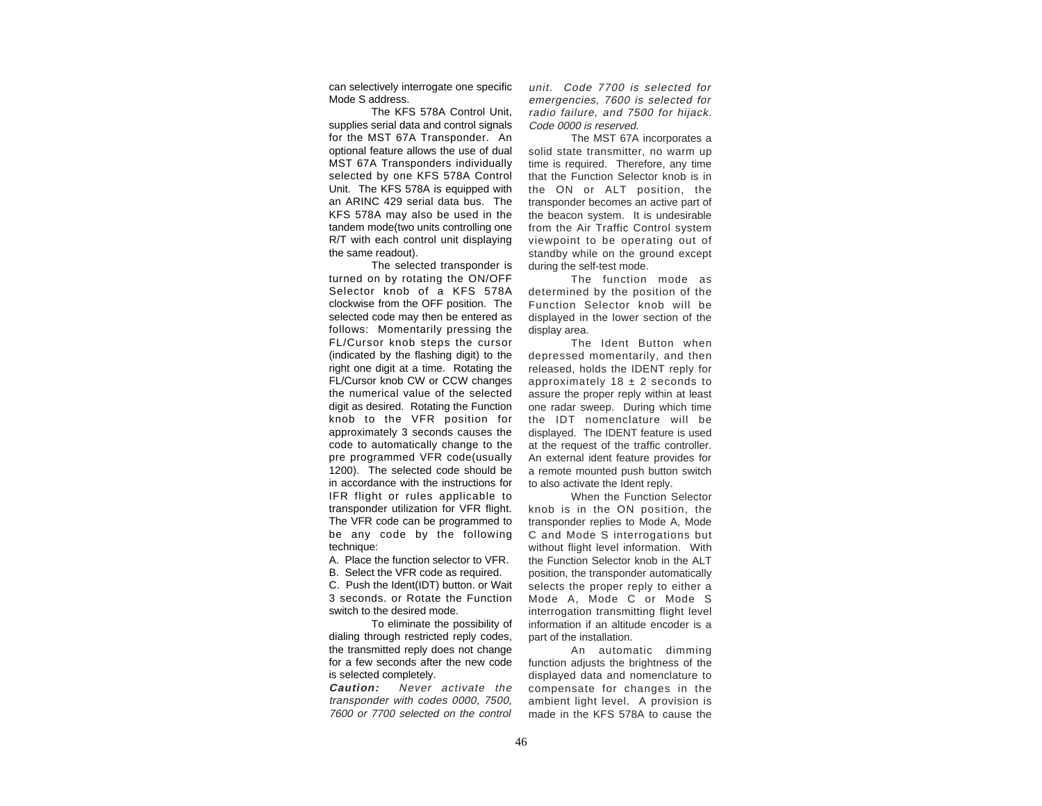can selectively interrogate one specific Mode S address.

The KFS 578A Control Unit, supplies serial data and control signals for the MST 67A Transponder. An optional feature allows the use of dual MST 67A Transponders individually selected by one KFS 578A Control Unit. The KFS 578A is equipped with an ARINC 429 serial data bus. The KFS 578A may also be used in the tandem mode(two units controlling one R/T with each control unit displaying the same readout).

The selected transponder is turned on by rotating the ON/OFF Selector knob of a KFS 578A clockwise from the OFF position. The selected code may then be entered as follows: Momentarily pressing the FL/Cursor knob steps the cursor (indicated by the flashing digit) to the right one digit at a time. Rotating the FL/Cursor knob CW or CCW changes the numerical value of the selected digit as desired. Rotating the Function knob to the VFR position for approximately 3 seconds causes the code to automatically change to the pre programmed VFR code(usually 1200). The selected code should be in accordance with the instructions for IFR flight or rules applicable to transponder utilization for VFR flight. The VFR code can be programmed to be any code by the following technique:

A. Place the function selector to VFR.
B. Select the VFR code as required.
C. Push the Ident(IDT) button. or Wait 3 seconds. or Rotate the Function switch to the desired mode.

To eliminate the possibility of dialing through restricted reply codes, the transmitted reply does not change for a few seconds after the new code is selected completely.

***Caution:*** *Never activate the transponder with codes 0000, 7500, 7600 or 7700 selected on the control unit. Code 7700 is selected for emergencies, 7600 is selected for radio failure, and 7500 for hijack. Code 0000 is reserved.*

The MST 67A incorporates a solid state transmitter, no warm up time is required. Therefore, any time that the Function Selector knob is in the ON or ALT position, the transponder becomes an active part of the beacon system. It is undesirable from the Air Traffic Control system viewpoint to be operating out of standby while on the ground except during the self-test mode.

The function mode as determined by the position of the Function Selector knob will be displayed in the lower section of the display area.

The Ident Button when depressed momentarily, and then released, holds the IDENT reply for approximately 18 ± 2 seconds to assure the proper reply within at least one radar sweep. During which time the IDT nomenclature will be displayed. The IDENT feature is used at the request of the traffic controller. An external ident feature provides for a remote mounted push button switch to also activate the Ident reply.

When the Function Selector knob is in the ON position, the transponder replies to Mode A, Mode C and Mode S interrogations but without flight level information. With the Function Selector knob in the ALT position, the transponder automatically selects the proper reply to either a Mode A, Mode C or Mode S interrogation transmitting flight level information if an altitude encoder is a part of the installation.

An automatic dimming function adjusts the brightness of the displayed data and nomenclature to compensate for changes in the ambient light level. A provision is made in the KFS 578A to cause the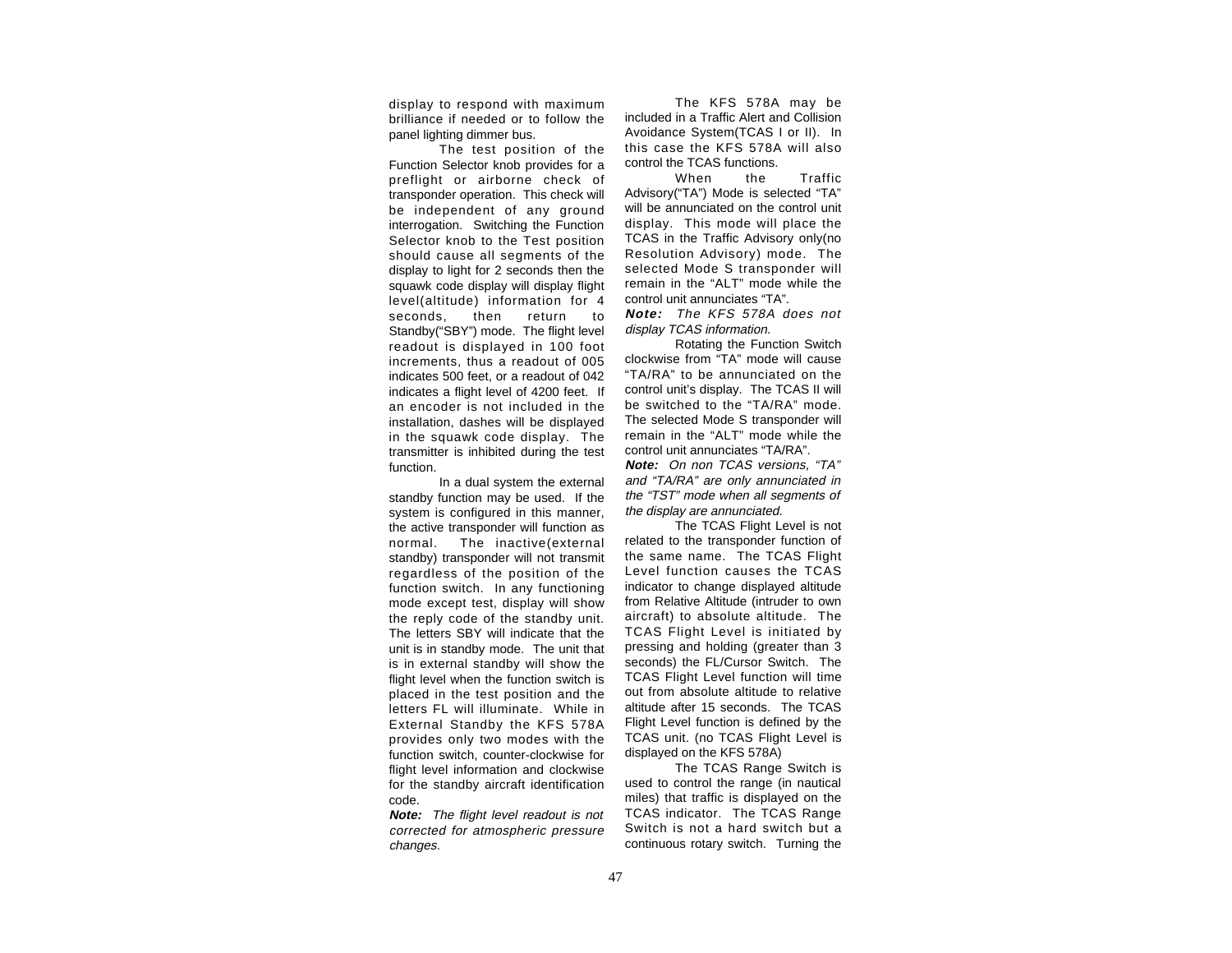display to respond with maximum brilliance if needed or to follow the panel lighting dimmer bus.

The test position of the Function Selector knob provides for a preflight or airborne check of transponder operation. This check will be independent of any ground interrogation. Switching the Function Selector knob to the Test position should cause all segments of the display to light for 2 seconds then the squawk code display will display flight level(altitude) information for 4 seconds, then return to Standby("SBY") mode. The flight level readout is displayed in 100 foot increments, thus a readout of 005 indicates 500 feet, or a readout of 042 indicates a flight level of 4200 feet. If an encoder is not included in the installation, dashes will be displayed in the squawk code display. The transmitter is inhibited during the test function.

In a dual system the external standby function may be used. If the system is configured in this manner, the active transponder will function as normal. The inactive(external standby) transponder will not transmit regardless of the position of the function switch. In any functioning mode except test, display will show the reply code of the standby unit. The letters SBY will indicate that the unit is in standby mode. The unit that is in external standby will show the flight level when the function switch is placed in the test position and the letters FL will illuminate. While in External Standby the KFS 578A provides only two modes with the function switch, counter-clockwise for flight level information and clockwise for the standby aircraft identification code.

***Note:*** *The flight level readout is not corrected for atmospheric pressure changes.*

The KFS 578A may be included in a Traffic Alert and Collision Avoidance System(TCAS I or II). In this case the KFS 578A will also control the TCAS functions.

When the Traffic Advisory("TA") Mode is selected "TA" will be annunciated on the control unit display. This mode will place the TCAS in the Traffic Advisory only(no Resolution Advisory) mode. The selected Mode S transponder will remain in the "ALT" mode while the control unit annunciates "TA".

***Note:*** *The KFS 578A does not display TCAS information.*

Rotating the Function Switch clockwise from "TA" mode will cause "TA/RA" to be annunciated on the control unit's display. The TCAS II will be switched to the "TA/RA" mode. The selected Mode S transponder will remain in the "ALT" mode while the control unit annunciates "TA/RA".

***Note:*** *On non TCAS versions, "TA" and "TA/RA" are only annunciated in the "TST" mode when all segments of the display are annunciated.*

The TCAS Flight Level is not related to the transponder function of the same name. The TCAS Flight Level function causes the TCAS indicator to change displayed altitude from Relative Altitude (intruder to own aircraft) to absolute altitude. The TCAS Flight Level is initiated by pressing and holding (greater than 3 seconds) the FL/Cursor Switch. The TCAS Flight Level function will time out from absolute altitude to relative altitude after 15 seconds. The TCAS Flight Level function is defined by the TCAS unit. (no TCAS Flight Level is displayed on the KFS 578A)

The TCAS Range Switch is used to control the range (in nautical miles) that traffic is displayed on the TCAS indicator. The TCAS Range Switch is not a hard switch but a continuous rotary switch. Turning the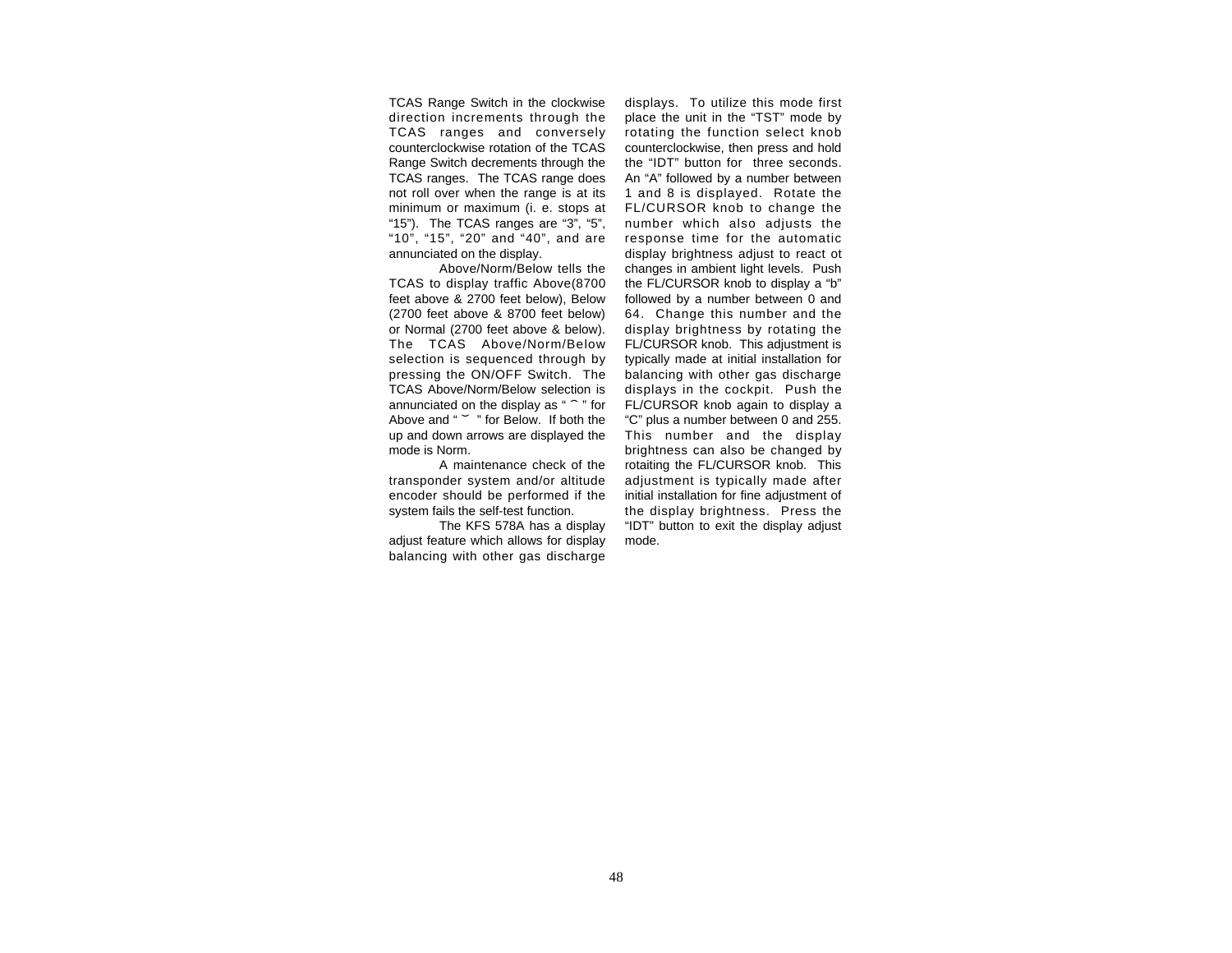TCAS Range Switch in the clockwise direction increments through the TCAS ranges and conversely counterclockwise rotation of the TCAS Range Switch decrements through the TCAS ranges. The TCAS range does not roll over when the range is at its minimum or maximum (i. e. stops at "15"). The TCAS ranges are "3", "5", "10", "15", "20" and "40", and are annunciated on the display.

Above/Norm/Below tells the TCAS to display traffic Above(8700 feet above & 2700 feet below), Below (2700 feet above & 8700 feet below) or Normal (2700 feet above & below). The TCAS Above/Norm/Below selection is sequenced through by pressing the ON/OFF Switch. The TCAS Above/Norm/Below selection is annunciated on the display as " ⌢ " for Above and " ⌣ " for Below. If both the up and down arrows are displayed the mode is Norm.

A maintenance check of the transponder system and/or altitude encoder should be performed if the system fails the self-test function.

The KFS 578A has a display adjust feature which allows for display balancing with other gas discharge displays. To utilize this mode first place the unit in the "TST" mode by rotating the function select knob counterclockwise, then press and hold the "IDT" button for three seconds. An "A" followed by a number between 1 and 8 is displayed. Rotate the FL/CURSOR knob to change the number which also adjusts the response time for the automatic display brightness adjust to react ot changes in ambient light levels. Push the FL/CURSOR knob to display a "b" followed by a number between 0 and 64. Change this number and the display brightness by rotating the FL/CURSOR knob. This adjustment is typically made at initial installation for balancing with other gas discharge displays in the cockpit. Push the FL/CURSOR knob again to display a "C" plus a number between 0 and 255. This number and the display brightness can also be changed by rotaiting the FL/CURSOR knob. This adjustment is typically made after initial installation for fine adjustment of the display brightness. Press the "IDT" button to exit the display adjust mode.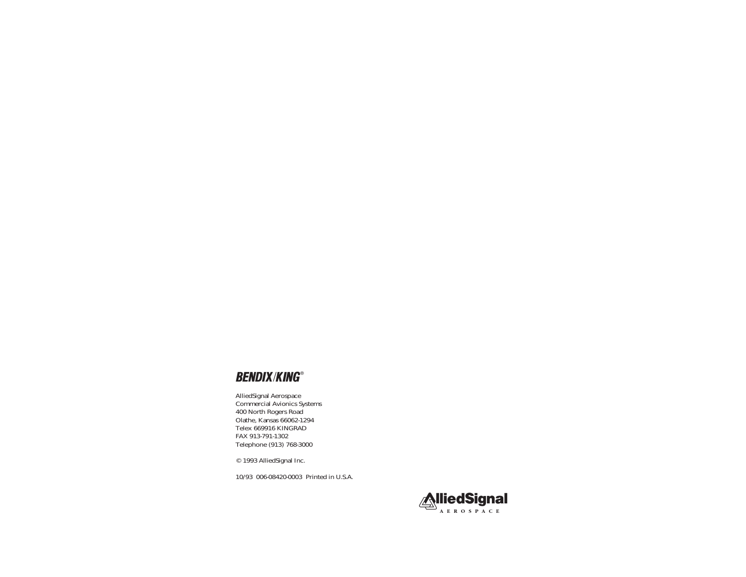**BENDIX/KING®**

AlliedSignal Aerospace
Commercial Avionics Systems
400 North Rogers Road
Olathe, Kansas 66062-1294
Telex 669916 KINGRAD
FAX 913-791-1302
Telephone (913) 768-3000

© 1993 AlliedSignal Inc.

10/93 006-08420-0003 Printed in U.S.A.

**AlliedSignal**
AEROSPACE